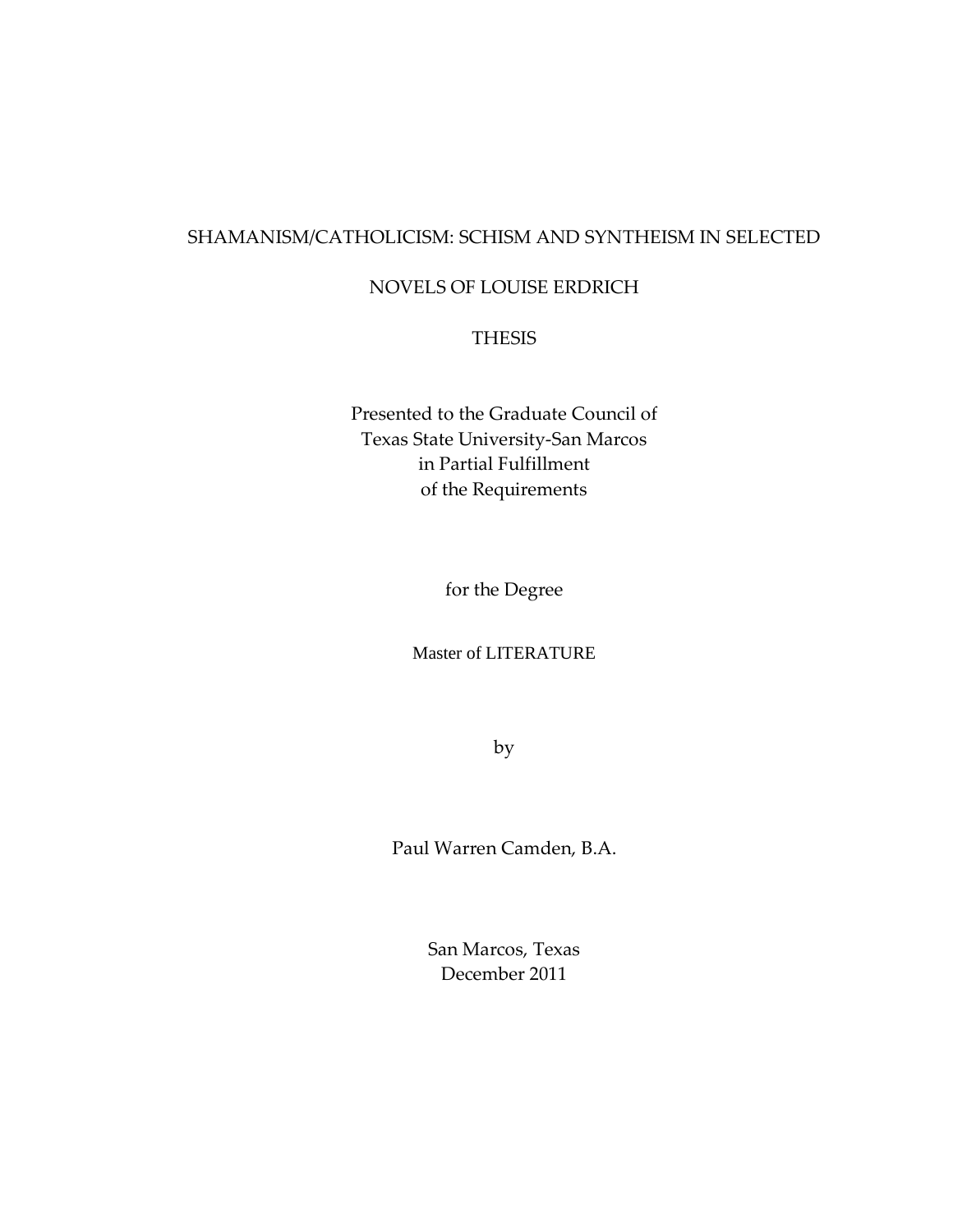# SHAMANISM/CATHOLICISM: SCHISM AND SYNTHEISM IN SELECTED NOVELS OF LOUISE ERDRICH

THESIS

Presented to the Graduate Council of
Texas State University-San Marcos
in Partial Fulfillment
of the Requirements

for the Degree

Master of LITERATURE

by

Paul Warren Camden, B.A.

San Marcos, Texas
December 2011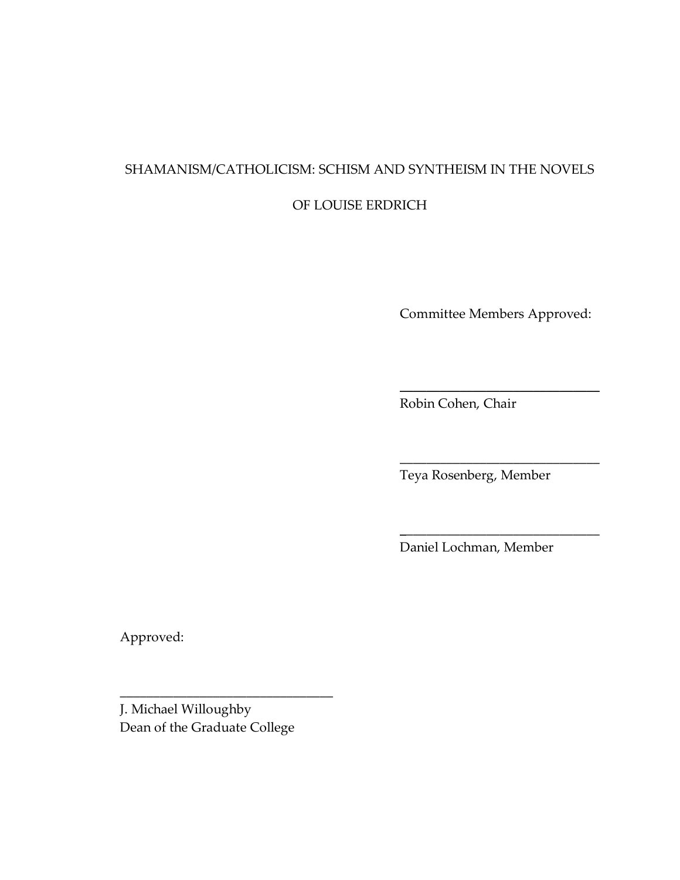SHAMANISM/CATHOLICISM: SCHISM AND SYNTHEISM IN THE NOVELS

OF LOUISE ERDRICH

Committee Members Approved:

\_\_\_\_\_\_\_\_\_\_\_\_\_\_\_\_\_\_\_\_\_\_\_\_\_\_\_\_\_\_\_\_

Robin Cohen, Chair

\_\_\_\_\_\_\_\_\_\_\_\_\_\_\_\_\_\_\_\_\_\_\_\_\_\_\_\_\_\_\_\_

Teya Rosenberg, Member

\_\_\_\_\_\_\_\_\_\_\_\_\_\_\_\_\_\_\_\_\_\_\_\_\_\_\_\_\_\_\_\_

Daniel Lochman, Member

Approved:

\_\_\_\_\_\_\_\_\_\_\_\_\_\_\_\_\_\_\_\_\_\_\_\_\_\_\_\_\_\_\_\_

J. Michael Willoughby
Dean of the Graduate College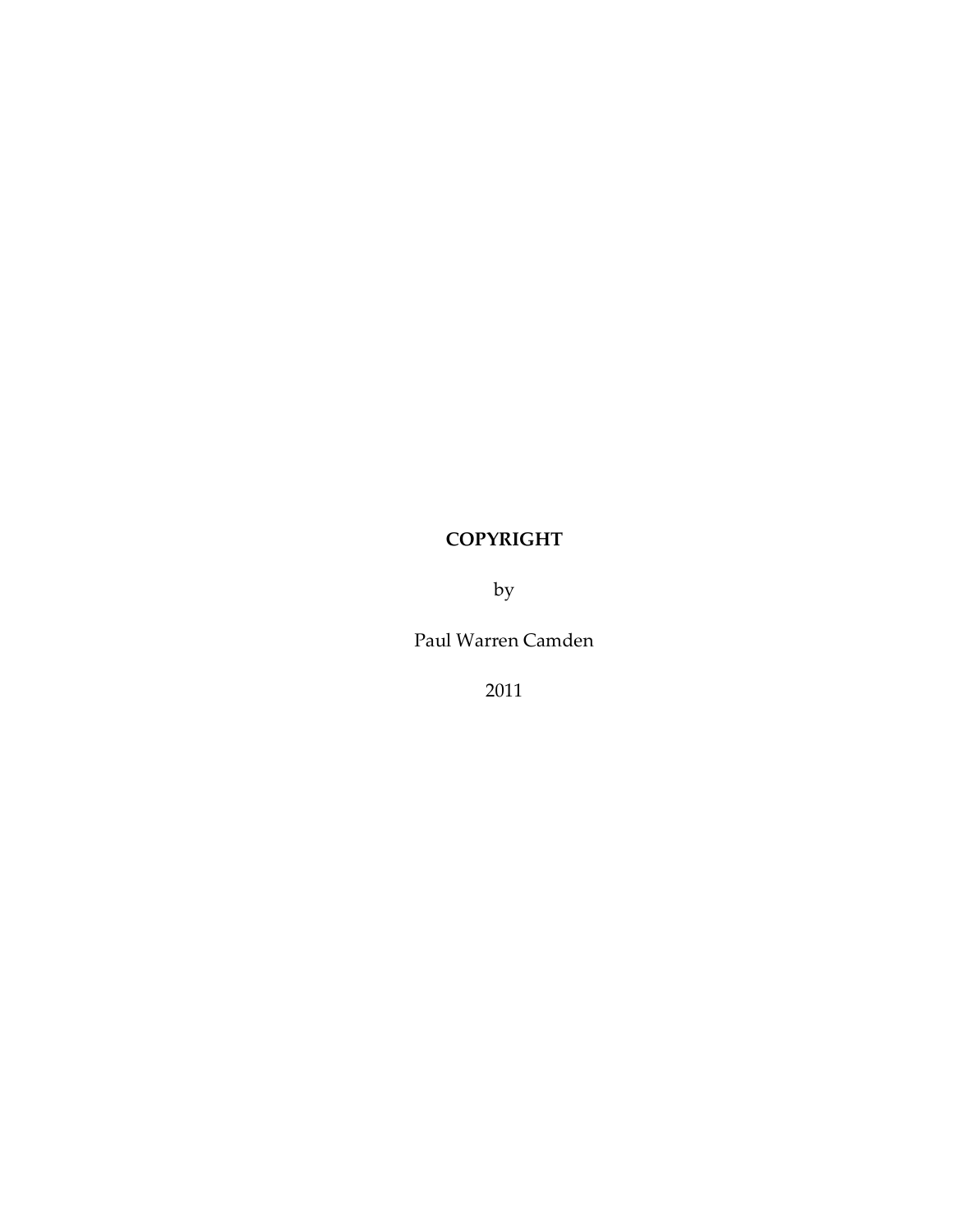**COPYRIGHT**

by

Paul Warren Camden

2011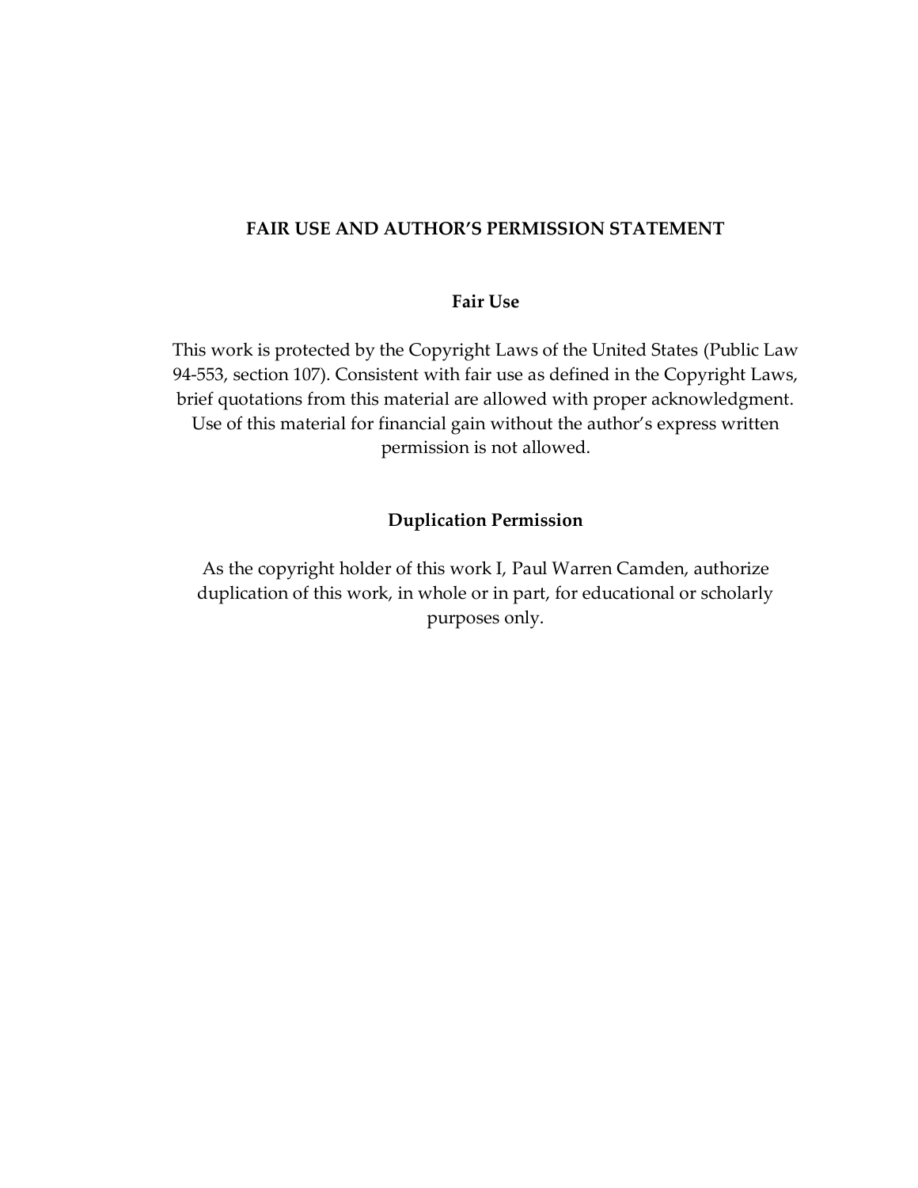## FAIR USE AND AUTHOR'S PERMISSION STATEMENT

### Fair Use

This work is protected by the Copyright Laws of the United States (Public Law 94-553, section 107). Consistent with fair use as defined in the Copyright Laws, brief quotations from this material are allowed with proper acknowledgment. Use of this material for financial gain without the author's express written permission is not allowed.

### Duplication Permission

As the copyright holder of this work I, Paul Warren Camden, authorize duplication of this work, in whole or in part, for educational or scholarly purposes only.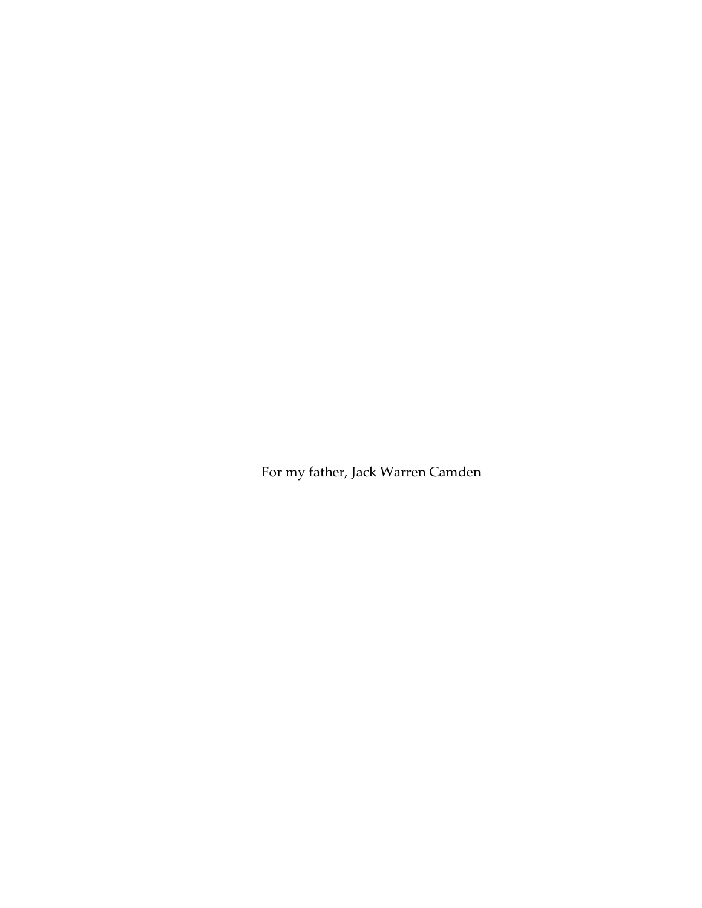For my father, Jack Warren Camden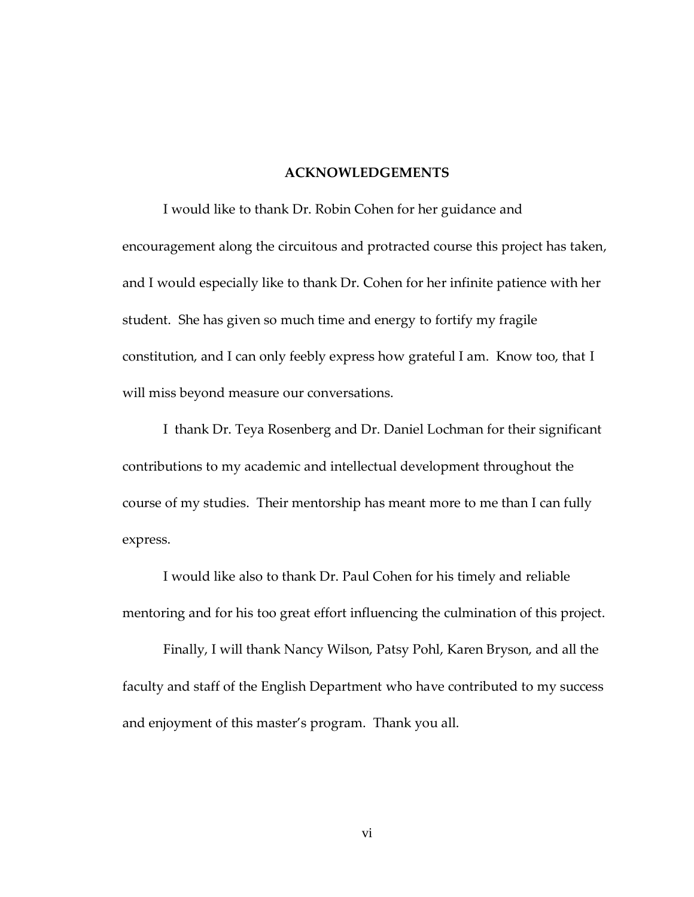## ACKNOWLEDGEMENTS

I would like to thank Dr. Robin Cohen for her guidance and encouragement along the circuitous and protracted course this project has taken, and I would especially like to thank Dr. Cohen for her infinite patience with her student. She has given so much time and energy to fortify my fragile constitution, and I can only feebly express how grateful I am. Know too, that I will miss beyond measure our conversations.

I thank Dr. Teya Rosenberg and Dr. Daniel Lochman for their significant contributions to my academic and intellectual development throughout the course of my studies. Their mentorship has meant more to me than I can fully express.

I would like also to thank Dr. Paul Cohen for his timely and reliable mentoring and for his too great effort influencing the culmination of this project.

Finally, I will thank Nancy Wilson, Patsy Pohl, Karen Bryson, and all the faculty and staff of the English Department who have contributed to my success and enjoyment of this master's program. Thank you all.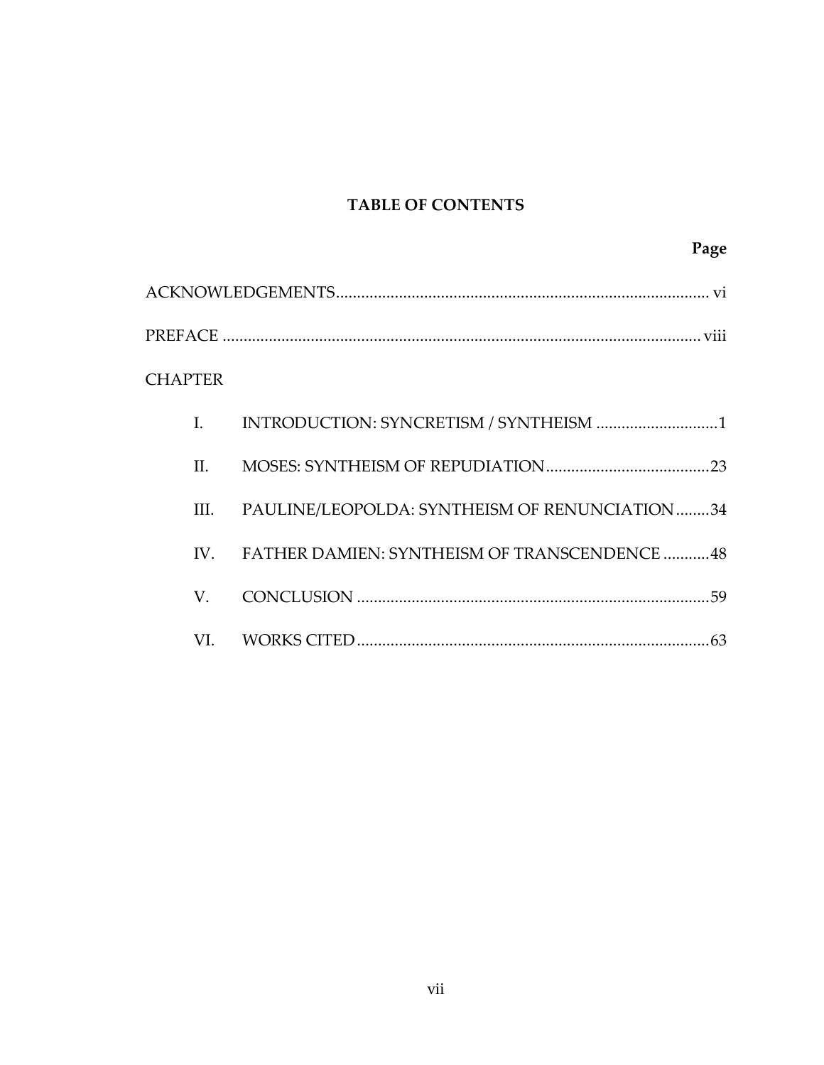# TABLE OF CONTENTS

| | Page |
|---|---|
| ACKNOWLEDGEMENTS | vi |
| PREFACE | viii |
| CHAPTER | |
| I. INTRODUCTION: SYNCRETISM / SYNTHEISM | 1 |
| II. MOSES: SYNTHEISM OF REPUDIATION | 23 |
| III. PAULINE/LEOPOLDA: SYNTHEISM OF RENUNCIATION | 34 |
| IV. FATHER DAMIEN: SYNTHEISM OF TRANSCENDENCE | 48 |
| V. CONCLUSION | 59 |
| VI. WORKS CITED | 63 |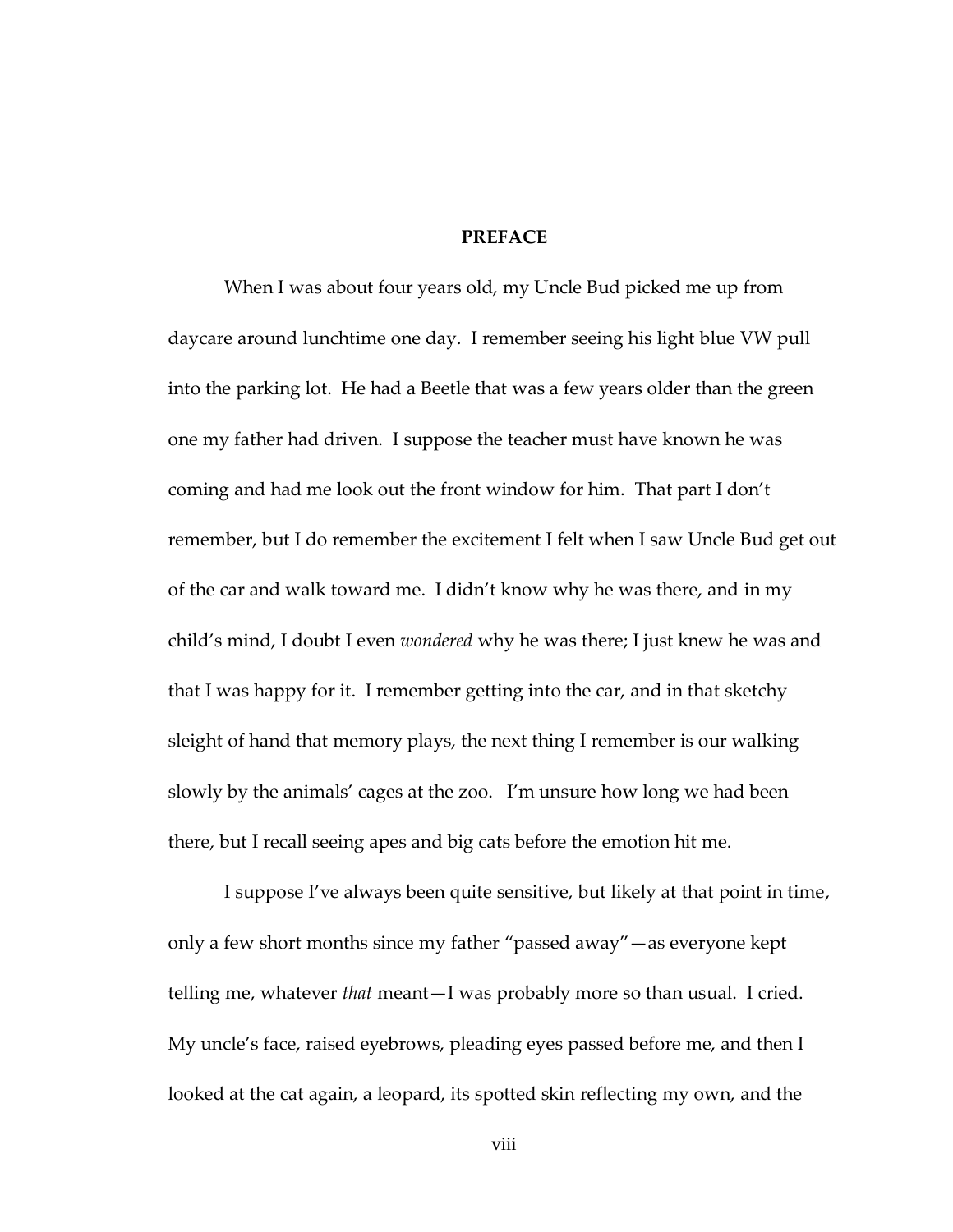# PREFACE

When I was about four years old, my Uncle Bud picked me up from daycare around lunchtime one day. I remember seeing his light blue VW pull into the parking lot. He had a Beetle that was a few years older than the green one my father had driven. I suppose the teacher must have known he was coming and had me look out the front window for him. That part I don't remember, but I do remember the excitement I felt when I saw Uncle Bud get out of the car and walk toward me. I didn't know why he was there, and in my child's mind, I doubt I even *wondered* why he was there; I just knew he was and that I was happy for it. I remember getting into the car, and in that sketchy sleight of hand that memory plays, the next thing I remember is our walking slowly by the animals' cages at the zoo. I'm unsure how long we had been there, but I recall seeing apes and big cats before the emotion hit me.

I suppose I've always been quite sensitive, but likely at that point in time, only a few short months since my father "passed away"—as everyone kept telling me, whatever *that* meant—I was probably more so than usual. I cried. My uncle's face, raised eyebrows, pleading eyes passed before me, and then I looked at the cat again, a leopard, its spotted skin reflecting my own, and the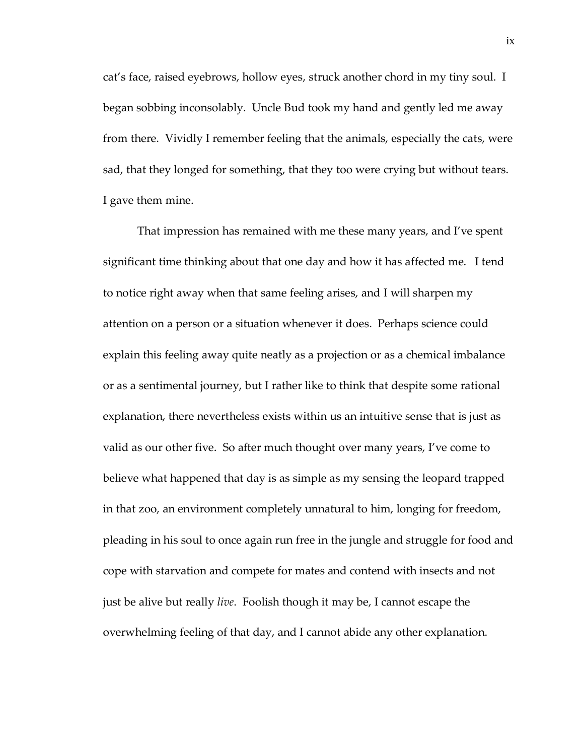cat's face, raised eyebrows, hollow eyes, struck another chord in my tiny soul. I began sobbing inconsolably. Uncle Bud took my hand and gently led me away from there. Vividly I remember feeling that the animals, especially the cats, were sad, that they longed for something, that they too were crying but without tears. I gave them mine.

That impression has remained with me these many years, and I've spent significant time thinking about that one day and how it has affected me. I tend to notice right away when that same feeling arises, and I will sharpen my attention on a person or a situation whenever it does. Perhaps science could explain this feeling away quite neatly as a projection or as a chemical imbalance or as a sentimental journey, but I rather like to think that despite some rational explanation, there nevertheless exists within us an intuitive sense that is just as valid as our other five. So after much thought over many years, I've come to believe what happened that day is as simple as my sensing the leopard trapped in that zoo, an environment completely unnatural to him, longing for freedom, pleading in his soul to once again run free in the jungle and struggle for food and cope with starvation and compete for mates and contend with insects and not just be alive but really *live*. Foolish though it may be, I cannot escape the overwhelming feeling of that day, and I cannot abide any other explanation.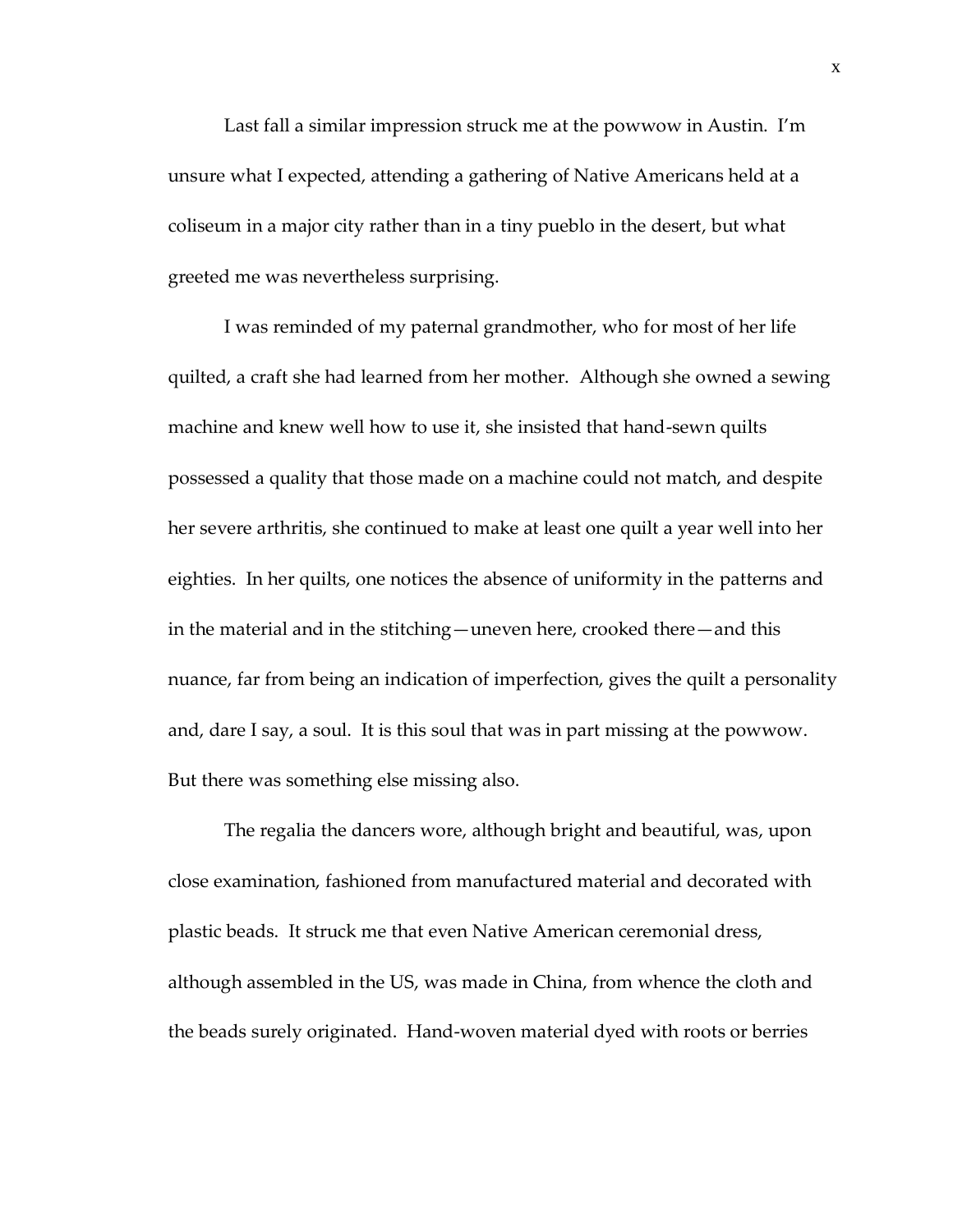Last fall a similar impression struck me at the powwow in Austin. I'm unsure what I expected, attending a gathering of Native Americans held at a coliseum in a major city rather than in a tiny pueblo in the desert, but what greeted me was nevertheless surprising.

I was reminded of my paternal grandmother, who for most of her life quilted, a craft she had learned from her mother. Although she owned a sewing machine and knew well how to use it, she insisted that hand-sewn quilts possessed a quality that those made on a machine could not match, and despite her severe arthritis, she continued to make at least one quilt a year well into her eighties. In her quilts, one notices the absence of uniformity in the patterns and in the material and in the stitching—uneven here, crooked there—and this nuance, far from being an indication of imperfection, gives the quilt a personality and, dare I say, a soul. It is this soul that was in part missing at the powwow. But there was something else missing also.

The regalia the dancers wore, although bright and beautiful, was, upon close examination, fashioned from manufactured material and decorated with plastic beads. It struck me that even Native American ceremonial dress, although assembled in the US, was made in China, from whence the cloth and the beads surely originated. Hand-woven material dyed with roots or berries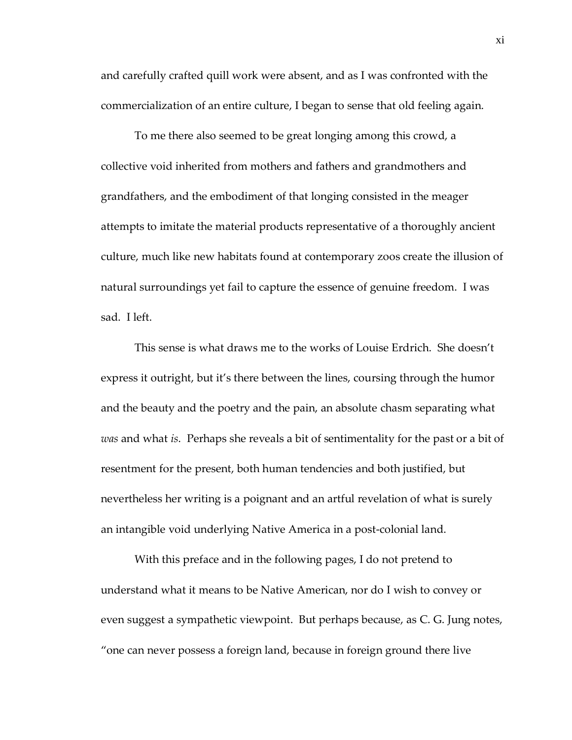and carefully crafted quill work were absent, and as I was confronted with the commercialization of an entire culture, I began to sense that old feeling again.

To me there also seemed to be great longing among this crowd, a collective void inherited from mothers and fathers and grandmothers and grandfathers, and the embodiment of that longing consisted in the meager attempts to imitate the material products representative of a thoroughly ancient culture, much like new habitats found at contemporary zoos create the illusion of natural surroundings yet fail to capture the essence of genuine freedom. I was sad. I left.

This sense is what draws me to the works of Louise Erdrich. She doesn't express it outright, but it's there between the lines, coursing through the humor and the beauty and the poetry and the pain, an absolute chasm separating what *was* and what *is*. Perhaps she reveals a bit of sentimentality for the past or a bit of resentment for the present, both human tendencies and both justified, but nevertheless her writing is a poignant and an artful revelation of what is surely an intangible void underlying Native America in a post-colonial land.

With this preface and in the following pages, I do not pretend to understand what it means to be Native American, nor do I wish to convey or even suggest a sympathetic viewpoint. But perhaps because, as C. G. Jung notes, "one can never possess a foreign land, because in foreign ground there live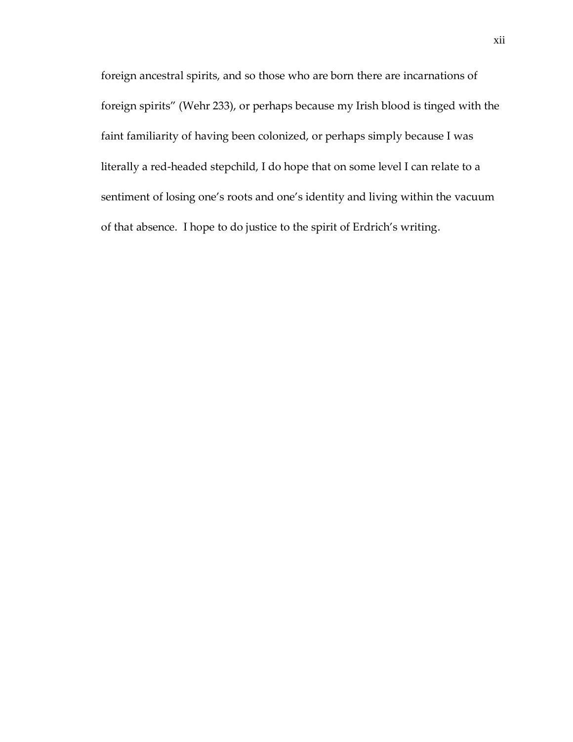foreign ancestral spirits, and so those who are born there are incarnations of foreign spirits" (Wehr 233), or perhaps because my Irish blood is tinged with the faint familiarity of having been colonized, or perhaps simply because I was literally a red-headed stepchild, I do hope that on some level I can relate to a sentiment of losing one's roots and one's identity and living within the vacuum of that absence. I hope to do justice to the spirit of Erdrich's writing.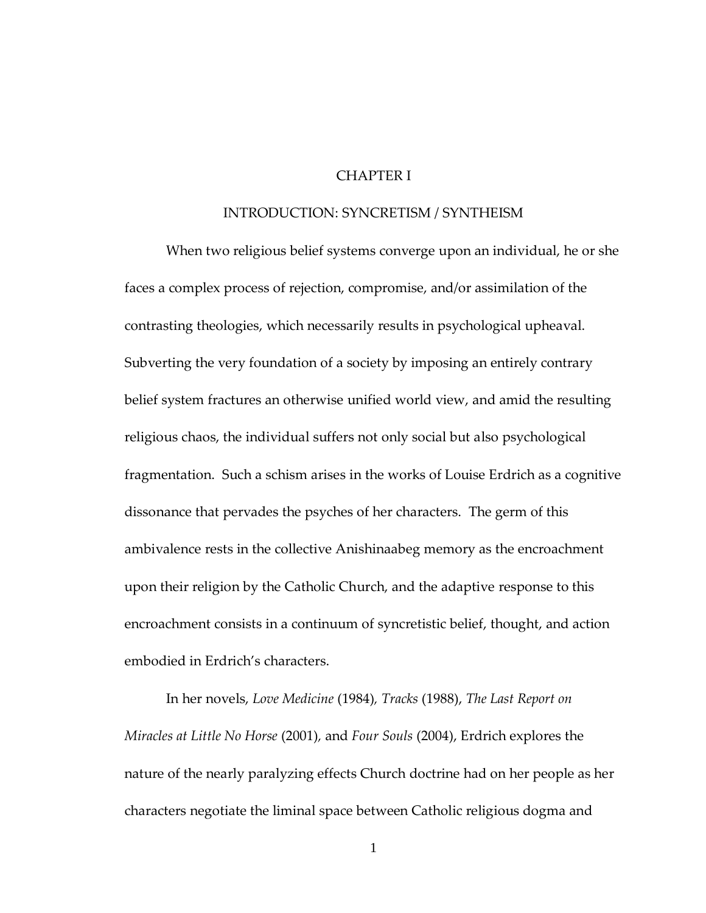# CHAPTER I

## INTRODUCTION: SYNCRETISM / SYNTHEISM

When two religious belief systems converge upon an individual, he or she faces a complex process of rejection, compromise, and/or assimilation of the contrasting theologies, which necessarily results in psychological upheaval. Subverting the very foundation of a society by imposing an entirely contrary belief system fractures an otherwise unified world view, and amid the resulting religious chaos, the individual suffers not only social but also psychological fragmentation. Such a schism arises in the works of Louise Erdrich as a cognitive dissonance that pervades the psyches of her characters. The germ of this ambivalence rests in the collective Anishinaabeg memory as the encroachment upon their religion by the Catholic Church, and the adaptive response to this encroachment consists in a continuum of syncretistic belief, thought, and action embodied in Erdrich's characters.

In her novels, *Love Medicine* (1984), *Tracks* (1988), *The Last Report on Miracles at Little No Horse* (2001), and *Four Souls* (2004), Erdrich explores the nature of the nearly paralyzing effects Church doctrine had on her people as her characters negotiate the liminal space between Catholic religious dogma and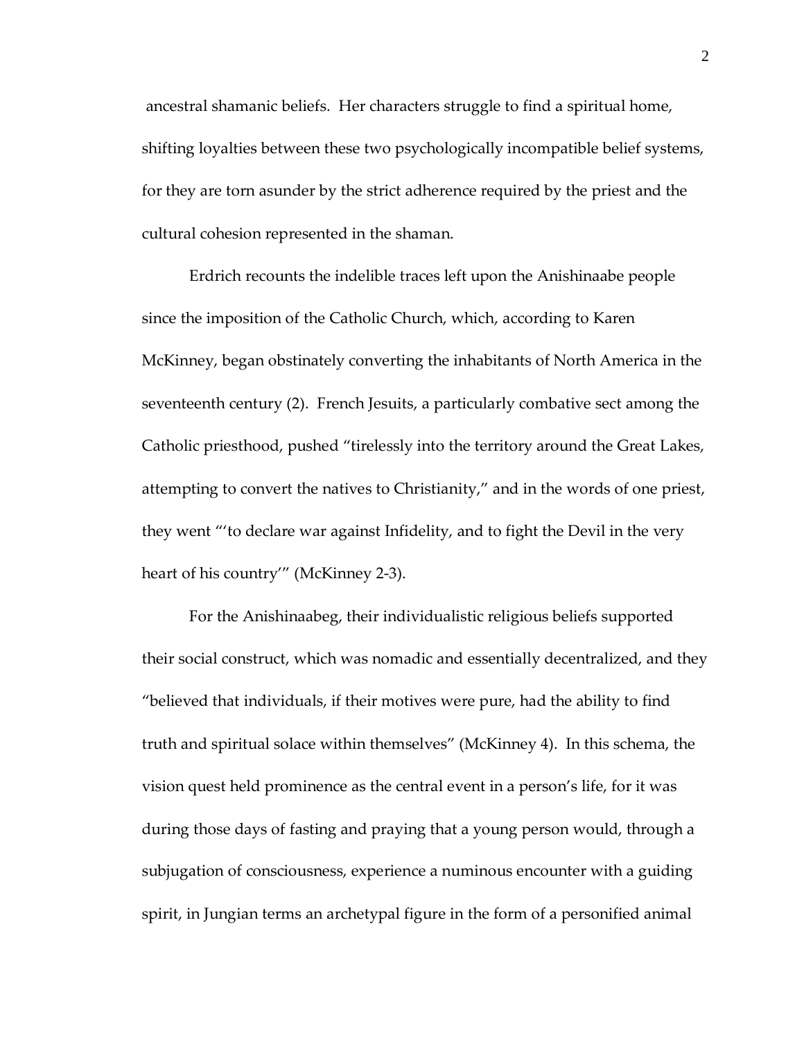ancestral shamanic beliefs. Her characters struggle to find a spiritual home, shifting loyalties between these two psychologically incompatible belief systems, for they are torn asunder by the strict adherence required by the priest and the cultural cohesion represented in the shaman.

Erdrich recounts the indelible traces left upon the Anishinaabe people since the imposition of the Catholic Church, which, according to Karen McKinney, began obstinately converting the inhabitants of North America in the seventeenth century (2). French Jesuits, a particularly combative sect among the Catholic priesthood, pushed "tirelessly into the territory around the Great Lakes, attempting to convert the natives to Christianity," and in the words of one priest, they went "'to declare war against Infidelity, and to fight the Devil in the very heart of his country'" (McKinney 2-3).

For the Anishinaabeg, their individualistic religious beliefs supported their social construct, which was nomadic and essentially decentralized, and they "believed that individuals, if their motives were pure, had the ability to find truth and spiritual solace within themselves" (McKinney 4). In this schema, the vision quest held prominence as the central event in a person's life, for it was during those days of fasting and praying that a young person would, through a subjugation of consciousness, experience a numinous encounter with a guiding spirit, in Jungian terms an archetypal figure in the form of a personified animal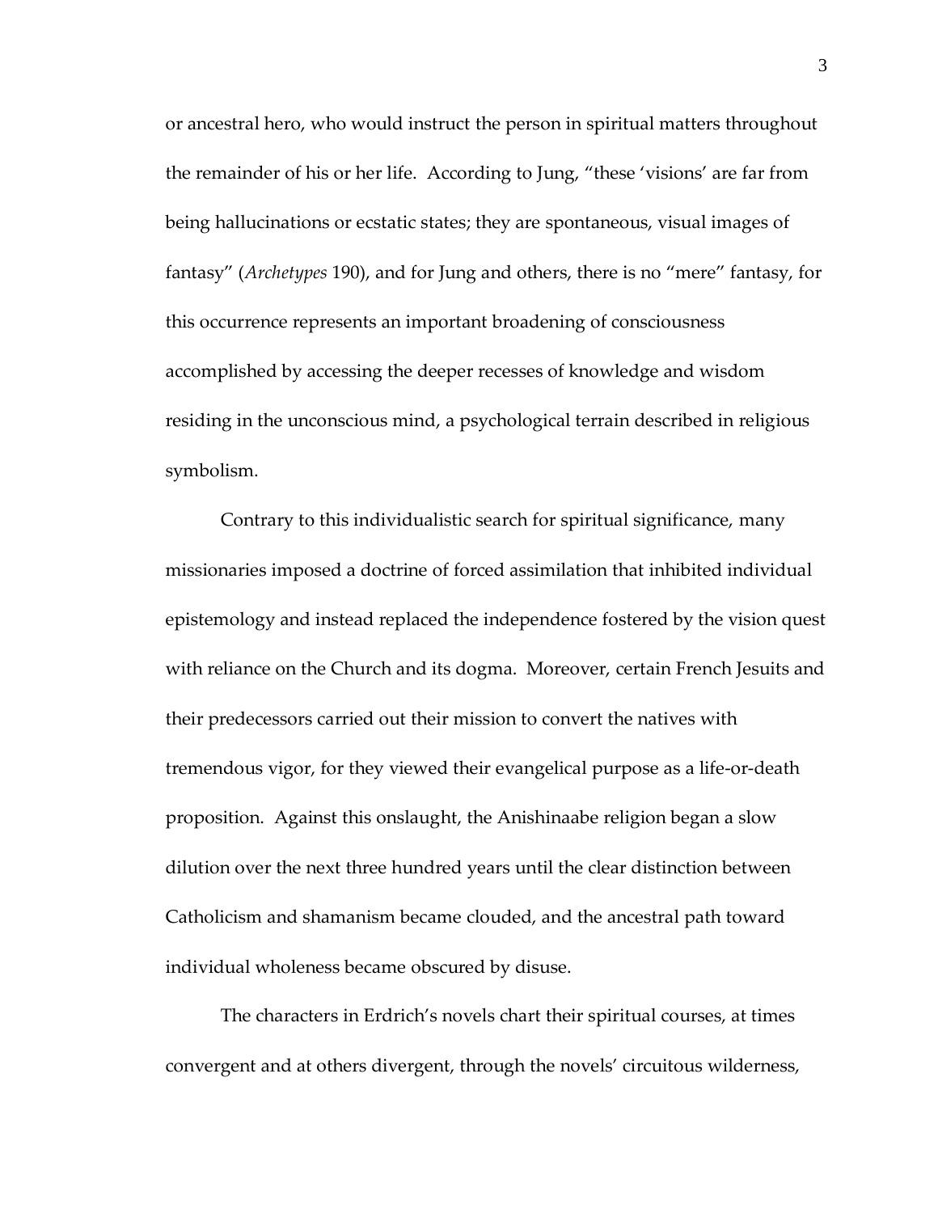or ancestral hero, who would instruct the person in spiritual matters throughout the remainder of his or her life. According to Jung, "these 'visions' are far from being hallucinations or ecstatic states; they are spontaneous, visual images of fantasy" (*Archetypes* 190), and for Jung and others, there is no "mere" fantasy, for this occurrence represents an important broadening of consciousness accomplished by accessing the deeper recesses of knowledge and wisdom residing in the unconscious mind, a psychological terrain described in religious symbolism.

Contrary to this individualistic search for spiritual significance, many missionaries imposed a doctrine of forced assimilation that inhibited individual epistemology and instead replaced the independence fostered by the vision quest with reliance on the Church and its dogma. Moreover, certain French Jesuits and their predecessors carried out their mission to convert the natives with tremendous vigor, for they viewed their evangelical purpose as a life-or-death proposition. Against this onslaught, the Anishinaabe religion began a slow dilution over the next three hundred years until the clear distinction between Catholicism and shamanism became clouded, and the ancestral path toward individual wholeness became obscured by disuse.

The characters in Erdrich's novels chart their spiritual courses, at times convergent and at others divergent, through the novels' circuitous wilderness,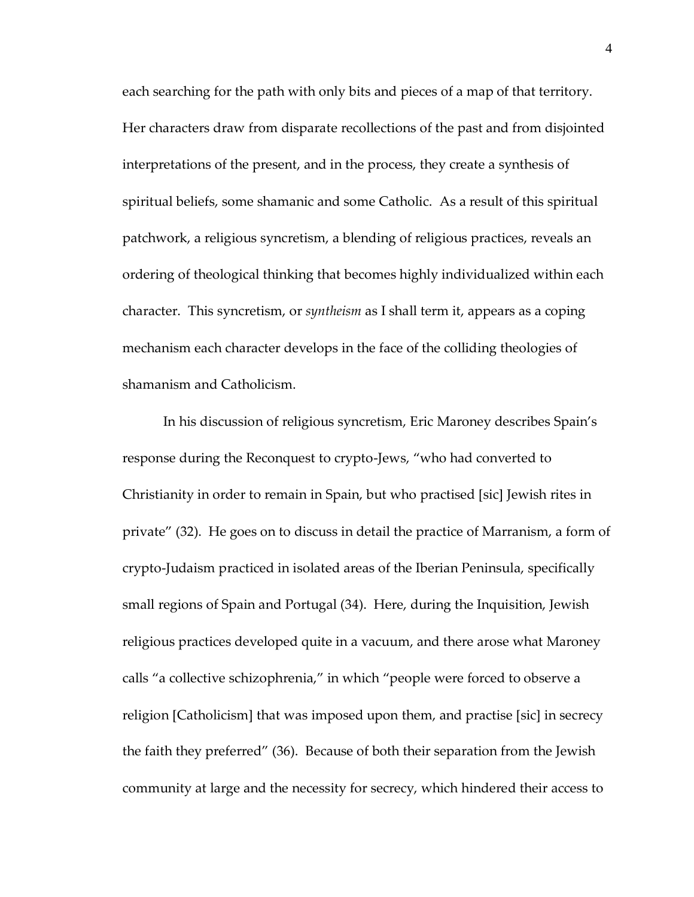each searching for the path with only bits and pieces of a map of that territory. Her characters draw from disparate recollections of the past and from disjointed interpretations of the present, and in the process, they create a synthesis of spiritual beliefs, some shamanic and some Catholic. As a result of this spiritual patchwork, a religious syncretism, a blending of religious practices, reveals an ordering of theological thinking that becomes highly individualized within each character. This syncretism, or *syntheism* as I shall term it, appears as a coping mechanism each character develops in the face of the colliding theologies of shamanism and Catholicism.

In his discussion of religious syncretism, Eric Maroney describes Spain's response during the Reconquest to crypto-Jews, "who had converted to Christianity in order to remain in Spain, but who practised [sic] Jewish rites in private" (32). He goes on to discuss in detail the practice of Marranism, a form of crypto-Judaism practiced in isolated areas of the Iberian Peninsula, specifically small regions of Spain and Portugal (34). Here, during the Inquisition, Jewish religious practices developed quite in a vacuum, and there arose what Maroney calls "a collective schizophrenia," in which "people were forced to observe a religion [Catholicism] that was imposed upon them, and practise [sic] in secrecy the faith they preferred" (36). Because of both their separation from the Jewish community at large and the necessity for secrecy, which hindered their access to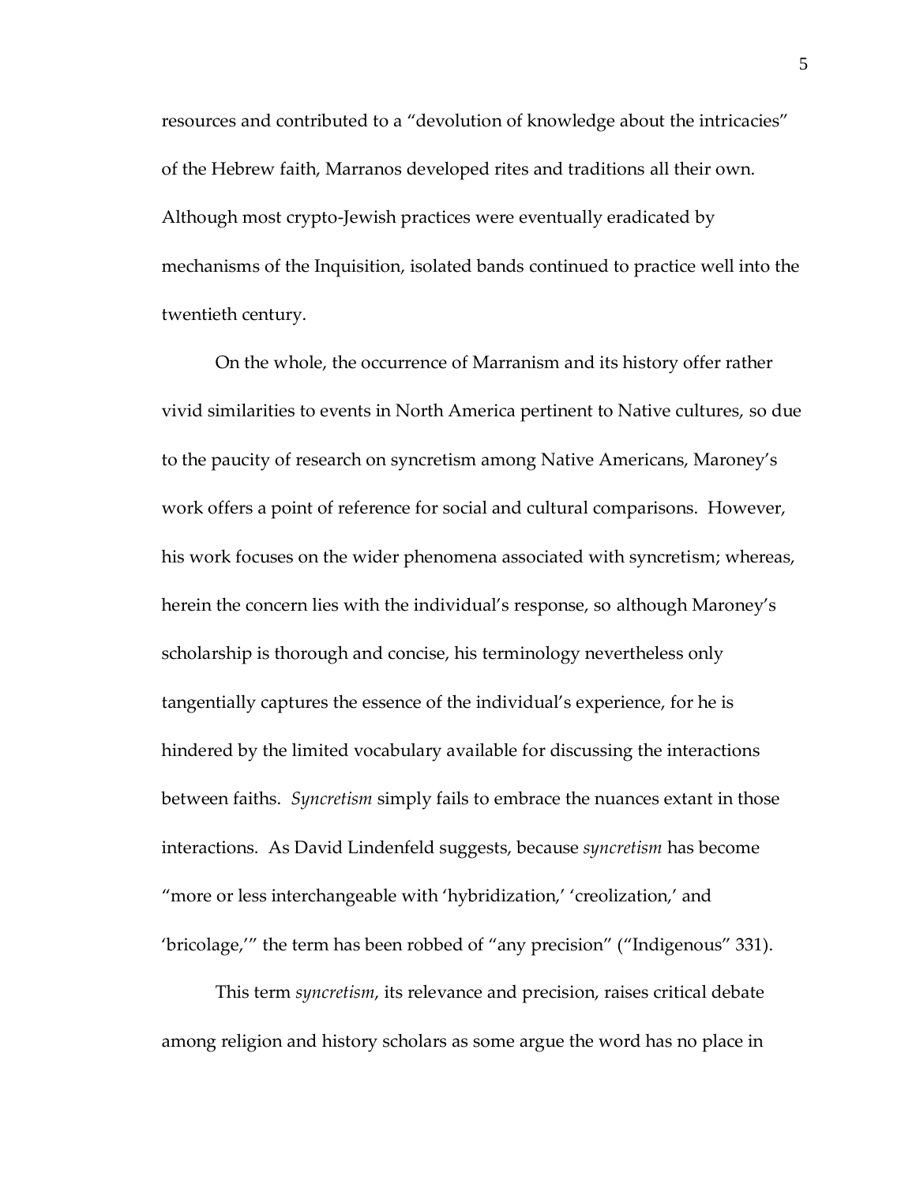resources and contributed to a "devolution of knowledge about the intricacies" of the Hebrew faith, Marranos developed rites and traditions all their own. Although most crypto-Jewish practices were eventually eradicated by mechanisms of the Inquisition, isolated bands continued to practice well into the twentieth century.

On the whole, the occurrence of Marranism and its history offer rather vivid similarities to events in North America pertinent to Native cultures, so due to the paucity of research on syncretism among Native Americans, Maroney's work offers a point of reference for social and cultural comparisons. However, his work focuses on the wider phenomena associated with syncretism; whereas, herein the concern lies with the individual's response, so although Maroney's scholarship is thorough and concise, his terminology nevertheless only tangentially captures the essence of the individual's experience, for he is hindered by the limited vocabulary available for discussing the interactions between faiths. *Syncretism* simply fails to embrace the nuances extant in those interactions. As David Lindenfeld suggests, because *syncretism* has become "more or less interchangeable with 'hybridization,' 'creolization,' and 'bricolage,'" the term has been robbed of "any precision" ("Indigenous" 331).

This term *syncretism*, its relevance and precision, raises critical debate among religion and history scholars as some argue the word has no place in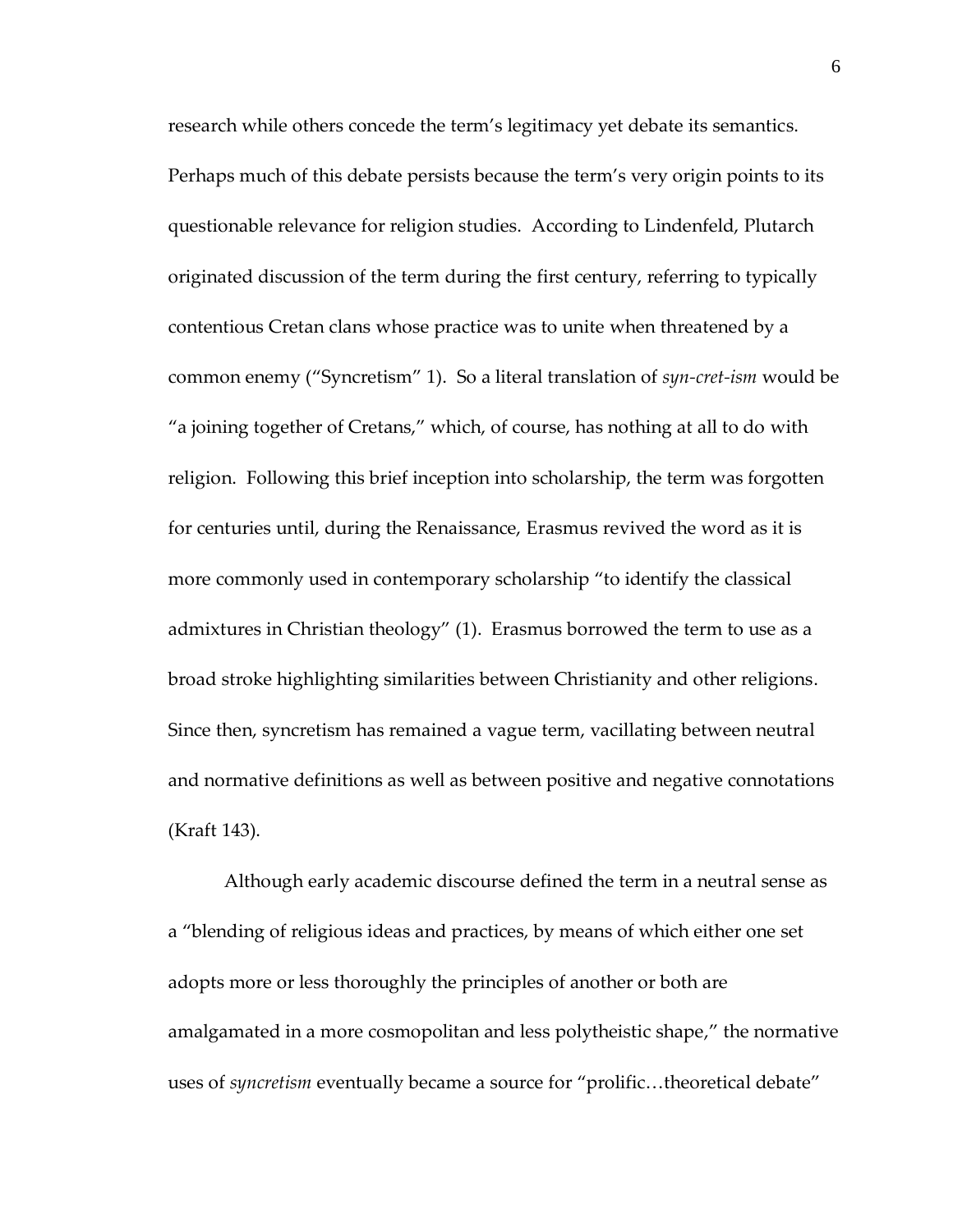research while others concede the term's legitimacy yet debate its semantics. Perhaps much of this debate persists because the term's very origin points to its questionable relevance for religion studies. According to Lindenfeld, Plutarch originated discussion of the term during the first century, referring to typically contentious Cretan clans whose practice was to unite when threatened by a common enemy ("Syncretism" 1). So a literal translation of *syn-cret-ism* would be "a joining together of Cretans," which, of course, has nothing at all to do with religion. Following this brief inception into scholarship, the term was forgotten for centuries until, during the Renaissance, Erasmus revived the word as it is more commonly used in contemporary scholarship "to identify the classical admixtures in Christian theology" (1). Erasmus borrowed the term to use as a broad stroke highlighting similarities between Christianity and other religions. Since then, syncretism has remained a vague term, vacillating between neutral and normative definitions as well as between positive and negative connotations (Kraft 143).

Although early academic discourse defined the term in a neutral sense as a "blending of religious ideas and practices, by means of which either one set adopts more or less thoroughly the principles of another or both are amalgamated in a more cosmopolitan and less polytheistic shape," the normative uses of *syncretism* eventually became a source for "prolific…theoretical debate"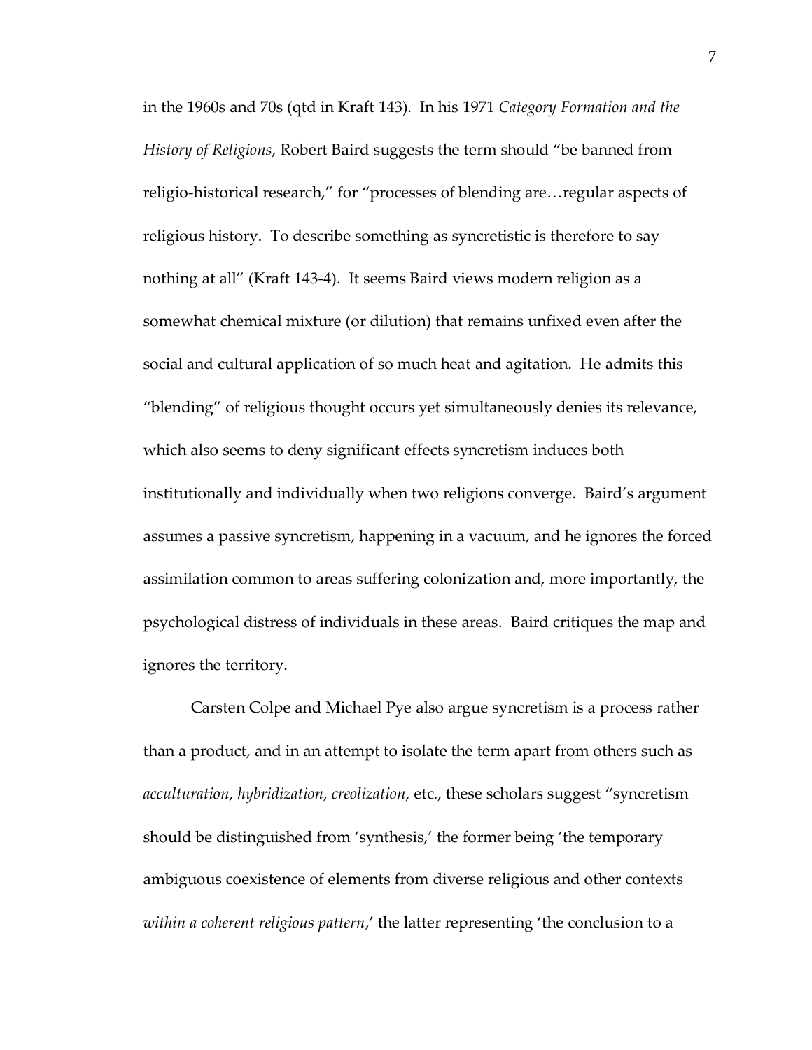in the 1960s and 70s (qtd in Kraft 143). In his 1971 *Category Formation and the History of Religions*, Robert Baird suggests the term should "be banned from religio-historical research," for "processes of blending are…regular aspects of religious history. To describe something as syncretistic is therefore to say nothing at all" (Kraft 143-4). It seems Baird views modern religion as a somewhat chemical mixture (or dilution) that remains unfixed even after the social and cultural application of so much heat and agitation. He admits this "blending" of religious thought occurs yet simultaneously denies its relevance, which also seems to deny significant effects syncretism induces both institutionally and individually when two religions converge. Baird's argument assumes a passive syncretism, happening in a vacuum, and he ignores the forced assimilation common to areas suffering colonization and, more importantly, the psychological distress of individuals in these areas. Baird critiques the map and ignores the territory.

Carsten Colpe and Michael Pye also argue syncretism is a process rather than a product, and in an attempt to isolate the term apart from others such as *acculturation*, *hybridization*, *creolization*, etc., these scholars suggest "syncretism should be distinguished from 'synthesis,' the former being 'the temporary ambiguous coexistence of elements from diverse religious and other contexts *within a coherent religious pattern*,' the latter representing 'the conclusion to a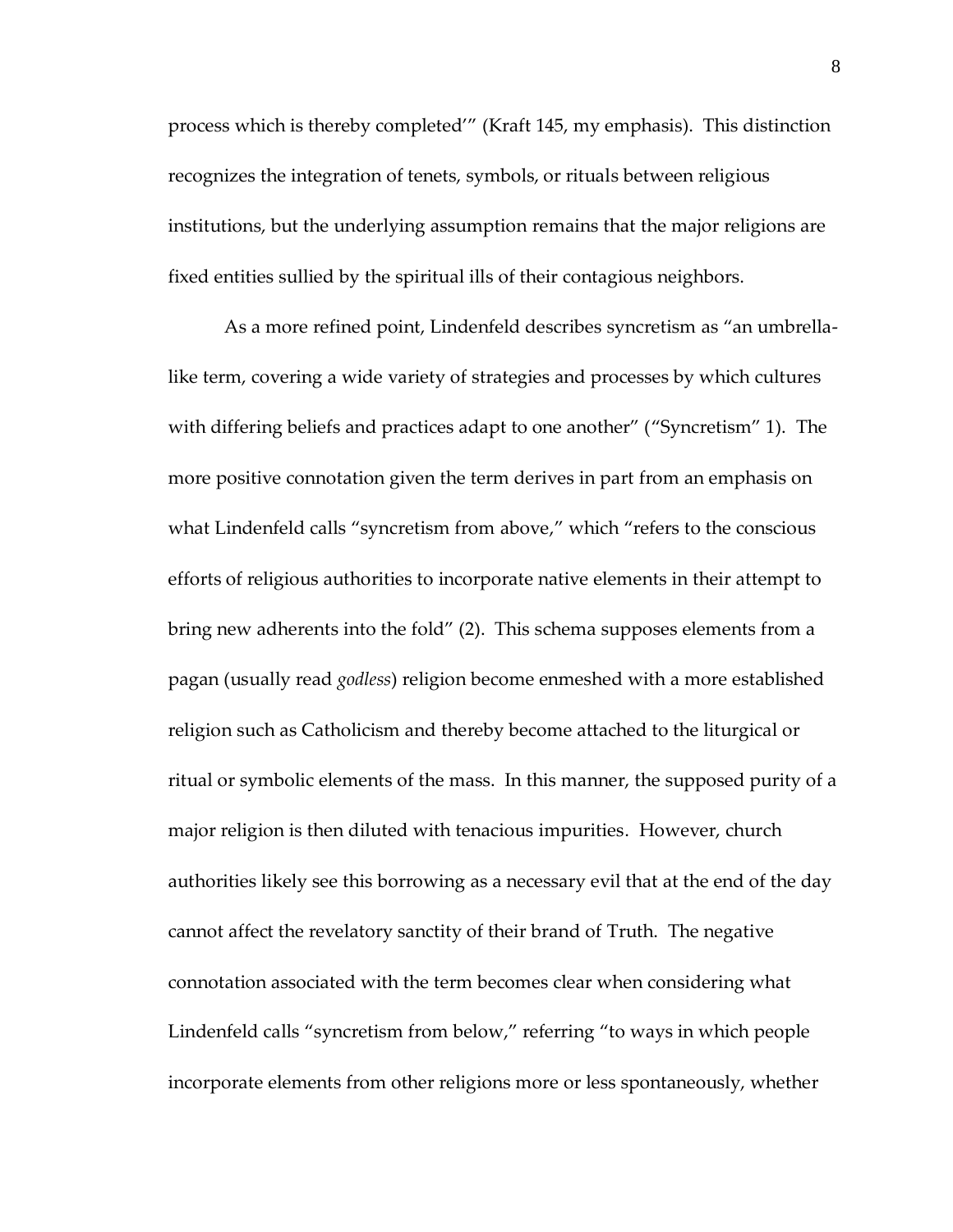process which is thereby completed'" (Kraft 145, my emphasis). This distinction recognizes the integration of tenets, symbols, or rituals between religious institutions, but the underlying assumption remains that the major religions are fixed entities sullied by the spiritual ills of their contagious neighbors.

As a more refined point, Lindenfeld describes syncretism as "an umbrella-like term, covering a wide variety of strategies and processes by which cultures with differing beliefs and practices adapt to one another" ("Syncretism" 1). The more positive connotation given the term derives in part from an emphasis on what Lindenfeld calls "syncretism from above," which "refers to the conscious efforts of religious authorities to incorporate native elements in their attempt to bring new adherents into the fold" (2). This schema supposes elements from a pagan (usually read *godless*) religion become enmeshed with a more established religion such as Catholicism and thereby become attached to the liturgical or ritual or symbolic elements of the mass. In this manner, the supposed purity of a major religion is then diluted with tenacious impurities. However, church authorities likely see this borrowing as a necessary evil that at the end of the day cannot affect the revelatory sanctity of their brand of Truth. The negative connotation associated with the term becomes clear when considering what Lindenfeld calls "syncretism from below," referring "to ways in which people incorporate elements from other religions more or less spontaneously, whether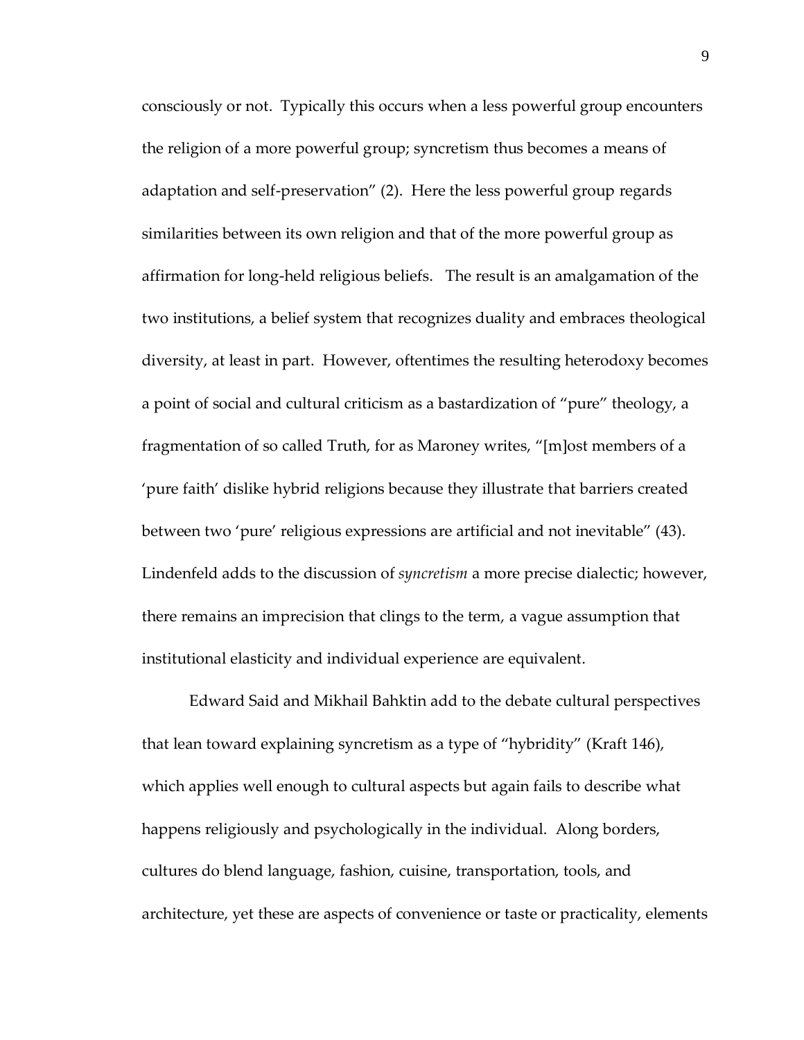consciously or not. Typically this occurs when a less powerful group encounters the religion of a more powerful group; syncretism thus becomes a means of adaptation and self-preservation" (2). Here the less powerful group regards similarities between its own religion and that of the more powerful group as affirmation for long-held religious beliefs. The result is an amalgamation of the two institutions, a belief system that recognizes duality and embraces theological diversity, at least in part. However, oftentimes the resulting heterodoxy becomes a point of social and cultural criticism as a bastardization of "pure" theology, a fragmentation of so called Truth, for as Maroney writes, "[m]ost members of a 'pure faith' dislike hybrid religions because they illustrate that barriers created between two 'pure' religious expressions are artificial and not inevitable" (43). Lindenfeld adds to the discussion of *syncretism* a more precise dialectic; however, there remains an imprecision that clings to the term, a vague assumption that institutional elasticity and individual experience are equivalent.

Edward Said and Mikhail Bahktin add to the debate cultural perspectives that lean toward explaining syncretism as a type of "hybridity" (Kraft 146), which applies well enough to cultural aspects but again fails to describe what happens religiously and psychologically in the individual. Along borders, cultures do blend language, fashion, cuisine, transportation, tools, and architecture, yet these are aspects of convenience or taste or practicality, elements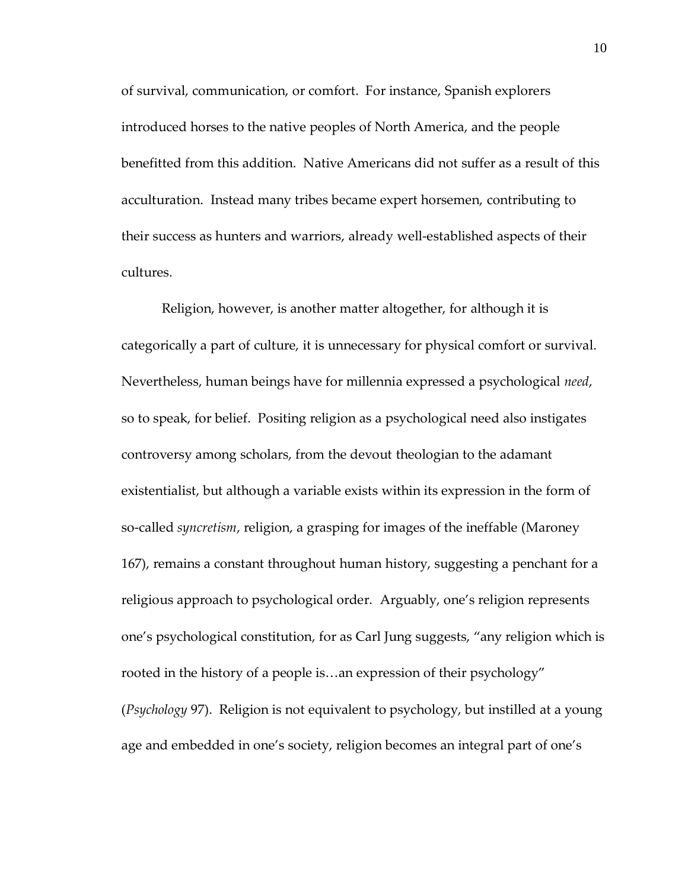of survival, communication, or comfort. For instance, Spanish explorers introduced horses to the native peoples of North America, and the people benefitted from this addition. Native Americans did not suffer as a result of this acculturation. Instead many tribes became expert horsemen, contributing to their success as hunters and warriors, already well-established aspects of their cultures.

Religion, however, is another matter altogether, for although it is categorically a part of culture, it is unnecessary for physical comfort or survival. Nevertheless, human beings have for millennia expressed a psychological *need*, so to speak, for belief. Positing religion as a psychological need also instigates controversy among scholars, from the devout theologian to the adamant existentialist, but although a variable exists within its expression in the form of so-called *syncretism*, religion, a grasping for images of the ineffable (Maroney 167), remains a constant throughout human history, suggesting a penchant for a religious approach to psychological order. Arguably, one's religion represents one's psychological constitution, for as Carl Jung suggests, "any religion which is rooted in the history of a people is…an expression of their psychology" (*Psychology* 97). Religion is not equivalent to psychology, but instilled at a young age and embedded in one's society, religion becomes an integral part of one's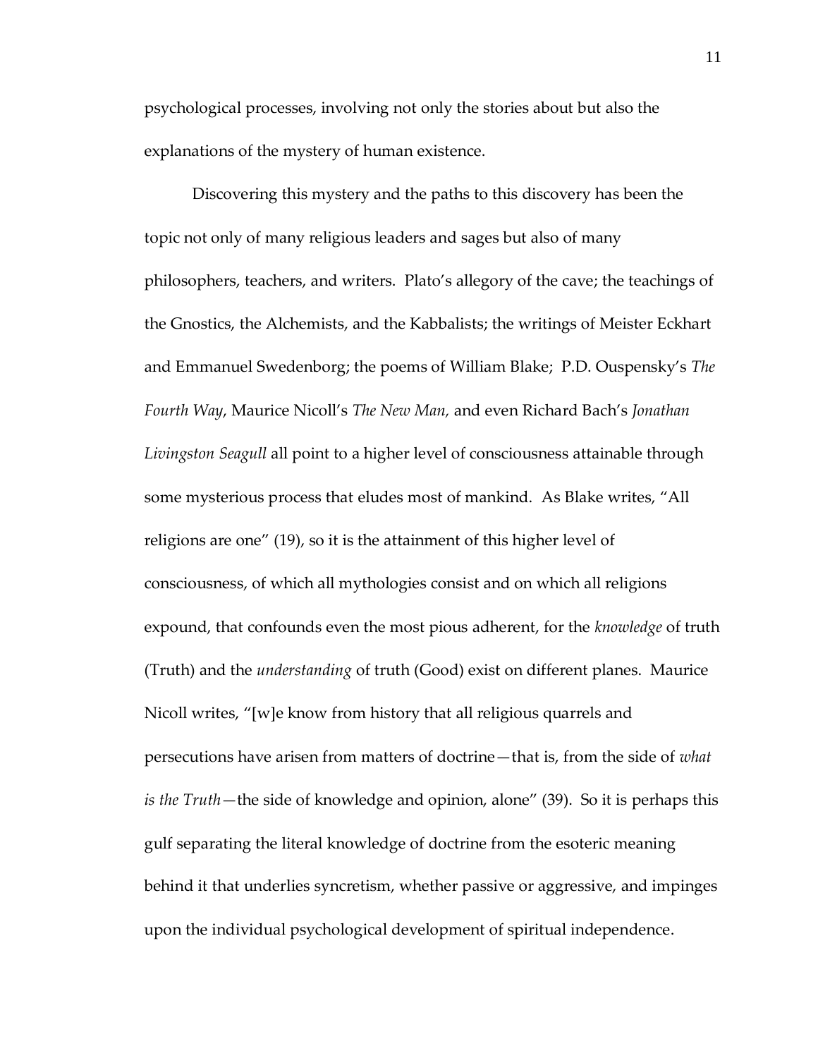psychological processes, involving not only the stories about but also the explanations of the mystery of human existence.

Discovering this mystery and the paths to this discovery has been the topic not only of many religious leaders and sages but also of many philosophers, teachers, and writers. Plato's allegory of the cave; the teachings of the Gnostics, the Alchemists, and the Kabbalists; the writings of Meister Eckhart and Emmanuel Swedenborg; the poems of William Blake; P.D. Ouspensky's *The Fourth Way*, Maurice Nicoll's *The New Man,* and even Richard Bach's *Jonathan Livingston Seagull* all point to a higher level of consciousness attainable through some mysterious process that eludes most of mankind. As Blake writes, "All religions are one" (19), so it is the attainment of this higher level of consciousness, of which all mythologies consist and on which all religions expound, that confounds even the most pious adherent, for the *knowledge* of truth (Truth) and the *understanding* of truth (Good) exist on different planes. Maurice Nicoll writes, "[w]e know from history that all religious quarrels and persecutions have arisen from matters of doctrine—that is, from the side of *what is the Truth*—the side of knowledge and opinion, alone" (39). So it is perhaps this gulf separating the literal knowledge of doctrine from the esoteric meaning behind it that underlies syncretism, whether passive or aggressive, and impinges upon the individual psychological development of spiritual independence.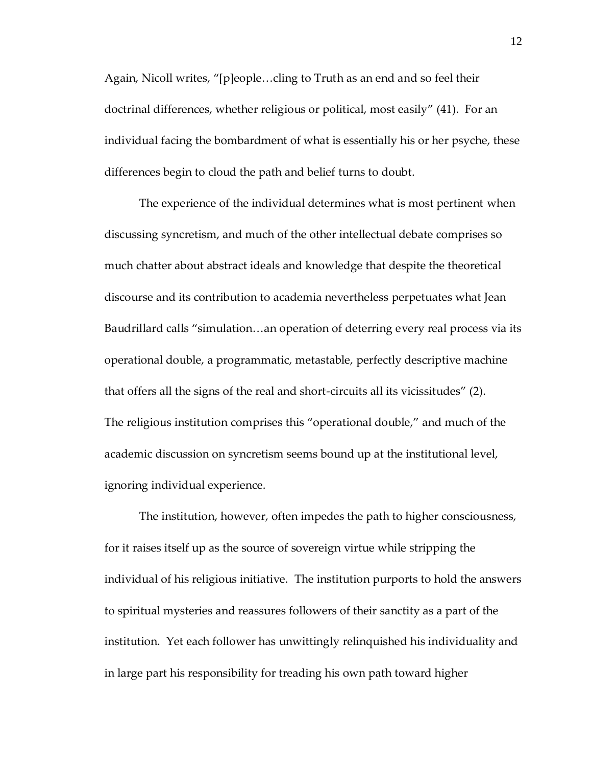Again, Nicoll writes, "[p]eople…cling to Truth as an end and so feel their doctrinal differences, whether religious or political, most easily" (41). For an individual facing the bombardment of what is essentially his or her psyche, these differences begin to cloud the path and belief turns to doubt.

The experience of the individual determines what is most pertinent when discussing syncretism, and much of the other intellectual debate comprises so much chatter about abstract ideals and knowledge that despite the theoretical discourse and its contribution to academia nevertheless perpetuates what Jean Baudrillard calls "simulation…an operation of deterring every real process via its operational double, a programmatic, metastable, perfectly descriptive machine that offers all the signs of the real and short-circuits all its vicissitudes" (2). The religious institution comprises this "operational double," and much of the academic discussion on syncretism seems bound up at the institutional level, ignoring individual experience.

The institution, however, often impedes the path to higher consciousness, for it raises itself up as the source of sovereign virtue while stripping the individual of his religious initiative. The institution purports to hold the answers to spiritual mysteries and reassures followers of their sanctity as a part of the institution. Yet each follower has unwittingly relinquished his individuality and in large part his responsibility for treading his own path toward higher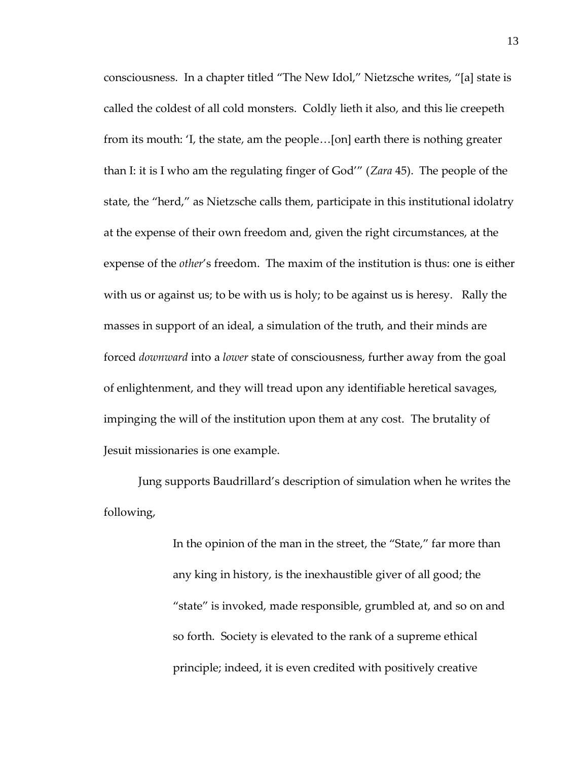consciousness. In a chapter titled "The New Idol," Nietzsche writes, "[a] state is called the coldest of all cold monsters. Coldly lieth it also, and this lie creepeth from its mouth: 'I, the state, am the people…[on] earth there is nothing greater than I: it is I who am the regulating finger of God'" (*Zara* 45). The people of the state, the "herd," as Nietzsche calls them, participate in this institutional idolatry at the expense of their own freedom and, given the right circumstances, at the expense of the *other*'s freedom. The maxim of the institution is thus: one is either with us or against us; to be with us is holy; to be against us is heresy. Rally the masses in support of an ideal, a simulation of the truth, and their minds are forced *downward* into a *lower* state of consciousness, further away from the goal of enlightenment, and they will tread upon any identifiable heretical savages, impinging the will of the institution upon them at any cost. The brutality of Jesuit missionaries is one example.

Jung supports Baudrillard's description of simulation when he writes the following,

> In the opinion of the man in the street, the "State," far more than any king in history, is the inexhaustible giver of all good; the "state" is invoked, made responsible, grumbled at, and so on and so forth. Society is elevated to the rank of a supreme ethical principle; indeed, it is even credited with positively creative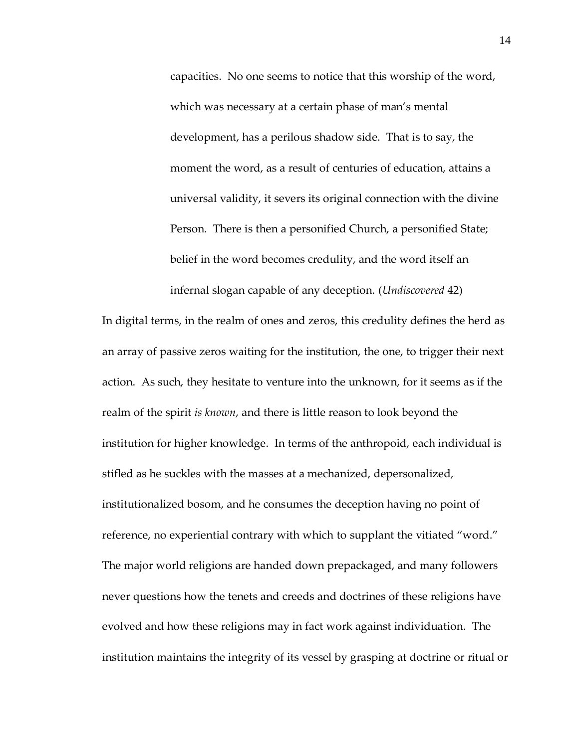> capacities. No one seems to notice that this worship of the word, which was necessary at a certain phase of man's mental development, has a perilous shadow side. That is to say, the moment the word, as a result of centuries of education, attains a universal validity, it severs its original connection with the divine Person. There is then a personified Church, a personified State; belief in the word becomes credulity, and the word itself an infernal slogan capable of any deception. (*Undiscovered* 42)

In digital terms, in the realm of ones and zeros, this credulity defines the herd as an array of passive zeros waiting for the institution, the one, to trigger their next action. As such, they hesitate to venture into the unknown, for it seems as if the realm of the spirit *is known*, and there is little reason to look beyond the institution for higher knowledge. In terms of the anthropoid, each individual is stifled as he suckles with the masses at a mechanized, depersonalized, institutionalized bosom, and he consumes the deception having no point of reference, no experiential contrary with which to supplant the vitiated "word." The major world religions are handed down prepackaged, and many followers never questions how the tenets and creeds and doctrines of these religions have evolved and how these religions may in fact work against individuation. The institution maintains the integrity of its vessel by grasping at doctrine or ritual or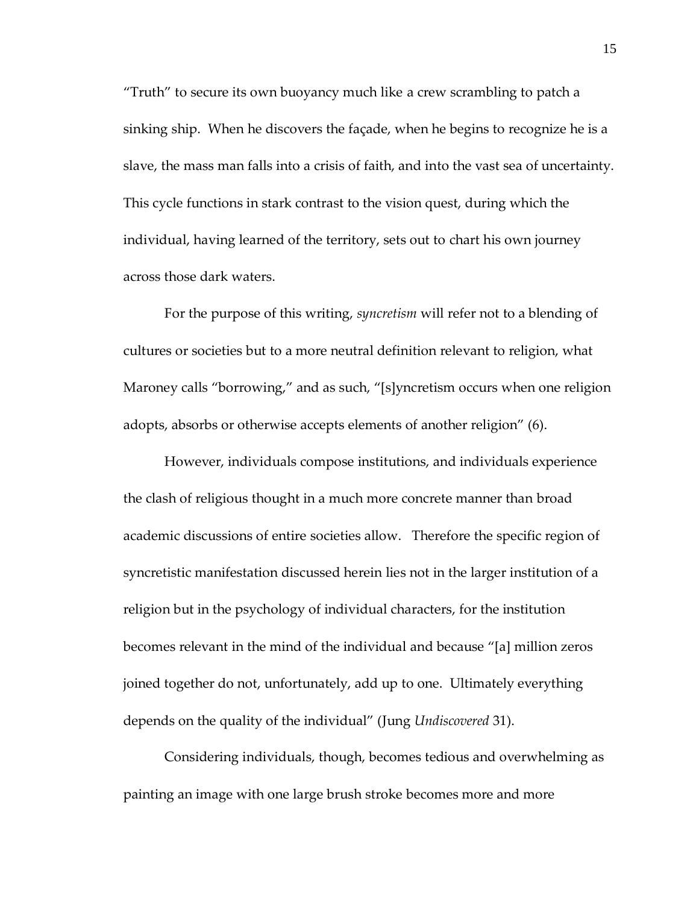"Truth" to secure its own buoyancy much like a crew scrambling to patch a sinking ship. When he discovers the façade, when he begins to recognize he is a slave, the mass man falls into a crisis of faith, and into the vast sea of uncertainty. This cycle functions in stark contrast to the vision quest, during which the individual, having learned of the territory, sets out to chart his own journey across those dark waters.

For the purpose of this writing, *syncretism* will refer not to a blending of cultures or societies but to a more neutral definition relevant to religion, what Maroney calls "borrowing," and as such, "[s]yncretism occurs when one religion adopts, absorbs or otherwise accepts elements of another religion" (6).

However, individuals compose institutions, and individuals experience the clash of religious thought in a much more concrete manner than broad academic discussions of entire societies allow. Therefore the specific region of syncretistic manifestation discussed herein lies not in the larger institution of a religion but in the psychology of individual characters, for the institution becomes relevant in the mind of the individual and because "[a] million zeros joined together do not, unfortunately, add up to one. Ultimately everything depends on the quality of the individual" (Jung *Undiscovered* 31).

Considering individuals, though, becomes tedious and overwhelming as painting an image with one large brush stroke becomes more and more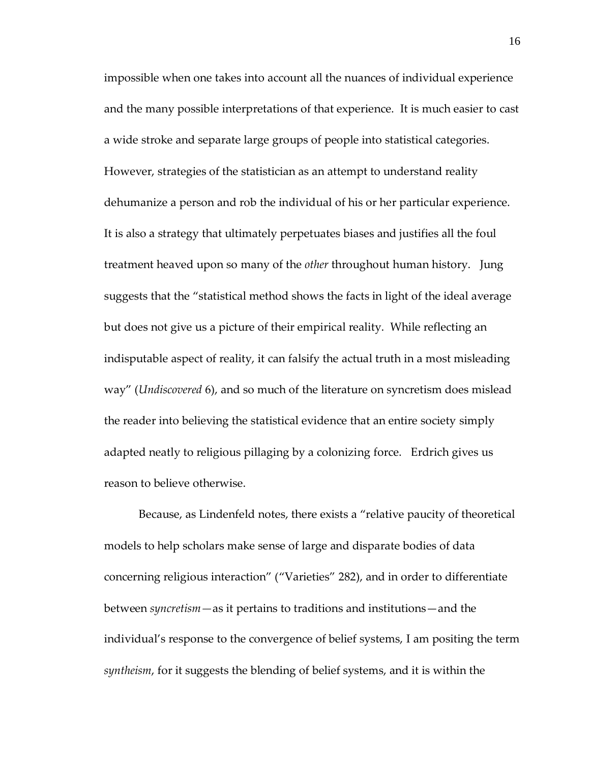impossible when one takes into account all the nuances of individual experience and the many possible interpretations of that experience. It is much easier to cast a wide stroke and separate large groups of people into statistical categories. However, strategies of the statistician as an attempt to understand reality dehumanize a person and rob the individual of his or her particular experience. It is also a strategy that ultimately perpetuates biases and justifies all the foul treatment heaved upon so many of the *other* throughout human history. Jung suggests that the "statistical method shows the facts in light of the ideal average but does not give us a picture of their empirical reality. While reflecting an indisputable aspect of reality, it can falsify the actual truth in a most misleading way" (*Undiscovered* 6), and so much of the literature on syncretism does mislead the reader into believing the statistical evidence that an entire society simply adapted neatly to religious pillaging by a colonizing force. Erdrich gives us reason to believe otherwise.

Because, as Lindenfeld notes, there exists a "relative paucity of theoretical models to help scholars make sense of large and disparate bodies of data concerning religious interaction" ("Varieties" 282), and in order to differentiate between *syncretism*—as it pertains to traditions and institutions—and the individual's response to the convergence of belief systems, I am positing the term *syntheism*, for it suggests the blending of belief systems, and it is within the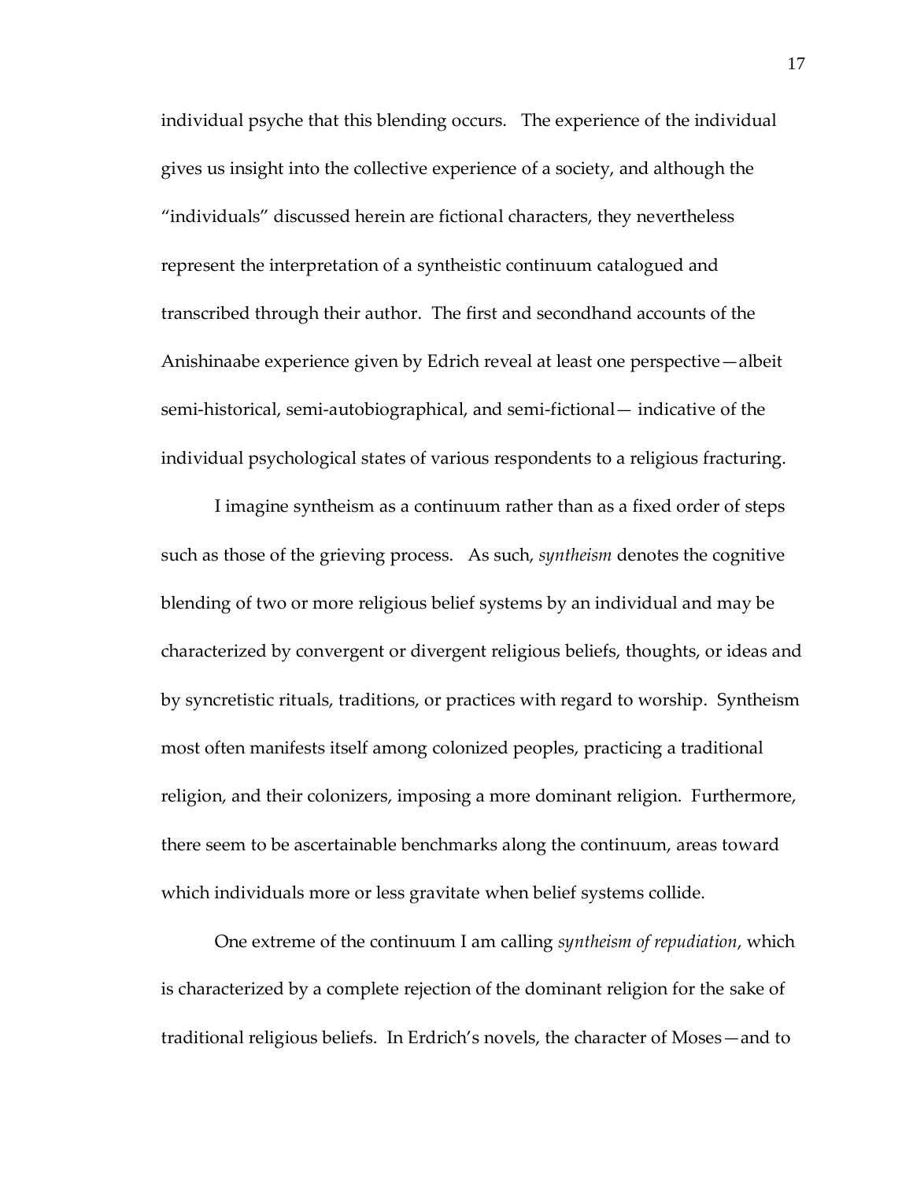individual psyche that this blending occurs. The experience of the individual gives us insight into the collective experience of a society, and although the "individuals" discussed herein are fictional characters, they nevertheless represent the interpretation of a syntheistic continuum catalogued and transcribed through their author. The first and secondhand accounts of the Anishinaabe experience given by Edrich reveal at least one perspective—albeit semi-historical, semi-autobiographical, and semi-fictional— indicative of the individual psychological states of various respondents to a religious fracturing.

I imagine syntheism as a continuum rather than as a fixed order of steps such as those of the grieving process. As such, *syntheism* denotes the cognitive blending of two or more religious belief systems by an individual and may be characterized by convergent or divergent religious beliefs, thoughts, or ideas and by syncretistic rituals, traditions, or practices with regard to worship. Syntheism most often manifests itself among colonized peoples, practicing a traditional religion, and their colonizers, imposing a more dominant religion. Furthermore, there seem to be ascertainable benchmarks along the continuum, areas toward which individuals more or less gravitate when belief systems collide.

One extreme of the continuum I am calling *syntheism of repudiation*, which is characterized by a complete rejection of the dominant religion for the sake of traditional religious beliefs. In Erdrich's novels, the character of Moses—and to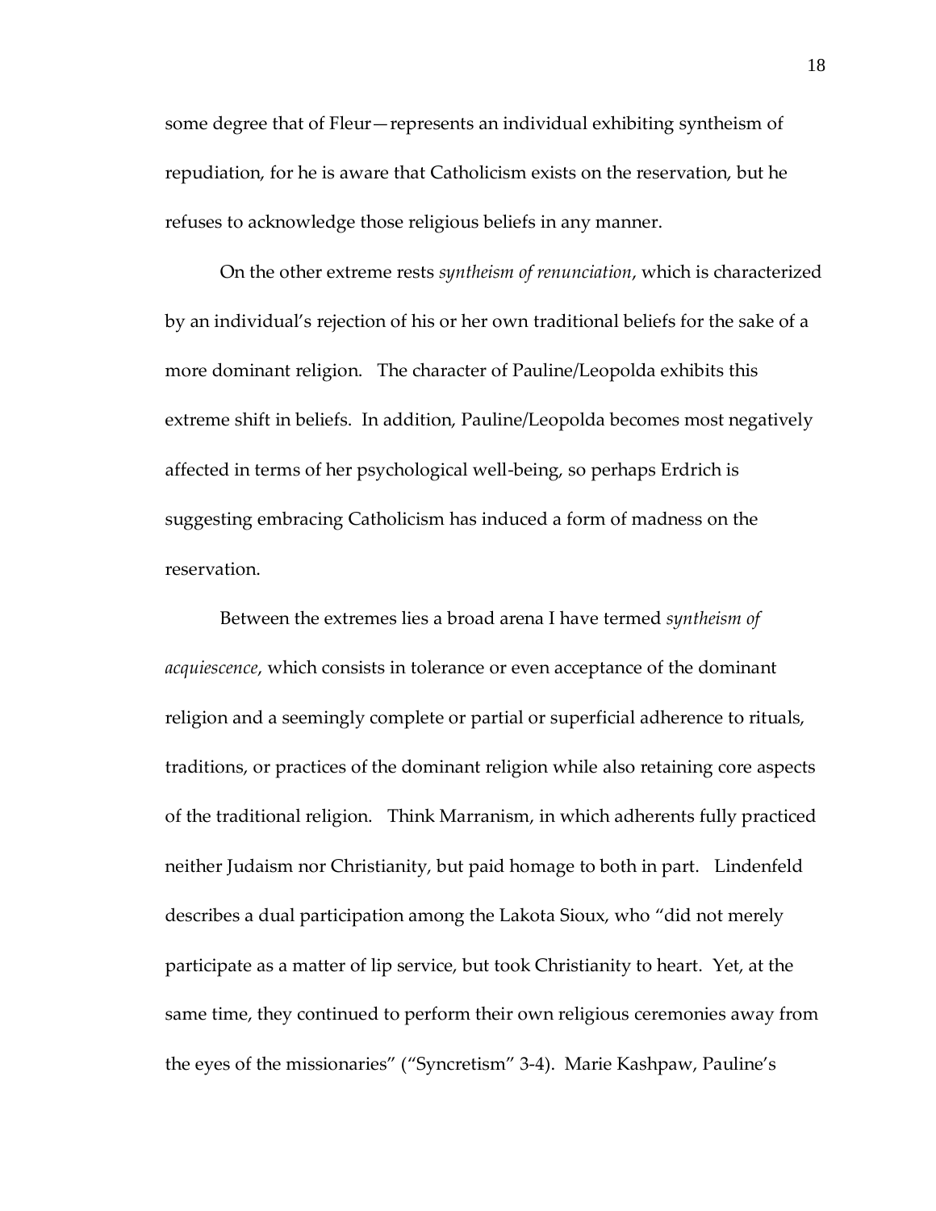some degree that of Fleur—represents an individual exhibiting syntheism of repudiation, for he is aware that Catholicism exists on the reservation, but he refuses to acknowledge those religious beliefs in any manner.

On the other extreme rests *syntheism of renunciation*, which is characterized by an individual's rejection of his or her own traditional beliefs for the sake of a more dominant religion. The character of Pauline/Leopolda exhibits this extreme shift in beliefs. In addition, Pauline/Leopolda becomes most negatively affected in terms of her psychological well-being, so perhaps Erdrich is suggesting embracing Catholicism has induced a form of madness on the reservation.

Between the extremes lies a broad arena I have termed *syntheism of acquiescence*, which consists in tolerance or even acceptance of the dominant religion and a seemingly complete or partial or superficial adherence to rituals, traditions, or practices of the dominant religion while also retaining core aspects of the traditional religion. Think Marranism, in which adherents fully practiced neither Judaism nor Christianity, but paid homage to both in part. Lindenfeld describes a dual participation among the Lakota Sioux, who "did not merely participate as a matter of lip service, but took Christianity to heart. Yet, at the same time, they continued to perform their own religious ceremonies away from the eyes of the missionaries" ("Syncretism" 3-4). Marie Kashpaw, Pauline's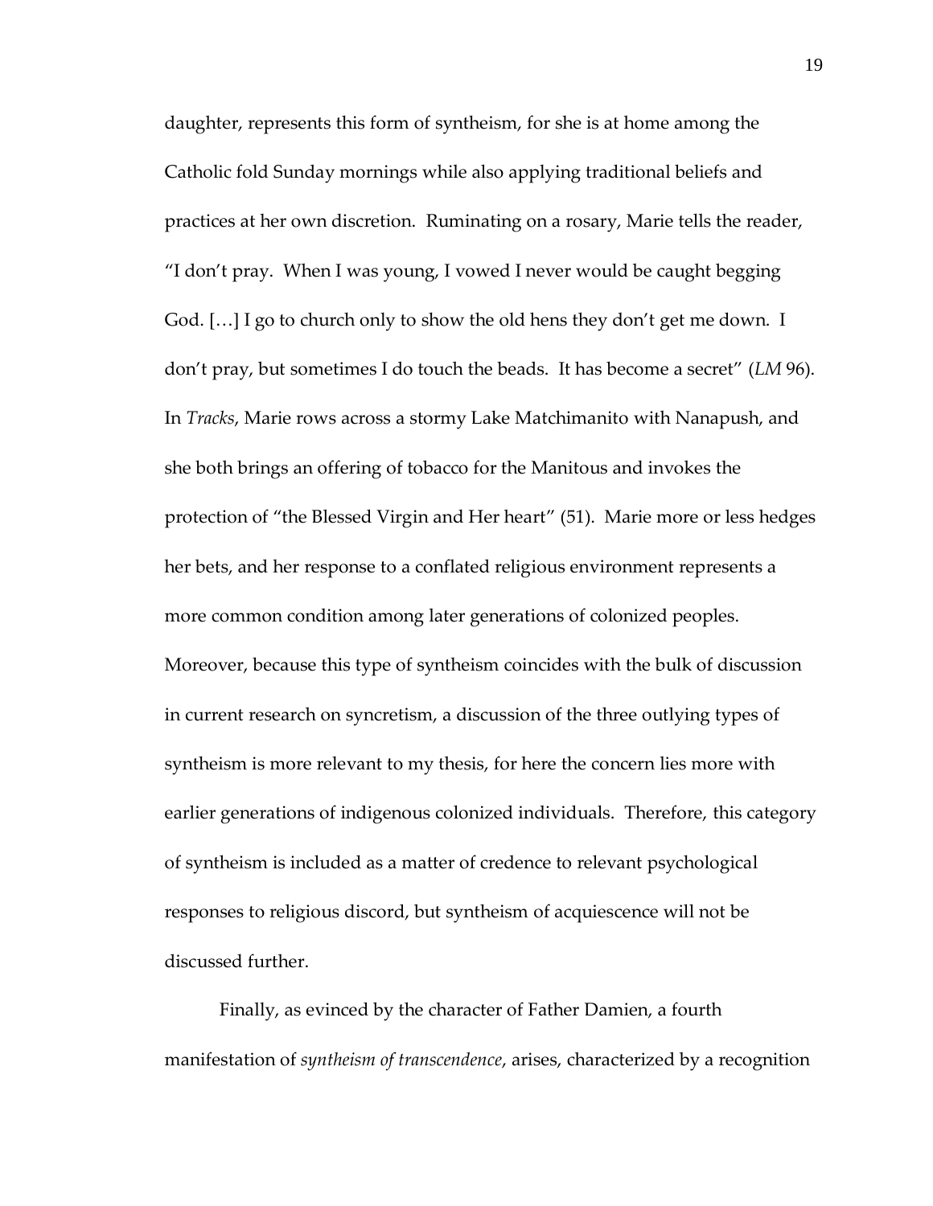daughter, represents this form of syntheism, for she is at home among the Catholic fold Sunday mornings while also applying traditional beliefs and practices at her own discretion. Ruminating on a rosary, Marie tells the reader, "I don't pray. When I was young, I vowed I never would be caught begging God. […] I go to church only to show the old hens they don't get me down. I don't pray, but sometimes I do touch the beads. It has become a secret" (*LM* 96). In *Tracks*, Marie rows across a stormy Lake Matchimanito with Nanapush, and she both brings an offering of tobacco for the Manitous and invokes the protection of "the Blessed Virgin and Her heart" (51). Marie more or less hedges her bets, and her response to a conflated religious environment represents a more common condition among later generations of colonized peoples. Moreover, because this type of syntheism coincides with the bulk of discussion in current research on syncretism, a discussion of the three outlying types of syntheism is more relevant to my thesis, for here the concern lies more with earlier generations of indigenous colonized individuals. Therefore, this category of syntheism is included as a matter of credence to relevant psychological responses to religious discord, but syntheism of acquiescence will not be discussed further.

Finally, as evinced by the character of Father Damien, a fourth manifestation of *syntheism of transcendence*, arises, characterized by a recognition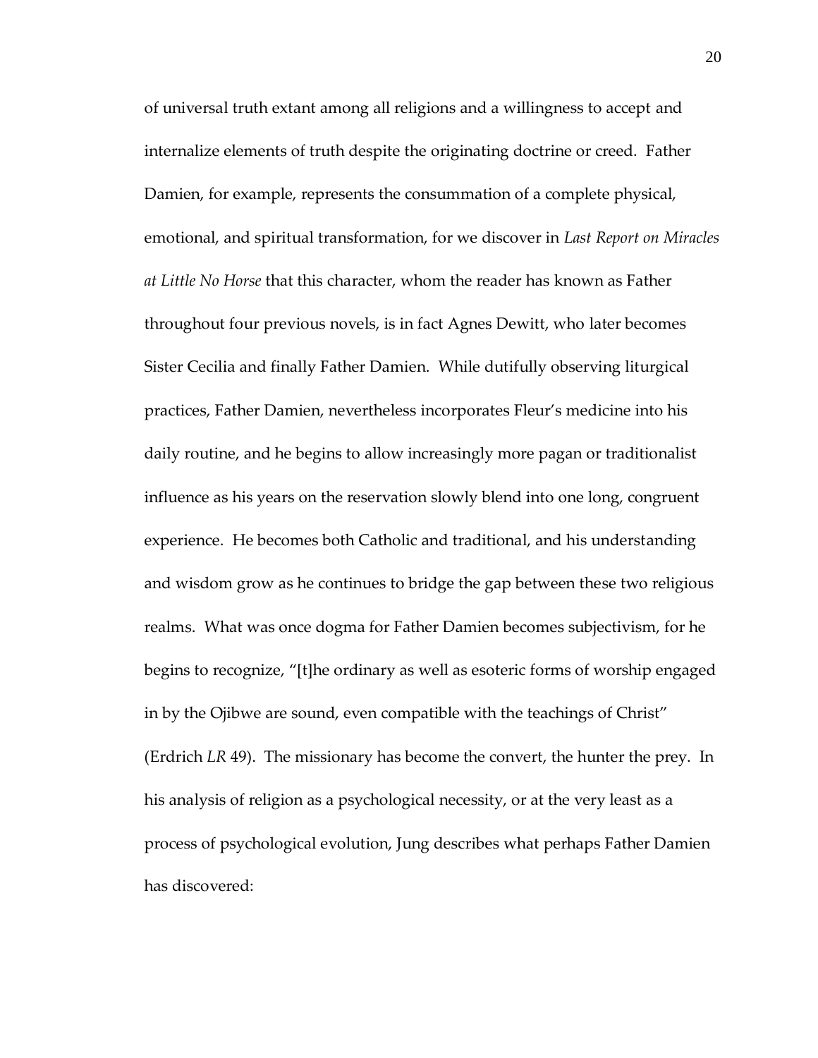of universal truth extant among all religions and a willingness to accept and internalize elements of truth despite the originating doctrine or creed. Father Damien, for example, represents the consummation of a complete physical, emotional, and spiritual transformation, for we discover in *Last Report on Miracles at Little No Horse* that this character, whom the reader has known as Father throughout four previous novels, is in fact Agnes Dewitt, who later becomes Sister Cecilia and finally Father Damien. While dutifully observing liturgical practices, Father Damien, nevertheless incorporates Fleur's medicine into his daily routine, and he begins to allow increasingly more pagan or traditionalist influence as his years on the reservation slowly blend into one long, congruent experience. He becomes both Catholic and traditional, and his understanding and wisdom grow as he continues to bridge the gap between these two religious realms. What was once dogma for Father Damien becomes subjectivism, for he begins to recognize, "[t]he ordinary as well as esoteric forms of worship engaged in by the Ojibwe are sound, even compatible with the teachings of Christ" (Erdrich *LR* 49). The missionary has become the convert, the hunter the prey. In his analysis of religion as a psychological necessity, or at the very least as a process of psychological evolution, Jung describes what perhaps Father Damien has discovered: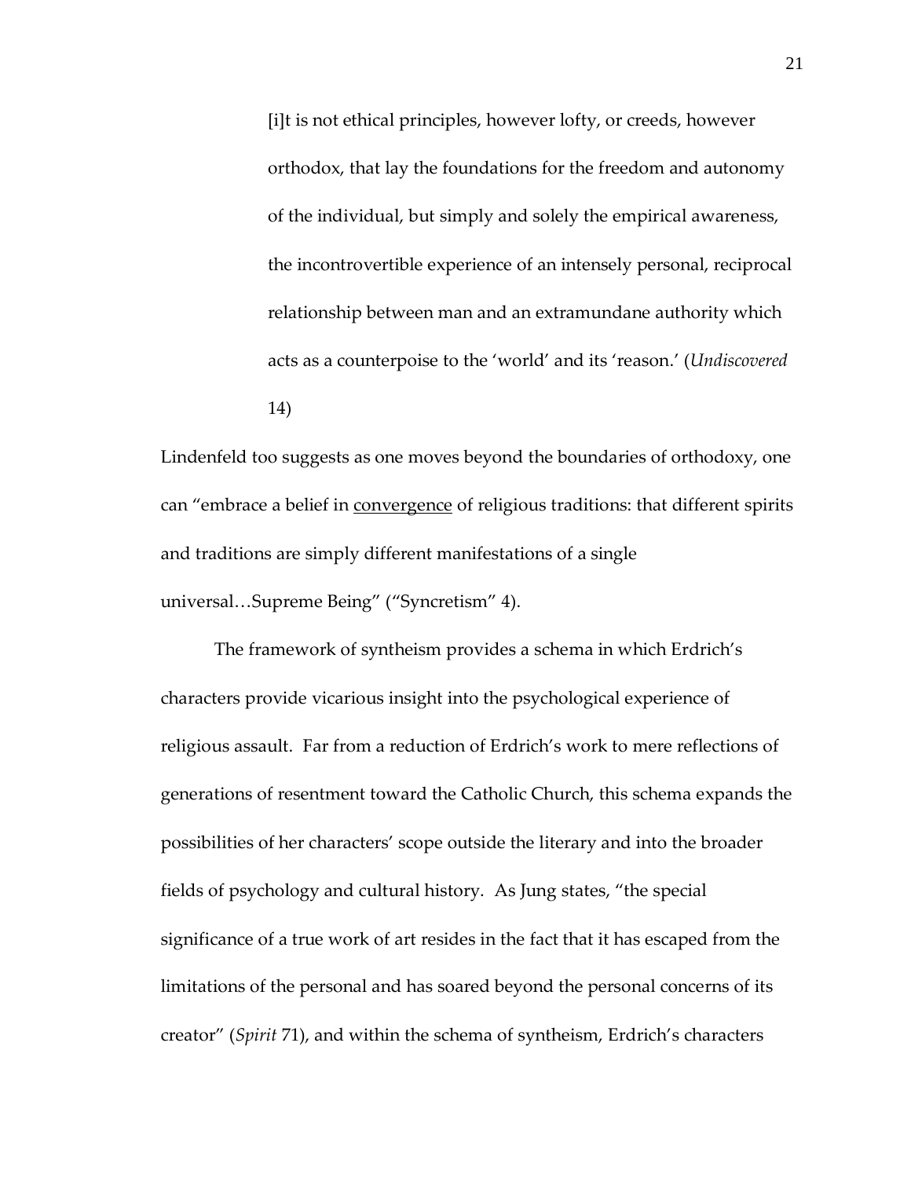> [i]t is not ethical principles, however lofty, or creeds, however orthodox, that lay the foundations for the freedom and autonomy of the individual, but simply and solely the empirical awareness, the incontrovertible experience of an intensely personal, reciprocal relationship between man and an extramundane authority which acts as a counterpoise to the 'world' and its 'reason.' (*Undiscovered* 14)

Lindenfeld too suggests as one moves beyond the boundaries of orthodoxy, one can "embrace a belief in <u>convergence</u> of religious traditions: that different spirits and traditions are simply different manifestations of a single universal…Supreme Being" ("Syncretism" 4).

The framework of syntheism provides a schema in which Erdrich's characters provide vicarious insight into the psychological experience of religious assault. Far from a reduction of Erdrich's work to mere reflections of generations of resentment toward the Catholic Church, this schema expands the possibilities of her characters' scope outside the literary and into the broader fields of psychology and cultural history. As Jung states, "the special significance of a true work of art resides in the fact that it has escaped from the limitations of the personal and has soared beyond the personal concerns of its creator" (*Spirit* 71), and within the schema of syntheism, Erdrich's characters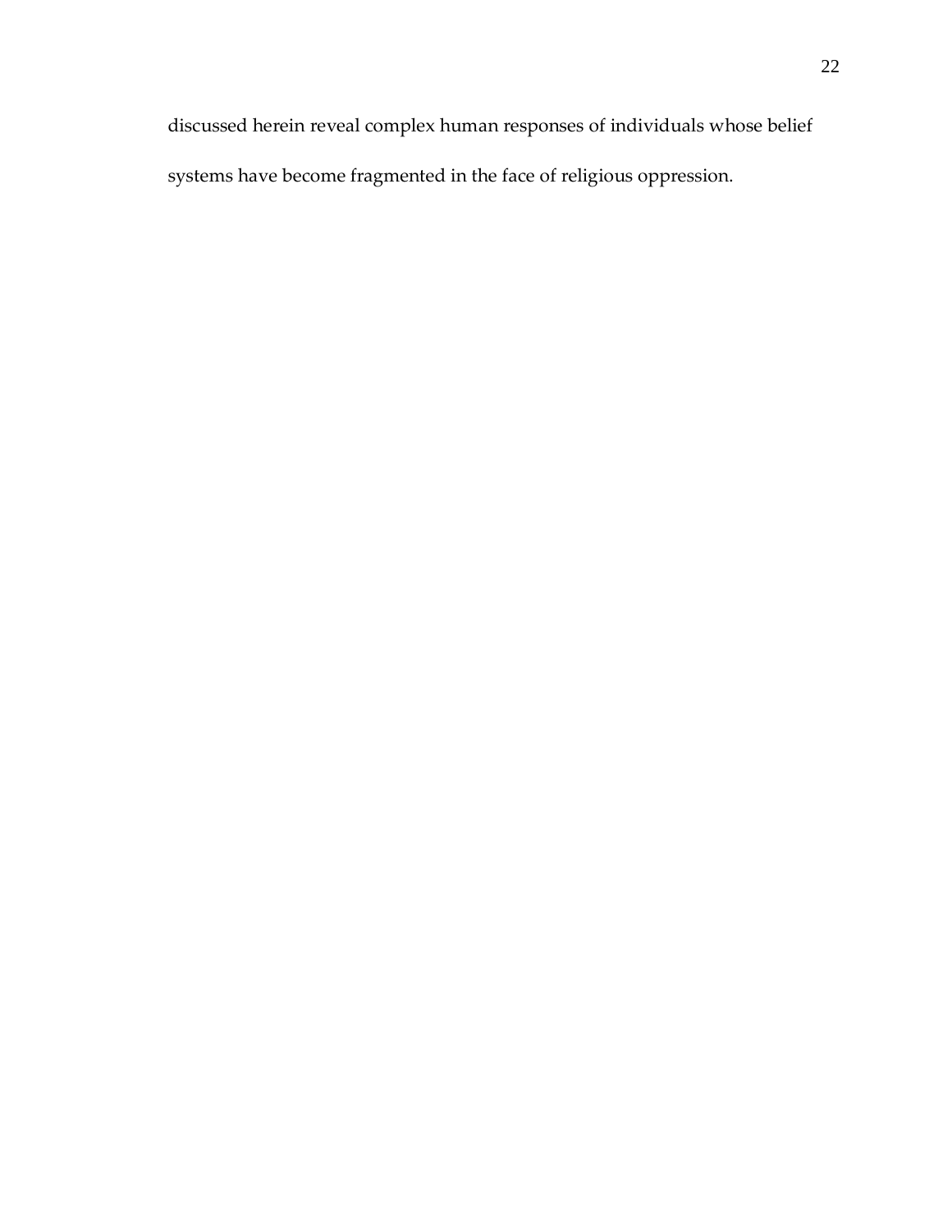discussed herein reveal complex human responses of individuals whose belief systems have become fragmented in the face of religious oppression.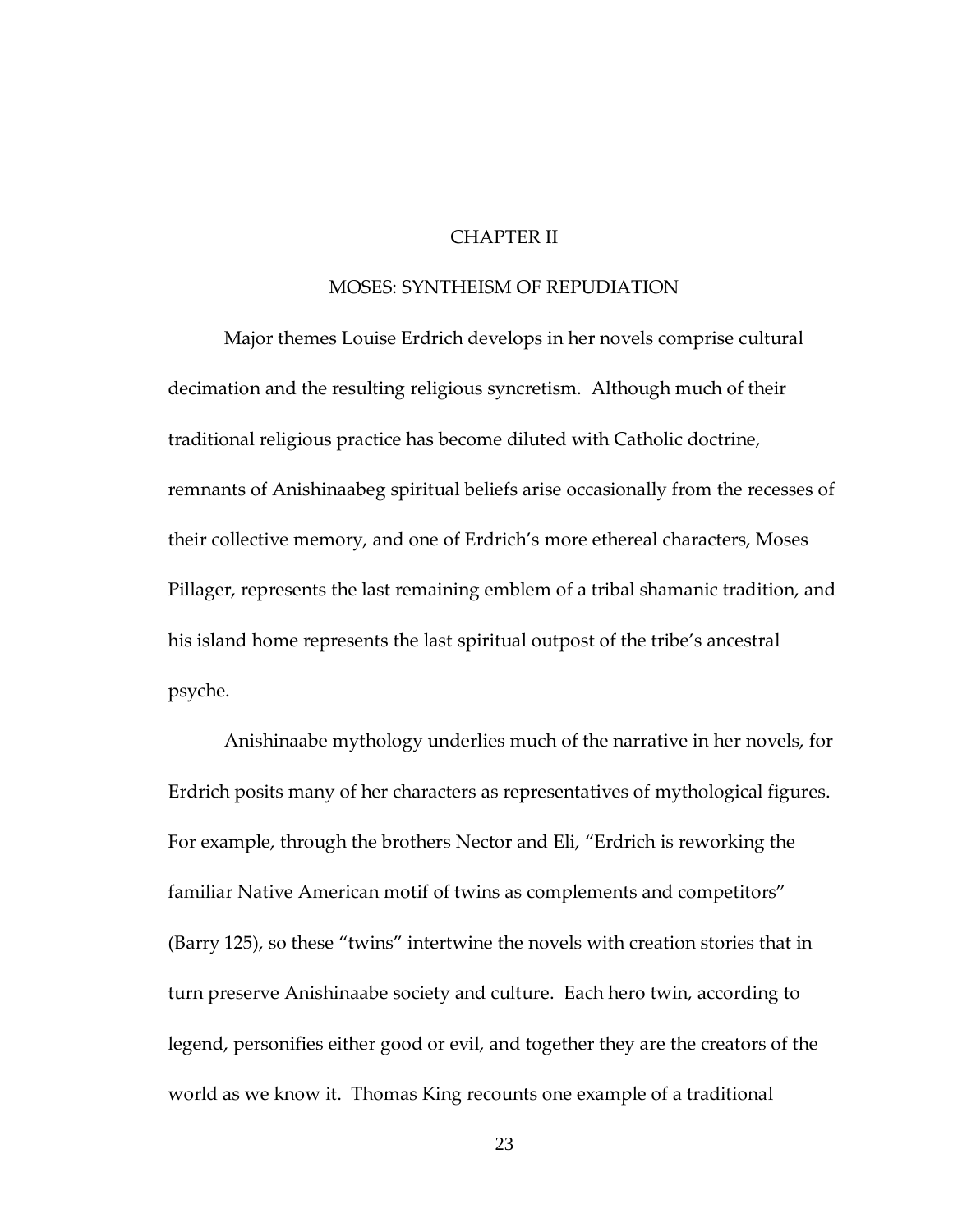# CHAPTER II

## MOSES: SYNTHEISM OF REPUDIATION

Major themes Louise Erdrich develops in her novels comprise cultural decimation and the resulting religious syncretism. Although much of their traditional religious practice has become diluted with Catholic doctrine, remnants of Anishinaabeg spiritual beliefs arise occasionally from the recesses of their collective memory, and one of Erdrich's more ethereal characters, Moses Pillager, represents the last remaining emblem of a tribal shamanic tradition, and his island home represents the last spiritual outpost of the tribe's ancestral psyche.

Anishinaabe mythology underlies much of the narrative in her novels, for Erdrich posits many of her characters as representatives of mythological figures. For example, through the brothers Nector and Eli, "Erdrich is reworking the familiar Native American motif of twins as complements and competitors" (Barry 125), so these "twins" intertwine the novels with creation stories that in turn preserve Anishinaabe society and culture. Each hero twin, according to legend, personifies either good or evil, and together they are the creators of the world as we know it. Thomas King recounts one example of a traditional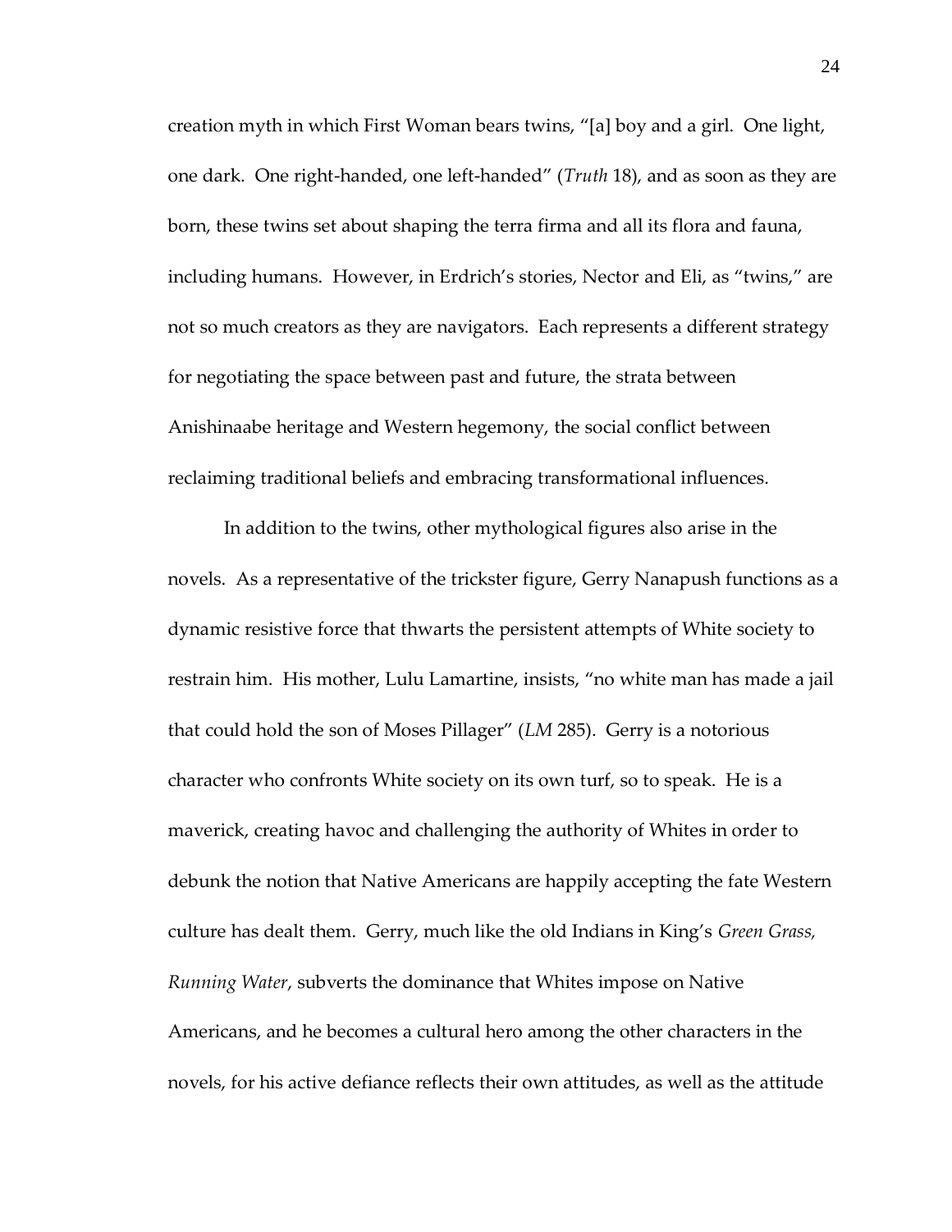creation myth in which First Woman bears twins, "[a] boy and a girl. One light, one dark. One right-handed, one left-handed" (*Truth* 18), and as soon as they are born, these twins set about shaping the terra firma and all its flora and fauna, including humans. However, in Erdrich's stories, Nector and Eli, as "twins," are not so much creators as they are navigators. Each represents a different strategy for negotiating the space between past and future, the strata between Anishinaabe heritage and Western hegemony, the social conflict between reclaiming traditional beliefs and embracing transformational influences.

In addition to the twins, other mythological figures also arise in the novels. As a representative of the trickster figure, Gerry Nanapush functions as a dynamic resistive force that thwarts the persistent attempts of White society to restrain him. His mother, Lulu Lamartine, insists, "no white man has made a jail that could hold the son of Moses Pillager" (*LM* 285). Gerry is a notorious character who confronts White society on its own turf, so to speak. He is a maverick, creating havoc and challenging the authority of Whites in order to debunk the notion that Native Americans are happily accepting the fate Western culture has dealt them. Gerry, much like the old Indians in King's *Green Grass, Running Water*, subverts the dominance that Whites impose on Native Americans, and he becomes a cultural hero among the other characters in the novels, for his active defiance reflects their own attitudes, as well as the attitude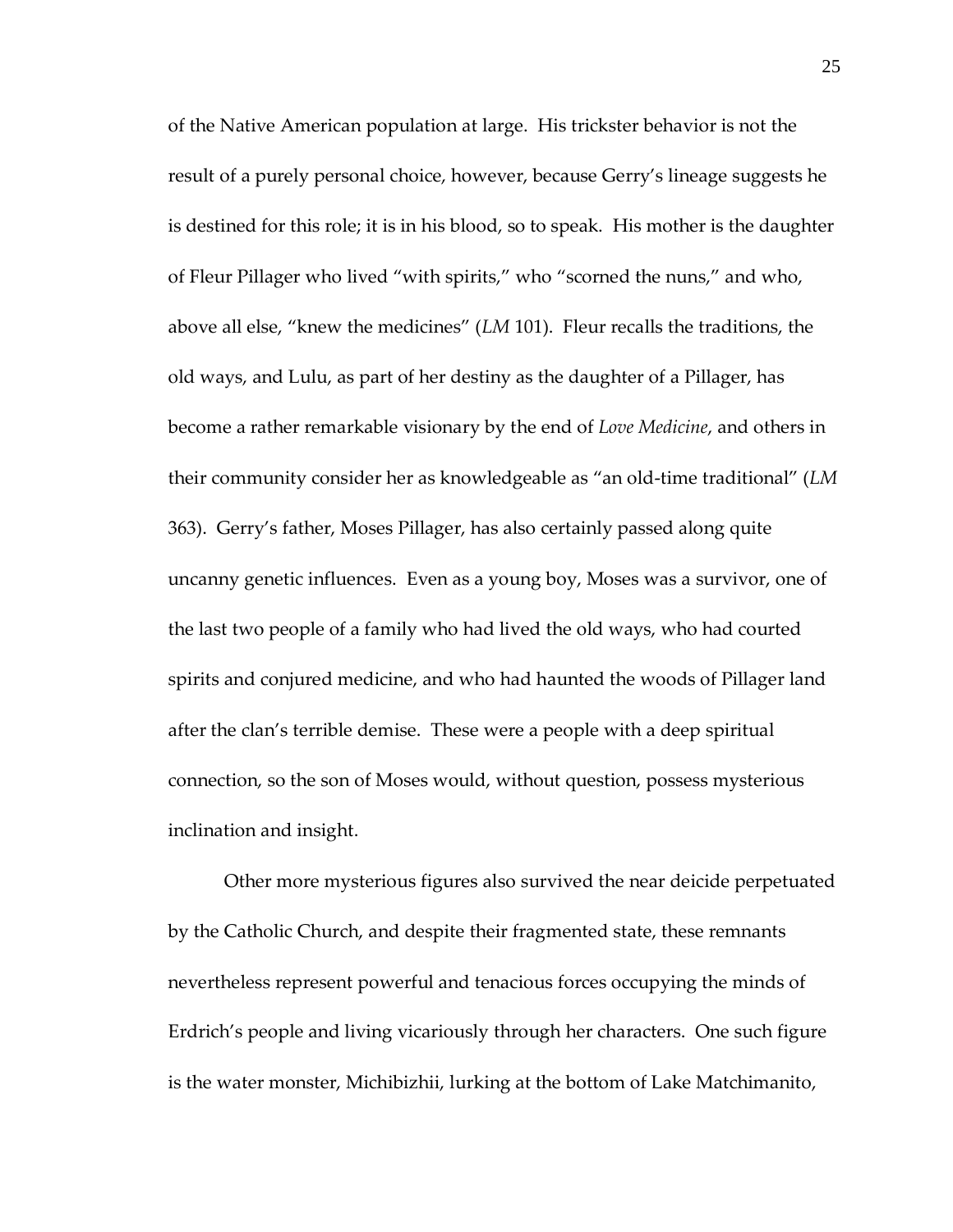of the Native American population at large. His trickster behavior is not the result of a purely personal choice, however, because Gerry's lineage suggests he is destined for this role; it is in his blood, so to speak. His mother is the daughter of Fleur Pillager who lived "with spirits," who "scorned the nuns," and who, above all else, "knew the medicines" (*LM* 101). Fleur recalls the traditions, the old ways, and Lulu, as part of her destiny as the daughter of a Pillager, has become a rather remarkable visionary by the end of *Love Medicine*, and others in their community consider her as knowledgeable as "an old-time traditional" (*LM* 363). Gerry's father, Moses Pillager, has also certainly passed along quite uncanny genetic influences. Even as a young boy, Moses was a survivor, one of the last two people of a family who had lived the old ways, who had courted spirits and conjured medicine, and who had haunted the woods of Pillager land after the clan's terrible demise. These were a people with a deep spiritual connection, so the son of Moses would, without question, possess mysterious inclination and insight.

Other more mysterious figures also survived the near deicide perpetuated by the Catholic Church, and despite their fragmented state, these remnants nevertheless represent powerful and tenacious forces occupying the minds of Erdrich's people and living vicariously through her characters. One such figure is the water monster, Michibizhii, lurking at the bottom of Lake Matchimanito,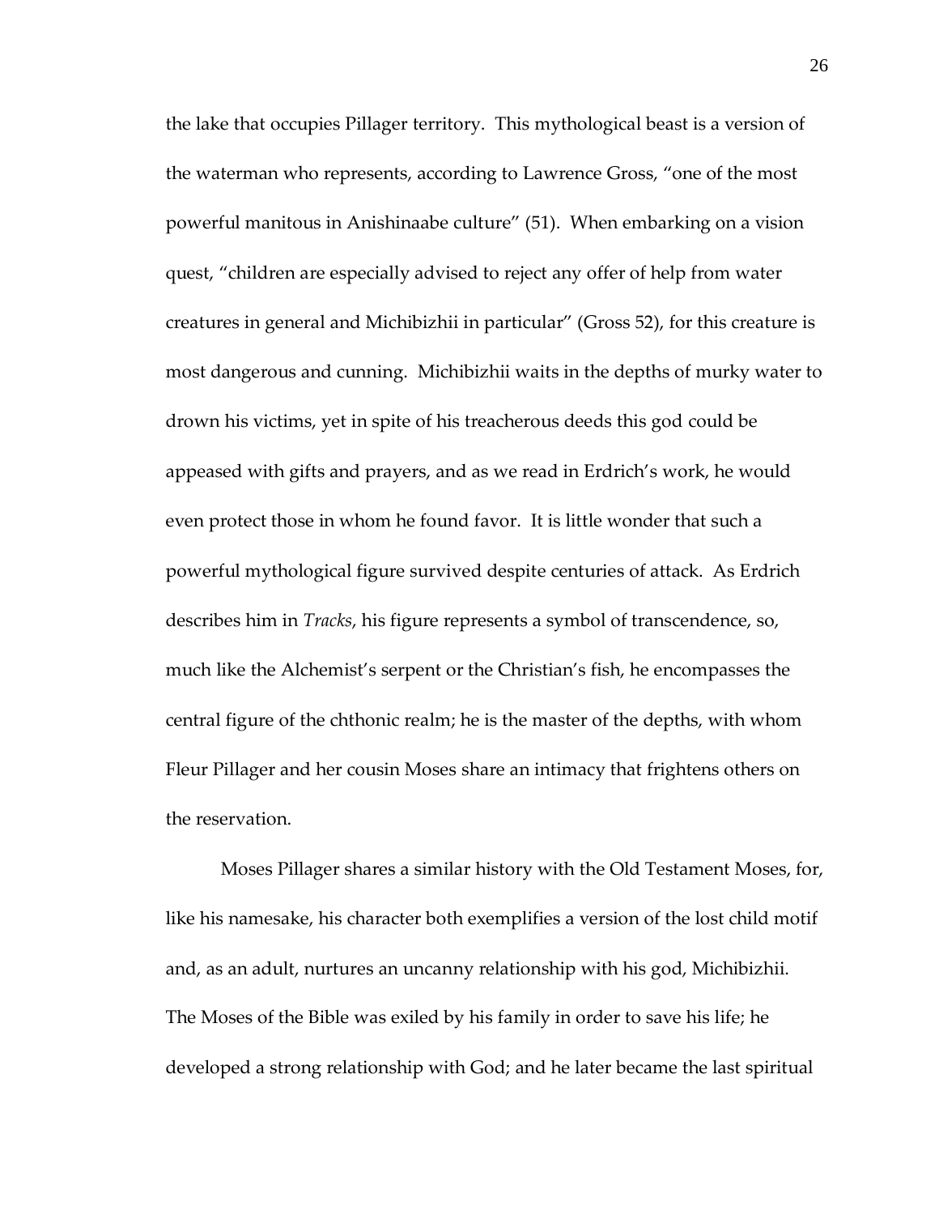the lake that occupies Pillager territory. This mythological beast is a version of the waterman who represents, according to Lawrence Gross, "one of the most powerful manitous in Anishinaabe culture" (51). When embarking on a vision quest, "children are especially advised to reject any offer of help from water creatures in general and Michibizhii in particular" (Gross 52), for this creature is most dangerous and cunning. Michibizhii waits in the depths of murky water to drown his victims, yet in spite of his treacherous deeds this god could be appeased with gifts and prayers, and as we read in Erdrich's work, he would even protect those in whom he found favor. It is little wonder that such a powerful mythological figure survived despite centuries of attack. As Erdrich describes him in *Tracks*, his figure represents a symbol of transcendence, so, much like the Alchemist's serpent or the Christian's fish, he encompasses the central figure of the chthonic realm; he is the master of the depths, with whom Fleur Pillager and her cousin Moses share an intimacy that frightens others on the reservation.

Moses Pillager shares a similar history with the Old Testament Moses, for, like his namesake, his character both exemplifies a version of the lost child motif and, as an adult, nurtures an uncanny relationship with his god, Michibizhii. The Moses of the Bible was exiled by his family in order to save his life; he developed a strong relationship with God; and he later became the last spiritual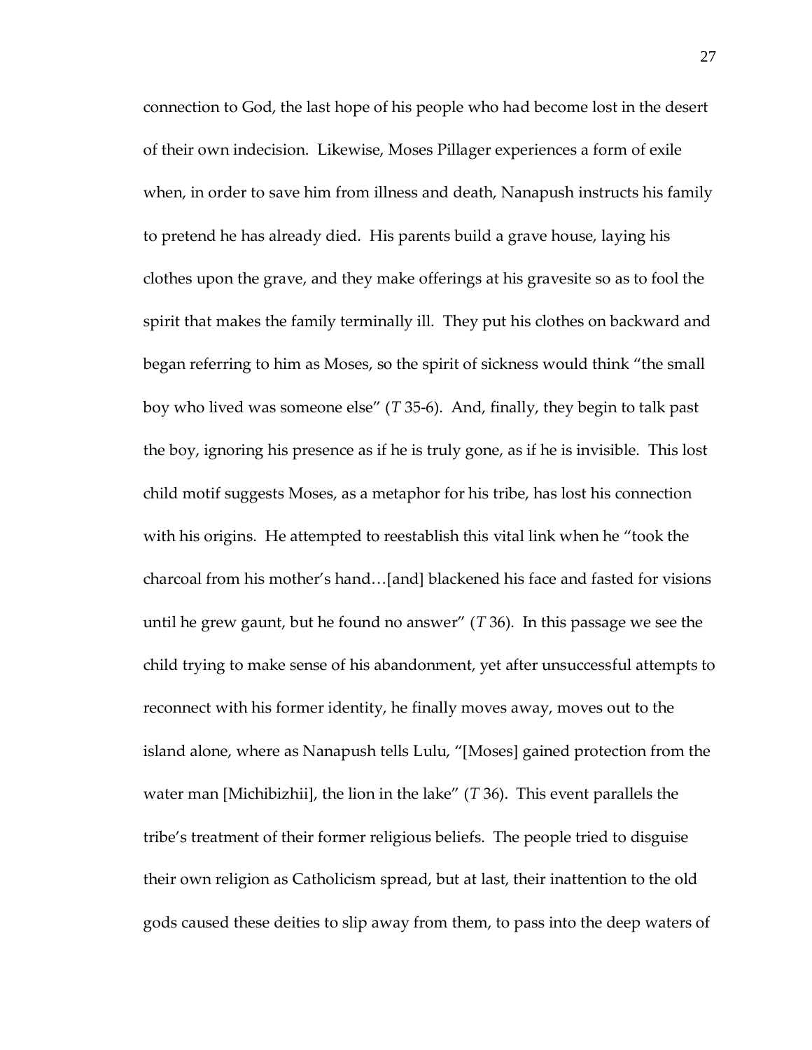connection to God, the last hope of his people who had become lost in the desert of their own indecision. Likewise, Moses Pillager experiences a form of exile when, in order to save him from illness and death, Nanapush instructs his family to pretend he has already died. His parents build a grave house, laying his clothes upon the grave, and they make offerings at his gravesite so as to fool the spirit that makes the family terminally ill. They put his clothes on backward and began referring to him as Moses, so the spirit of sickness would think "the small boy who lived was someone else" (*T* 35-6). And, finally, they begin to talk past the boy, ignoring his presence as if he is truly gone, as if he is invisible. This lost child motif suggests Moses, as a metaphor for his tribe, has lost his connection with his origins. He attempted to reestablish this vital link when he "took the charcoal from his mother's hand…[and] blackened his face and fasted for visions until he grew gaunt, but he found no answer" (*T* 36). In this passage we see the child trying to make sense of his abandonment, yet after unsuccessful attempts to reconnect with his former identity, he finally moves away, moves out to the island alone, where as Nanapush tells Lulu, "[Moses] gained protection from the water man [Michibizhii], the lion in the lake" (*T* 36). This event parallels the tribe's treatment of their former religious beliefs. The people tried to disguise their own religion as Catholicism spread, but at last, their inattention to the old gods caused these deities to slip away from them, to pass into the deep waters of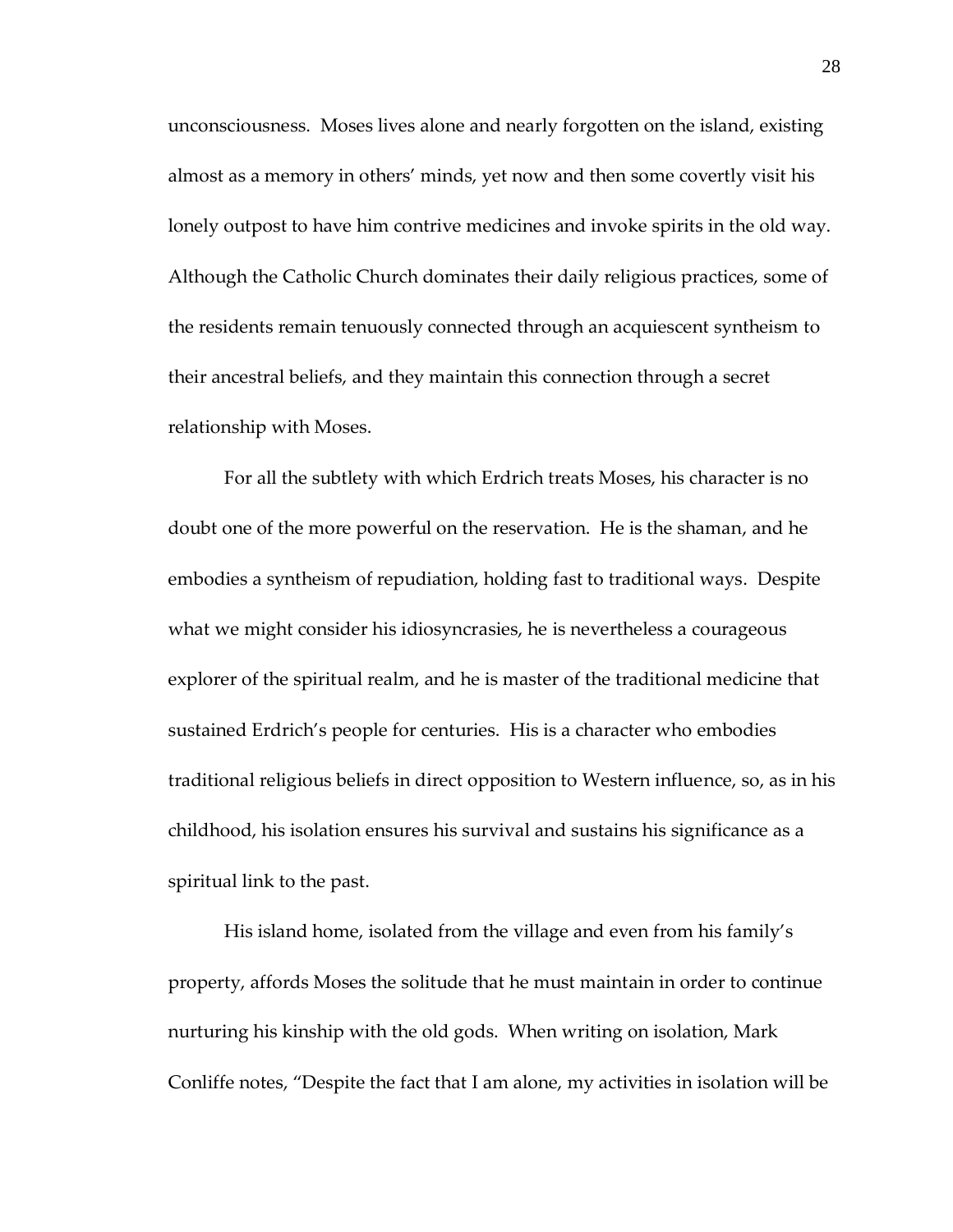unconsciousness. Moses lives alone and nearly forgotten on the island, existing almost as a memory in others' minds, yet now and then some covertly visit his lonely outpost to have him contrive medicines and invoke spirits in the old way. Although the Catholic Church dominates their daily religious practices, some of the residents remain tenuously connected through an acquiescent syntheism to their ancestral beliefs, and they maintain this connection through a secret relationship with Moses.

For all the subtlety with which Erdrich treats Moses, his character is no doubt one of the more powerful on the reservation. He is the shaman, and he embodies a syntheism of repudiation, holding fast to traditional ways. Despite what we might consider his idiosyncrasies, he is nevertheless a courageous explorer of the spiritual realm, and he is master of the traditional medicine that sustained Erdrich's people for centuries. His is a character who embodies traditional religious beliefs in direct opposition to Western influence, so, as in his childhood, his isolation ensures his survival and sustains his significance as a spiritual link to the past.

His island home, isolated from the village and even from his family's property, affords Moses the solitude that he must maintain in order to continue nurturing his kinship with the old gods. When writing on isolation, Mark Conliffe notes, "Despite the fact that I am alone, my activities in isolation will be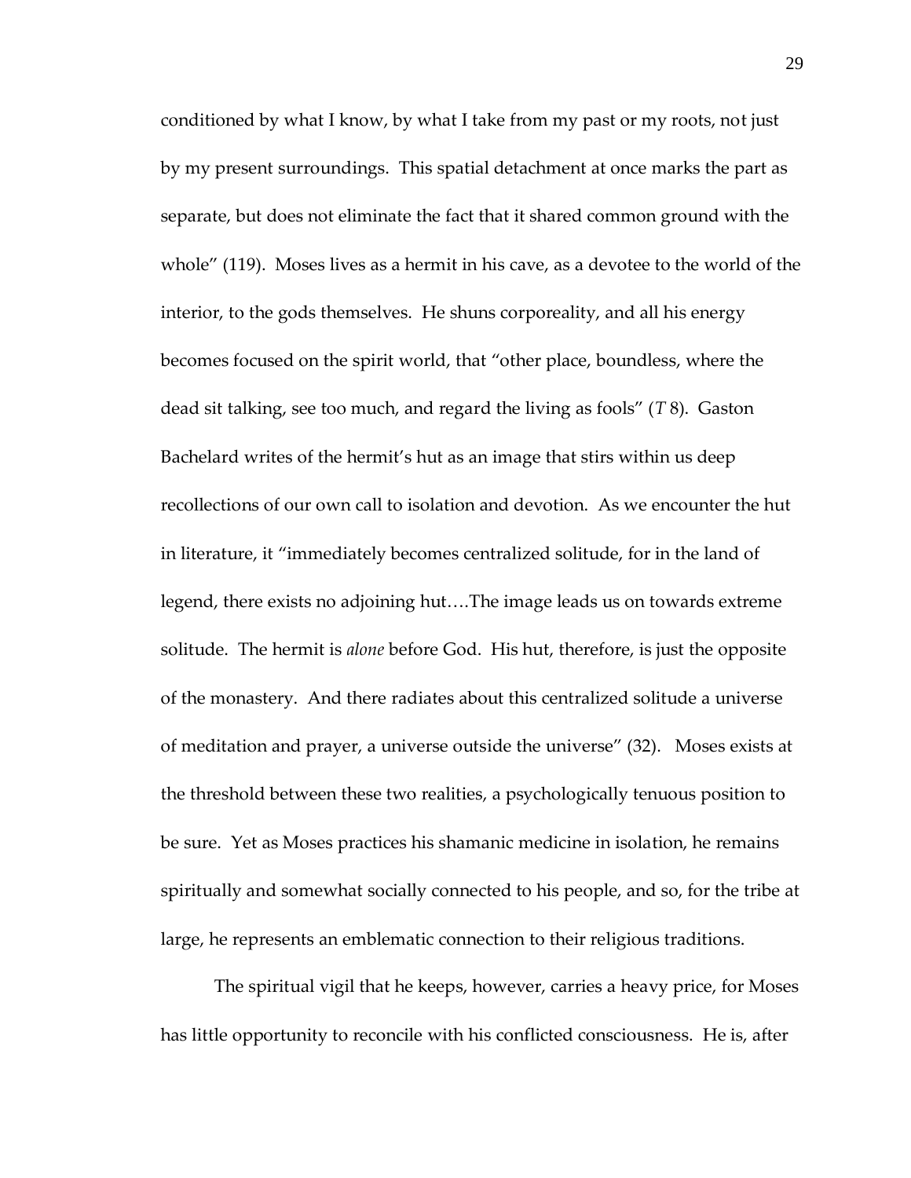conditioned by what I know, by what I take from my past or my roots, not just by my present surroundings. This spatial detachment at once marks the part as separate, but does not eliminate the fact that it shared common ground with the whole" (119). Moses lives as a hermit in his cave, as a devotee to the world of the interior, to the gods themselves. He shuns corporeality, and all his energy becomes focused on the spirit world, that "other place, boundless, where the dead sit talking, see too much, and regard the living as fools" (*T* 8). Gaston Bachelard writes of the hermit's hut as an image that stirs within us deep recollections of our own call to isolation and devotion. As we encounter the hut in literature, it "immediately becomes centralized solitude, for in the land of legend, there exists no adjoining hut….The image leads us on towards extreme solitude. The hermit is *alone* before God. His hut, therefore, is just the opposite of the monastery. And there radiates about this centralized solitude a universe of meditation and prayer, a universe outside the universe" (32). Moses exists at the threshold between these two realities, a psychologically tenuous position to be sure. Yet as Moses practices his shamanic medicine in isolation, he remains spiritually and somewhat socially connected to his people, and so, for the tribe at large, he represents an emblematic connection to their religious traditions.

The spiritual vigil that he keeps, however, carries a heavy price, for Moses has little opportunity to reconcile with his conflicted consciousness. He is, after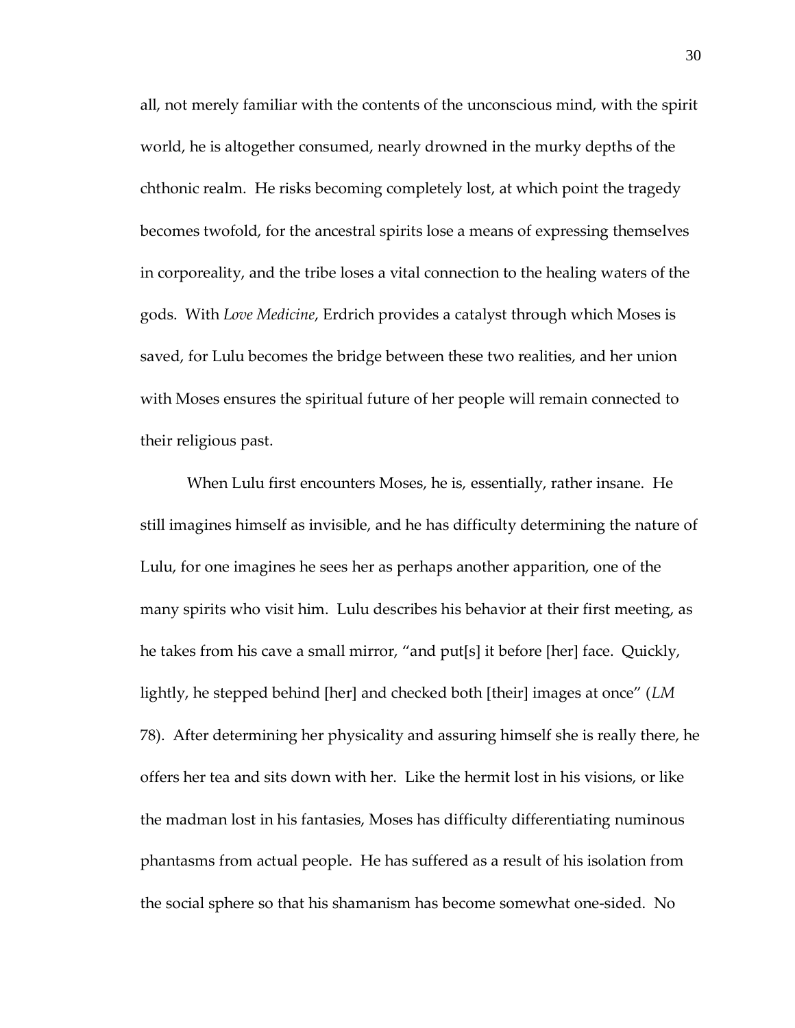all, not merely familiar with the contents of the unconscious mind, with the spirit world, he is altogether consumed, nearly drowned in the murky depths of the chthonic realm. He risks becoming completely lost, at which point the tragedy becomes twofold, for the ancestral spirits lose a means of expressing themselves in corporeality, and the tribe loses a vital connection to the healing waters of the gods. With *Love Medicine*, Erdrich provides a catalyst through which Moses is saved, for Lulu becomes the bridge between these two realities, and her union with Moses ensures the spiritual future of her people will remain connected to their religious past.

When Lulu first encounters Moses, he is, essentially, rather insane. He still imagines himself as invisible, and he has difficulty determining the nature of Lulu, for one imagines he sees her as perhaps another apparition, one of the many spirits who visit him. Lulu describes his behavior at their first meeting, as he takes from his cave a small mirror, "and put[s] it before [her] face. Quickly, lightly, he stepped behind [her] and checked both [their] images at once" (*LM* 78). After determining her physicality and assuring himself she is really there, he offers her tea and sits down with her. Like the hermit lost in his visions, or like the madman lost in his fantasies, Moses has difficulty differentiating numinous phantasms from actual people. He has suffered as a result of his isolation from the social sphere so that his shamanism has become somewhat one-sided. No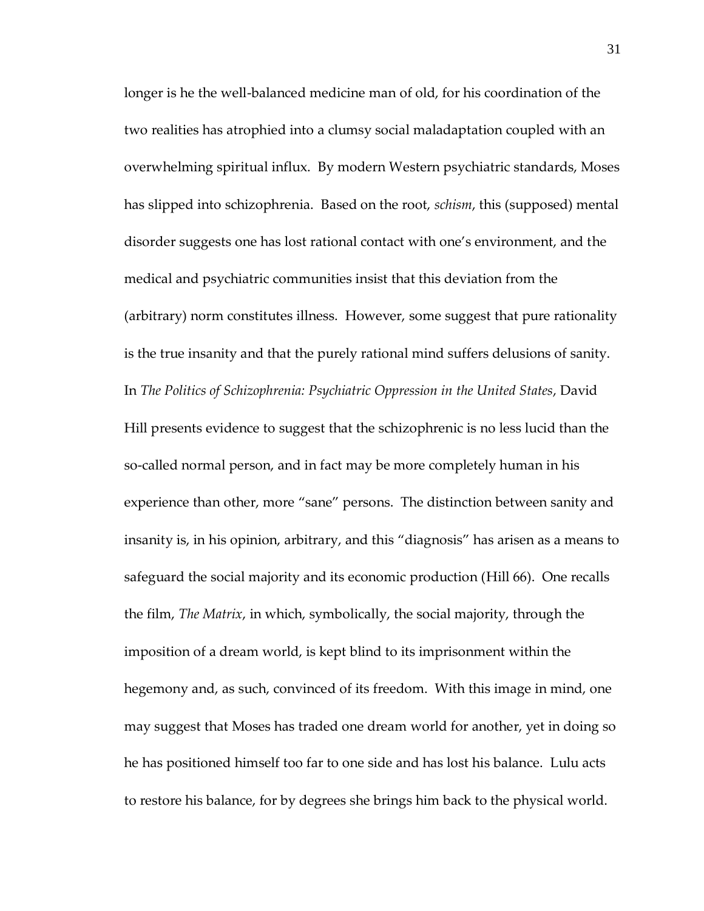longer is he the well-balanced medicine man of old, for his coordination of the two realities has atrophied into a clumsy social maladaptation coupled with an overwhelming spiritual influx. By modern Western psychiatric standards, Moses has slipped into schizophrenia. Based on the root, *schism*, this (supposed) mental disorder suggests one has lost rational contact with one's environment, and the medical and psychiatric communities insist that this deviation from the (arbitrary) norm constitutes illness. However, some suggest that pure rationality is the true insanity and that the purely rational mind suffers delusions of sanity. In *The Politics of Schizophrenia: Psychiatric Oppression in the United States*, David Hill presents evidence to suggest that the schizophrenic is no less lucid than the so-called normal person, and in fact may be more completely human in his experience than other, more "sane" persons. The distinction between sanity and insanity is, in his opinion, arbitrary, and this "diagnosis" has arisen as a means to safeguard the social majority and its economic production (Hill 66). One recalls the film, *The Matrix*, in which, symbolically, the social majority, through the imposition of a dream world, is kept blind to its imprisonment within the hegemony and, as such, convinced of its freedom. With this image in mind, one may suggest that Moses has traded one dream world for another, yet in doing so he has positioned himself too far to one side and has lost his balance. Lulu acts to restore his balance, for by degrees she brings him back to the physical world.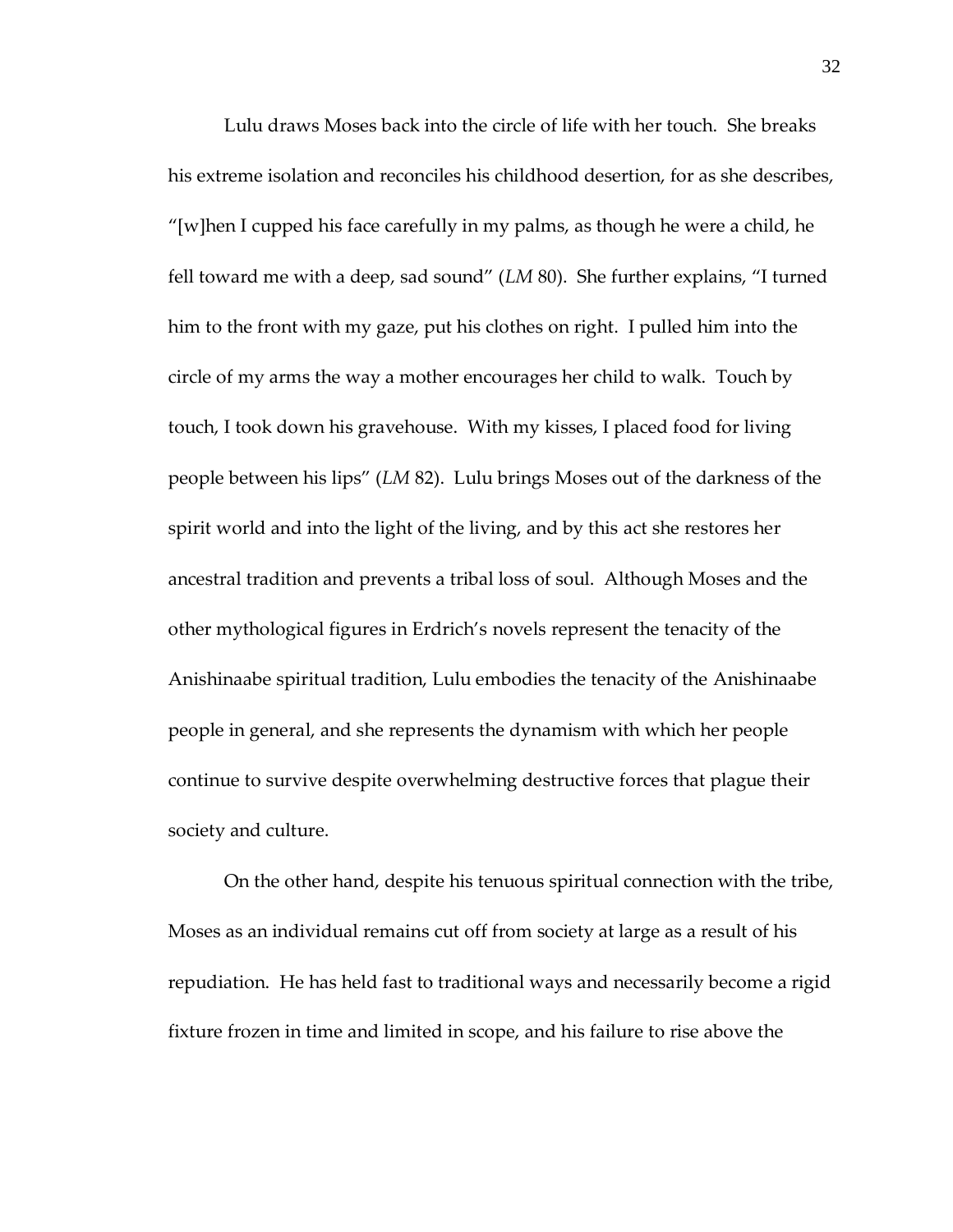Lulu draws Moses back into the circle of life with her touch. She breaks his extreme isolation and reconciles his childhood desertion, for as she describes, "[w]hen I cupped his face carefully in my palms, as though he were a child, he fell toward me with a deep, sad sound" (*LM* 80). She further explains, "I turned him to the front with my gaze, put his clothes on right. I pulled him into the circle of my arms the way a mother encourages her child to walk. Touch by touch, I took down his gravehouse. With my kisses, I placed food for living people between his lips" (*LM* 82). Lulu brings Moses out of the darkness of the spirit world and into the light of the living, and by this act she restores her ancestral tradition and prevents a tribal loss of soul. Although Moses and the other mythological figures in Erdrich's novels represent the tenacity of the Anishinaabe spiritual tradition, Lulu embodies the tenacity of the Anishinaabe people in general, and she represents the dynamism with which her people continue to survive despite overwhelming destructive forces that plague their society and culture.

On the other hand, despite his tenuous spiritual connection with the tribe, Moses as an individual remains cut off from society at large as a result of his repudiation. He has held fast to traditional ways and necessarily become a rigid fixture frozen in time and limited in scope, and his failure to rise above the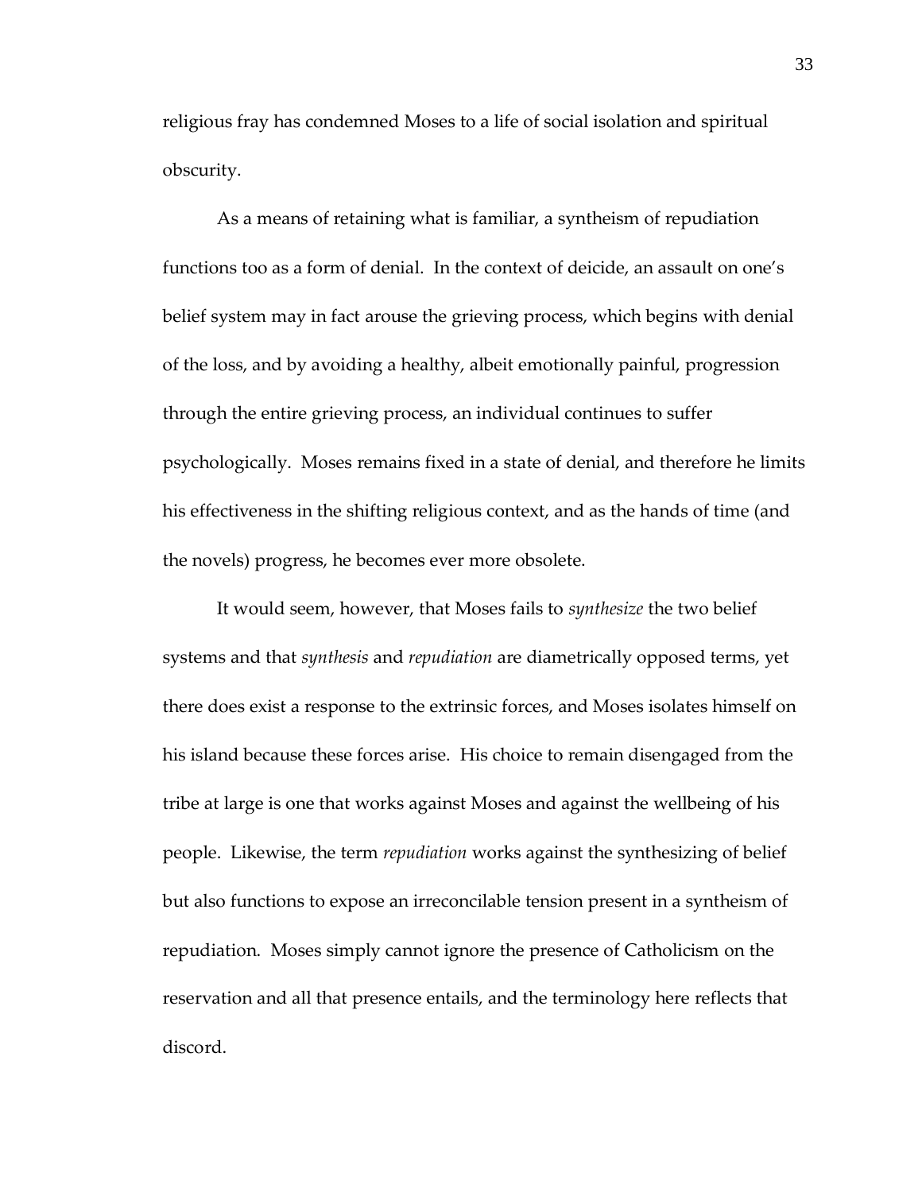religious fray has condemned Moses to a life of social isolation and spiritual obscurity.

As a means of retaining what is familiar, a syntheism of repudiation functions too as a form of denial. In the context of deicide, an assault on one's belief system may in fact arouse the grieving process, which begins with denial of the loss, and by avoiding a healthy, albeit emotionally painful, progression through the entire grieving process, an individual continues to suffer psychologically. Moses remains fixed in a state of denial, and therefore he limits his effectiveness in the shifting religious context, and as the hands of time (and the novels) progress, he becomes ever more obsolete.

It would seem, however, that Moses fails to *synthesize* the two belief systems and that *synthesis* and *repudiation* are diametrically opposed terms, yet there does exist a response to the extrinsic forces, and Moses isolates himself on his island because these forces arise. His choice to remain disengaged from the tribe at large is one that works against Moses and against the wellbeing of his people. Likewise, the term *repudiation* works against the synthesizing of belief but also functions to expose an irreconcilable tension present in a syntheism of repudiation. Moses simply cannot ignore the presence of Catholicism on the reservation and all that presence entails, and the terminology here reflects that discord.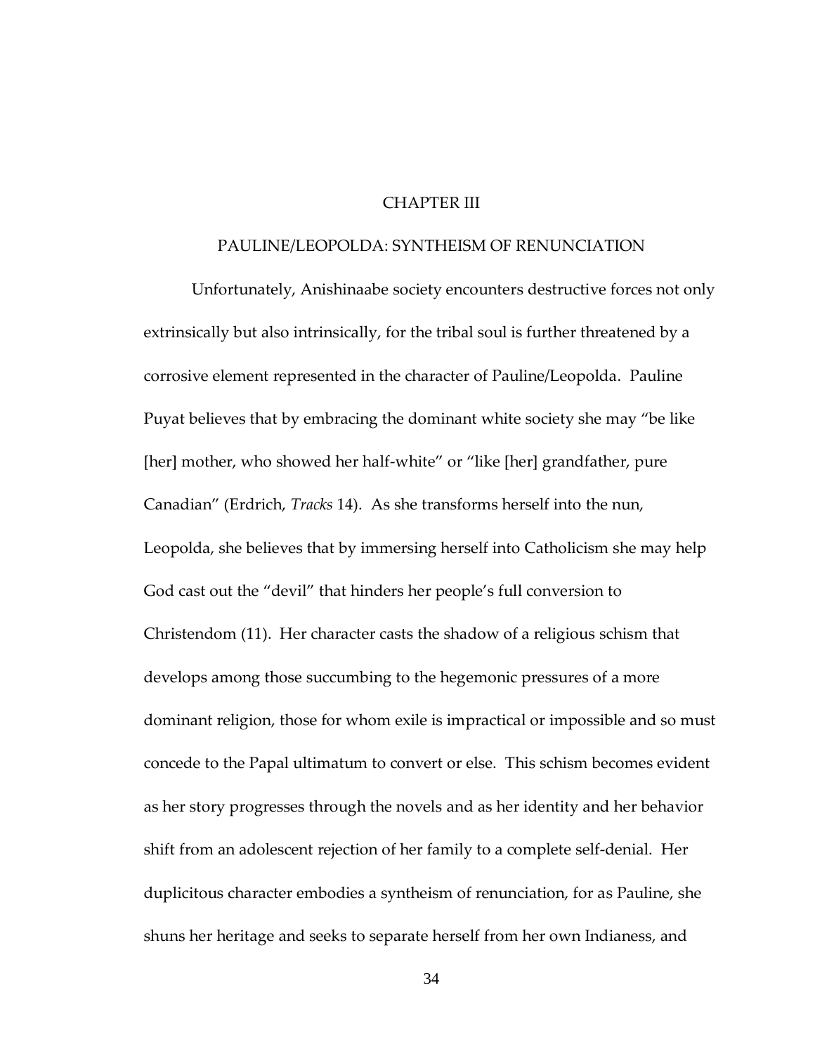# CHAPTER III

## PAULINE/LEOPOLDA: SYNTHEISM OF RENUNCIATION

Unfortunately, Anishinaabe society encounters destructive forces not only extrinsically but also intrinsically, for the tribal soul is further threatened by a corrosive element represented in the character of Pauline/Leopolda. Pauline Puyat believes that by embracing the dominant white society she may "be like [her] mother, who showed her half-white" or "like [her] grandfather, pure Canadian" (Erdrich, *Tracks* 14). As she transforms herself into the nun, Leopolda, she believes that by immersing herself into Catholicism she may help God cast out the "devil" that hinders her people's full conversion to Christendom (11). Her character casts the shadow of a religious schism that develops among those succumbing to the hegemonic pressures of a more dominant religion, those for whom exile is impractical or impossible and so must concede to the Papal ultimatum to convert or else. This schism becomes evident as her story progresses through the novels and as her identity and her behavior shift from an adolescent rejection of her family to a complete self-denial. Her duplicitous character embodies a syntheism of renunciation, for as Pauline, she shuns her heritage and seeks to separate herself from her own Indianess, and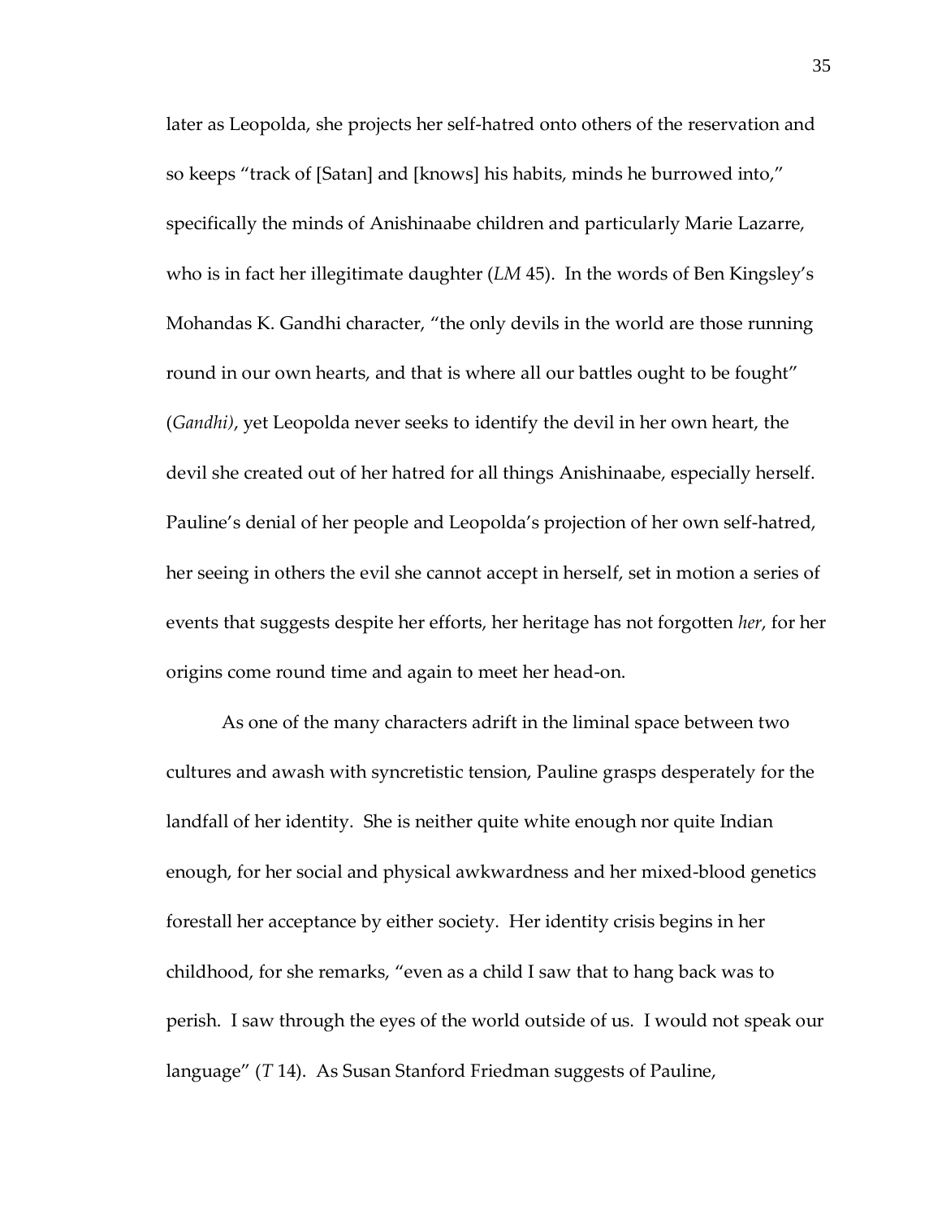later as Leopolda, she projects her self-hatred onto others of the reservation and so keeps "track of [Satan] and [knows] his habits, minds he burrowed into," specifically the minds of Anishinaabe children and particularly Marie Lazarre, who is in fact her illegitimate daughter (*LM* 45). In the words of Ben Kingsley's Mohandas K. Gandhi character, "the only devils in the world are those running round in our own hearts, and that is where all our battles ought to be fought" (*Gandhi)*, yet Leopolda never seeks to identify the devil in her own heart, the devil she created out of her hatred for all things Anishinaabe, especially herself. Pauline's denial of her people and Leopolda's projection of her own self-hatred, her seeing in others the evil she cannot accept in herself, set in motion a series of events that suggests despite her efforts, her heritage has not forgotten *her*, for her origins come round time and again to meet her head-on.

As one of the many characters adrift in the liminal space between two cultures and awash with syncretistic tension, Pauline grasps desperately for the landfall of her identity. She is neither quite white enough nor quite Indian enough, for her social and physical awkwardness and her mixed-blood genetics forestall her acceptance by either society. Her identity crisis begins in her childhood, for she remarks, "even as a child I saw that to hang back was to perish. I saw through the eyes of the world outside of us. I would not speak our language" (*T* 14). As Susan Stanford Friedman suggests of Pauline,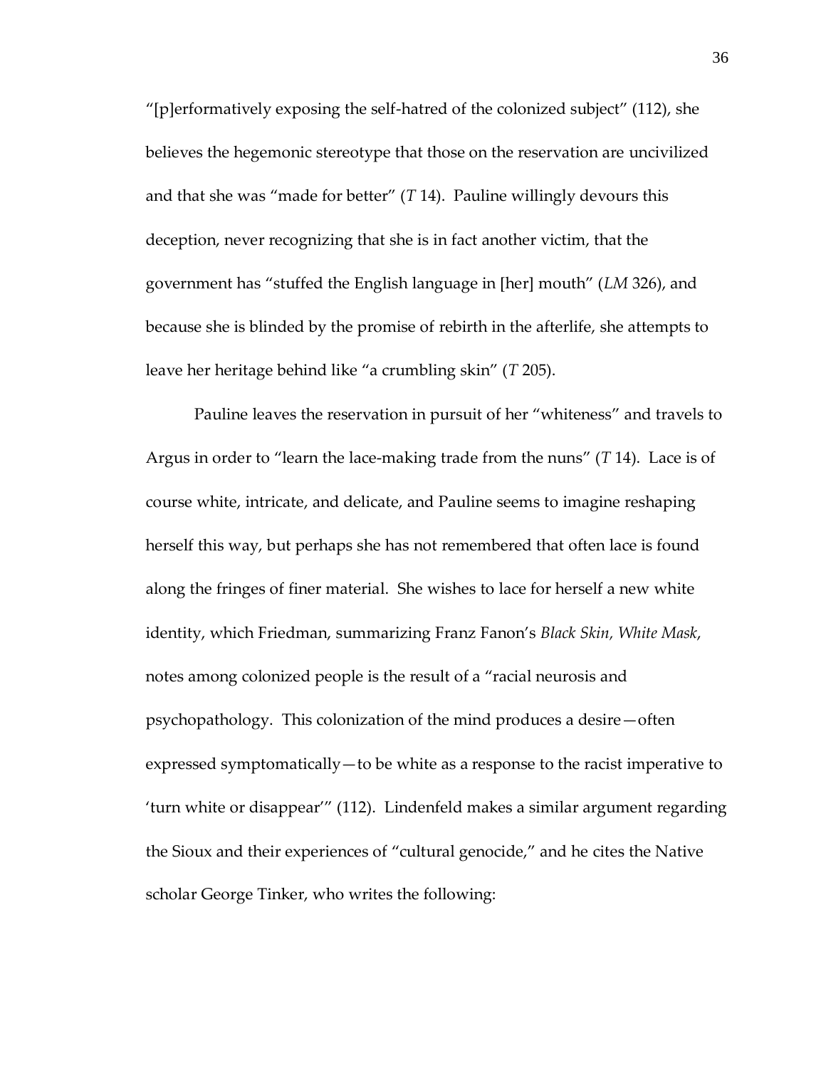"[p]erformatively exposing the self-hatred of the colonized subject" (112), she believes the hegemonic stereotype that those on the reservation are uncivilized and that she was "made for better" (*T* 14). Pauline willingly devours this deception, never recognizing that she is in fact another victim, that the government has "stuffed the English language in [her] mouth" (*LM* 326), and because she is blinded by the promise of rebirth in the afterlife, she attempts to leave her heritage behind like "a crumbling skin" (*T* 205).

Pauline leaves the reservation in pursuit of her "whiteness" and travels to Argus in order to "learn the lace-making trade from the nuns" (*T* 14). Lace is of course white, intricate, and delicate, and Pauline seems to imagine reshaping herself this way, but perhaps she has not remembered that often lace is found along the fringes of finer material. She wishes to lace for herself a new white identity, which Friedman, summarizing Franz Fanon's *Black Skin, White Mask*, notes among colonized people is the result of a "racial neurosis and psychopathology. This colonization of the mind produces a desire—often expressed symptomatically—to be white as a response to the racist imperative to 'turn white or disappear'" (112). Lindenfeld makes a similar argument regarding the Sioux and their experiences of "cultural genocide," and he cites the Native scholar George Tinker, who writes the following: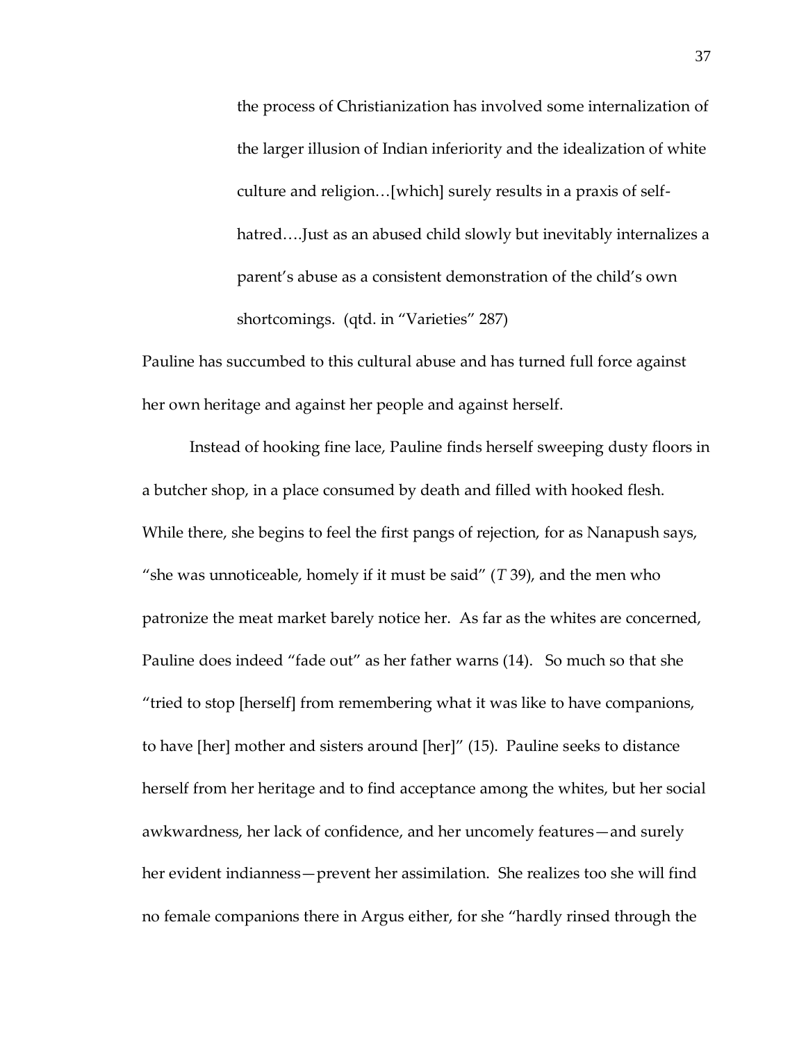> the process of Christianization has involved some internalization of the larger illusion of Indian inferiority and the idealization of white culture and religion…[which] surely results in a praxis of self-hatred….Just as an abused child slowly but inevitably internalizes a parent's abuse as a consistent demonstration of the child's own shortcomings. (qtd. in "Varieties" 287)

Pauline has succumbed to this cultural abuse and has turned full force against her own heritage and against her people and against herself.

Instead of hooking fine lace, Pauline finds herself sweeping dusty floors in a butcher shop, in a place consumed by death and filled with hooked flesh. While there, she begins to feel the first pangs of rejection, for as Nanapush says, "she was unnoticeable, homely if it must be said" (*T* 39), and the men who patronize the meat market barely notice her. As far as the whites are concerned, Pauline does indeed "fade out" as her father warns (14). So much so that she "tried to stop [herself] from remembering what it was like to have companions, to have [her] mother and sisters around [her]" (15). Pauline seeks to distance herself from her heritage and to find acceptance among the whites, but her social awkwardness, her lack of confidence, and her uncomely features—and surely her evident indianness—prevent her assimilation. She realizes too she will find no female companions there in Argus either, for she "hardly rinsed through the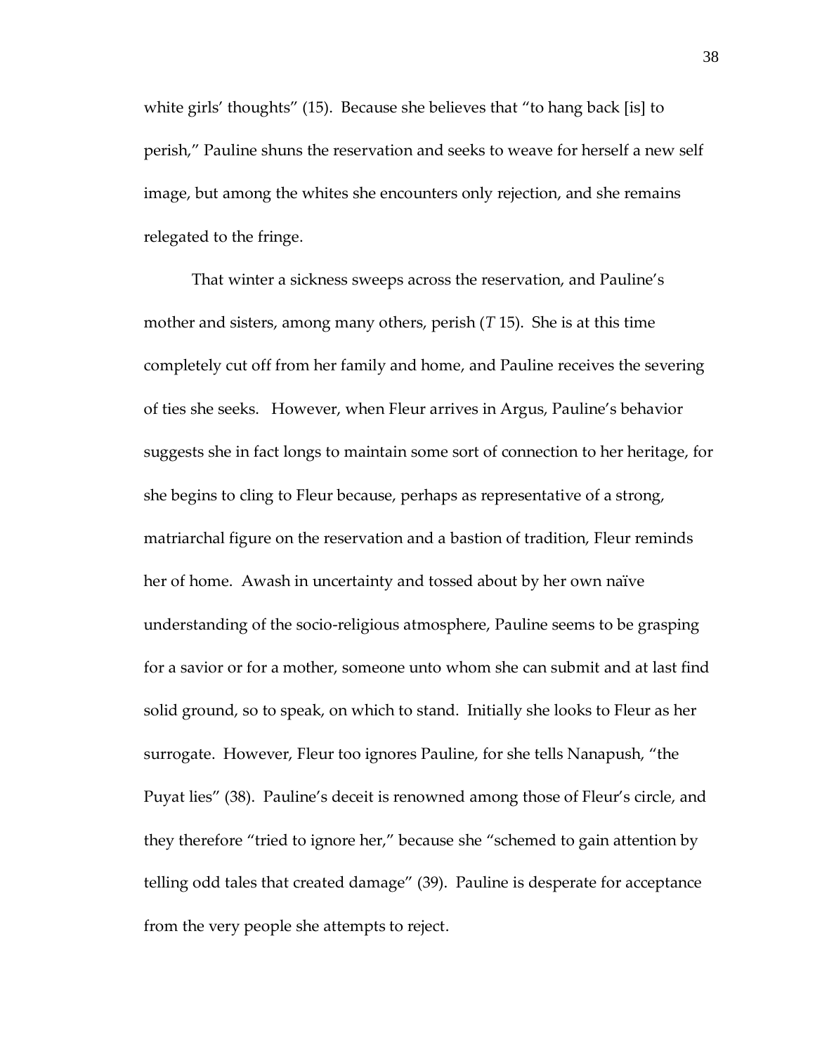white girls' thoughts" (15). Because she believes that "to hang back [is] to perish," Pauline shuns the reservation and seeks to weave for herself a new self image, but among the whites she encounters only rejection, and she remains relegated to the fringe.

That winter a sickness sweeps across the reservation, and Pauline's mother and sisters, among many others, perish (*T* 15). She is at this time completely cut off from her family and home, and Pauline receives the severing of ties she seeks. However, when Fleur arrives in Argus, Pauline's behavior suggests she in fact longs to maintain some sort of connection to her heritage, for she begins to cling to Fleur because, perhaps as representative of a strong, matriarchal figure on the reservation and a bastion of tradition, Fleur reminds her of home. Awash in uncertainty and tossed about by her own naïve understanding of the socio-religious atmosphere, Pauline seems to be grasping for a savior or for a mother, someone unto whom she can submit and at last find solid ground, so to speak, on which to stand. Initially she looks to Fleur as her surrogate. However, Fleur too ignores Pauline, for she tells Nanapush, "the Puyat lies" (38). Pauline's deceit is renowned among those of Fleur's circle, and they therefore "tried to ignore her," because she "schemed to gain attention by telling odd tales that created damage" (39). Pauline is desperate for acceptance from the very people she attempts to reject.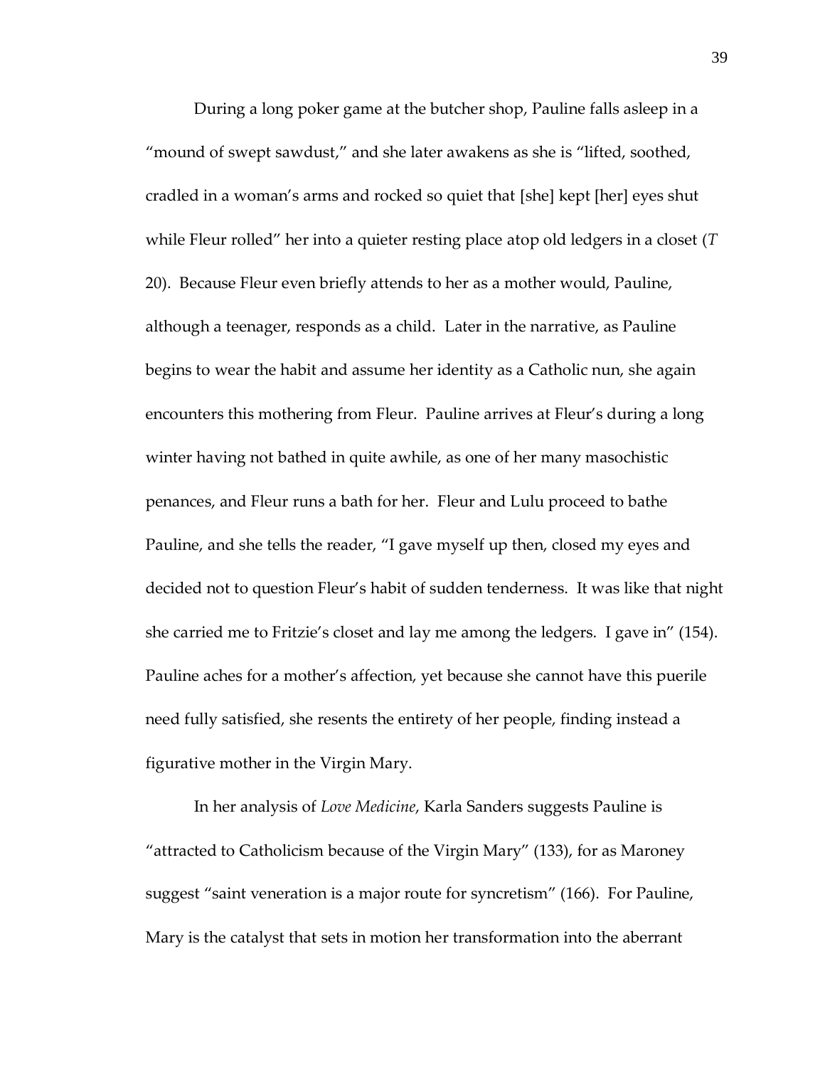During a long poker game at the butcher shop, Pauline falls asleep in a "mound of swept sawdust," and she later awakens as she is "lifted, soothed, cradled in a woman's arms and rocked so quiet that [she] kept [her] eyes shut while Fleur rolled" her into a quieter resting place atop old ledgers in a closet (*T* 20). Because Fleur even briefly attends to her as a mother would, Pauline, although a teenager, responds as a child. Later in the narrative, as Pauline begins to wear the habit and assume her identity as a Catholic nun, she again encounters this mothering from Fleur. Pauline arrives at Fleur's during a long winter having not bathed in quite awhile, as one of her many masochistic penances, and Fleur runs a bath for her. Fleur and Lulu proceed to bathe Pauline, and she tells the reader, "I gave myself up then, closed my eyes and decided not to question Fleur's habit of sudden tenderness. It was like that night she carried me to Fritzie's closet and lay me among the ledgers. I gave in" (154). Pauline aches for a mother's affection, yet because she cannot have this puerile need fully satisfied, she resents the entirety of her people, finding instead a figurative mother in the Virgin Mary.

In her analysis of *Love Medicine*, Karla Sanders suggests Pauline is "attracted to Catholicism because of the Virgin Mary" (133), for as Maroney suggest "saint veneration is a major route for syncretism" (166). For Pauline, Mary is the catalyst that sets in motion her transformation into the aberrant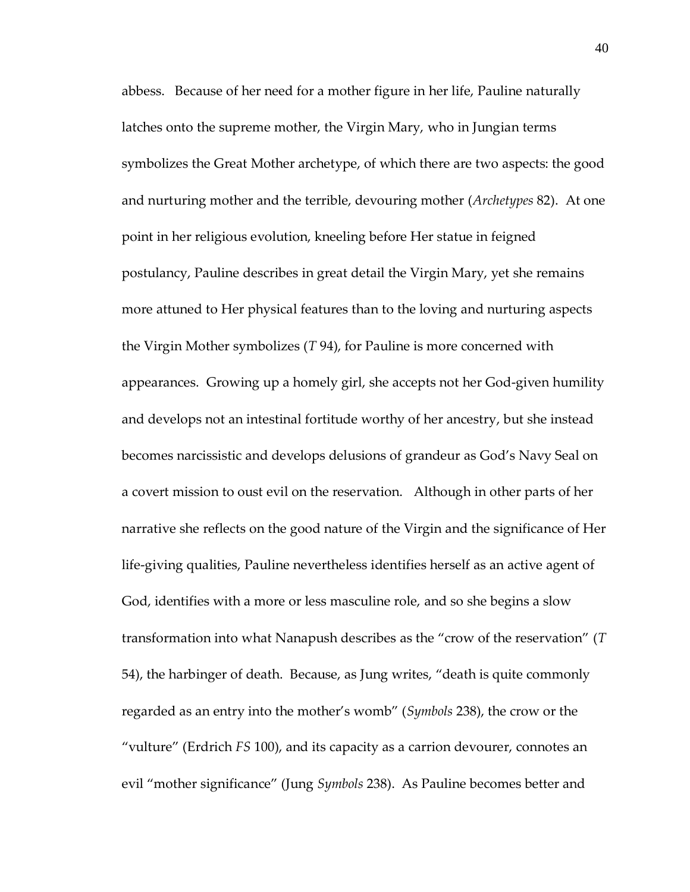abbess. Because of her need for a mother figure in her life, Pauline naturally latches onto the supreme mother, the Virgin Mary, who in Jungian terms symbolizes the Great Mother archetype, of which there are two aspects: the good and nurturing mother and the terrible, devouring mother (*Archetypes* 82). At one point in her religious evolution, kneeling before Her statue in feigned postulancy, Pauline describes in great detail the Virgin Mary, yet she remains more attuned to Her physical features than to the loving and nurturing aspects the Virgin Mother symbolizes (*T* 94), for Pauline is more concerned with appearances. Growing up a homely girl, she accepts not her God-given humility and develops not an intestinal fortitude worthy of her ancestry, but she instead becomes narcissistic and develops delusions of grandeur as God's Navy Seal on a covert mission to oust evil on the reservation. Although in other parts of her narrative she reflects on the good nature of the Virgin and the significance of Her life-giving qualities, Pauline nevertheless identifies herself as an active agent of God, identifies with a more or less masculine role, and so she begins a slow transformation into what Nanapush describes as the "crow of the reservation" (*T* 54), the harbinger of death. Because, as Jung writes, "death is quite commonly regarded as an entry into the mother's womb" (*Symbols* 238), the crow or the "vulture" (Erdrich *FS* 100), and its capacity as a carrion devourer, connotes an evil "mother significance" (Jung *Symbols* 238). As Pauline becomes better and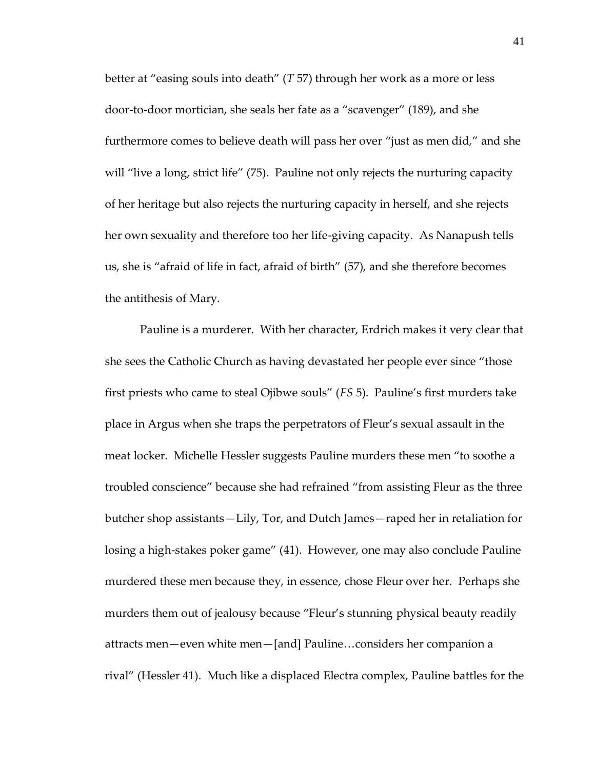better at "easing souls into death" (*T* 57) through her work as a more or less door-to-door mortician, she seals her fate as a "scavenger" (189), and she furthermore comes to believe death will pass her over "just as men did," and she will "live a long, strict life" (75). Pauline not only rejects the nurturing capacity of her heritage but also rejects the nurturing capacity in herself, and she rejects her own sexuality and therefore too her life-giving capacity. As Nanapush tells us, she is "afraid of life in fact, afraid of birth" (57), and she therefore becomes the antithesis of Mary.

Pauline is a murderer. With her character, Erdrich makes it very clear that she sees the Catholic Church as having devastated her people ever since "those first priests who came to steal Ojibwe souls" (*FS* 5). Pauline's first murders take place in Argus when she traps the perpetrators of Fleur's sexual assault in the meat locker. Michelle Hessler suggests Pauline murders these men "to soothe a troubled conscience" because she had refrained "from assisting Fleur as the three butcher shop assistants—Lily, Tor, and Dutch James—raped her in retaliation for losing a high-stakes poker game" (41). However, one may also conclude Pauline murdered these men because they, in essence, chose Fleur over her. Perhaps she murders them out of jealousy because "Fleur's stunning physical beauty readily attracts men—even white men—[and] Pauline…considers her companion a rival" (Hessler 41). Much like a displaced Electra complex, Pauline battles for the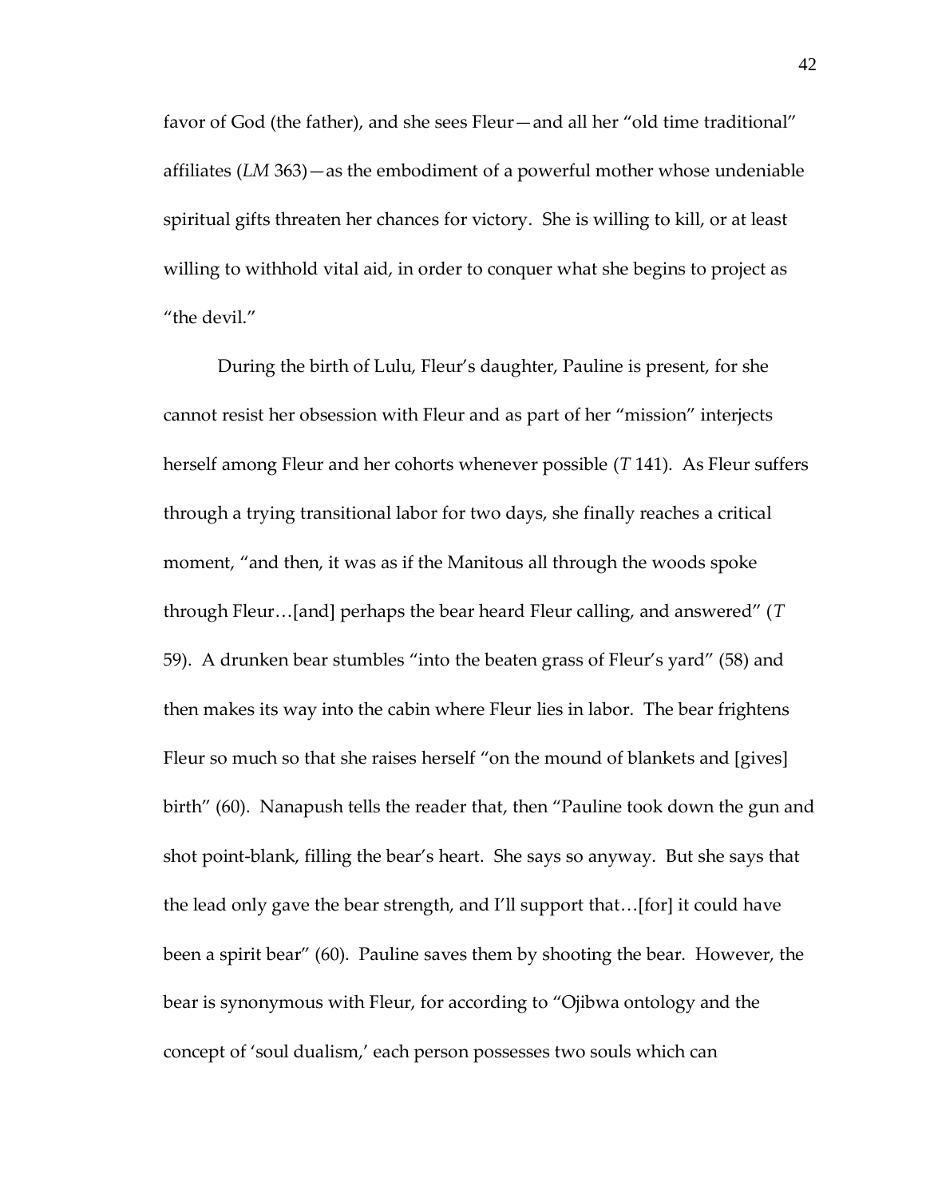favor of God (the father), and she sees Fleur—and all her "old time traditional" affiliates (*LM* 363)—as the embodiment of a powerful mother whose undeniable spiritual gifts threaten her chances for victory. She is willing to kill, or at least willing to withhold vital aid, in order to conquer what she begins to project as "the devil."

During the birth of Lulu, Fleur's daughter, Pauline is present, for she cannot resist her obsession with Fleur and as part of her "mission" interjects herself among Fleur and her cohorts whenever possible (*T* 141). As Fleur suffers through a trying transitional labor for two days, she finally reaches a critical moment, "and then, it was as if the Manitous all through the woods spoke through Fleur…[and] perhaps the bear heard Fleur calling, and answered" (*T* 59). A drunken bear stumbles "into the beaten grass of Fleur's yard" (58) and then makes its way into the cabin where Fleur lies in labor. The bear frightens Fleur so much so that she raises herself "on the mound of blankets and [gives] birth" (60). Nanapush tells the reader that, then "Pauline took down the gun and shot point-blank, filling the bear's heart. She says so anyway. But she says that the lead only gave the bear strength, and I'll support that…[for] it could have been a spirit bear" (60). Pauline saves them by shooting the bear. However, the bear is synonymous with Fleur, for according to "Ojibwa ontology and the concept of 'soul dualism,' each person possesses two souls which can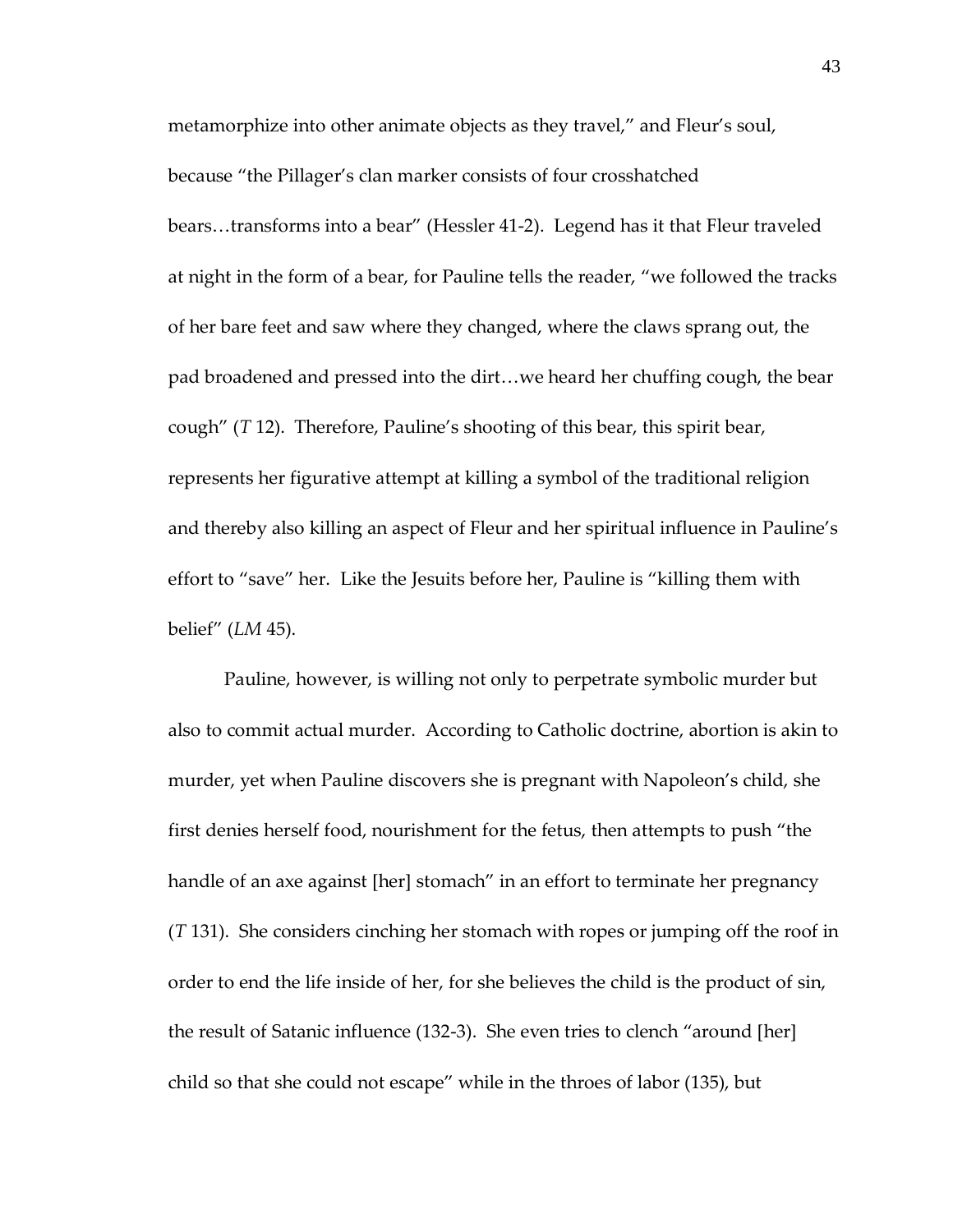metamorphize into other animate objects as they travel," and Fleur's soul, because "the Pillager's clan marker consists of four crosshatched bears…transforms into a bear" (Hessler 41-2). Legend has it that Fleur traveled at night in the form of a bear, for Pauline tells the reader, "we followed the tracks of her bare feet and saw where they changed, where the claws sprang out, the pad broadened and pressed into the dirt…we heard her chuffing cough, the bear cough" (*T* 12). Therefore, Pauline's shooting of this bear, this spirit bear, represents her figurative attempt at killing a symbol of the traditional religion and thereby also killing an aspect of Fleur and her spiritual influence in Pauline's effort to "save" her. Like the Jesuits before her, Pauline is "killing them with belief" (*LM* 45).

Pauline, however, is willing not only to perpetrate symbolic murder but also to commit actual murder. According to Catholic doctrine, abortion is akin to murder, yet when Pauline discovers she is pregnant with Napoleon's child, she first denies herself food, nourishment for the fetus, then attempts to push "the handle of an axe against [her] stomach" in an effort to terminate her pregnancy (*T* 131). She considers cinching her stomach with ropes or jumping off the roof in order to end the life inside of her, for she believes the child is the product of sin, the result of Satanic influence (132-3). She even tries to clench "around [her] child so that she could not escape" while in the throes of labor (135), but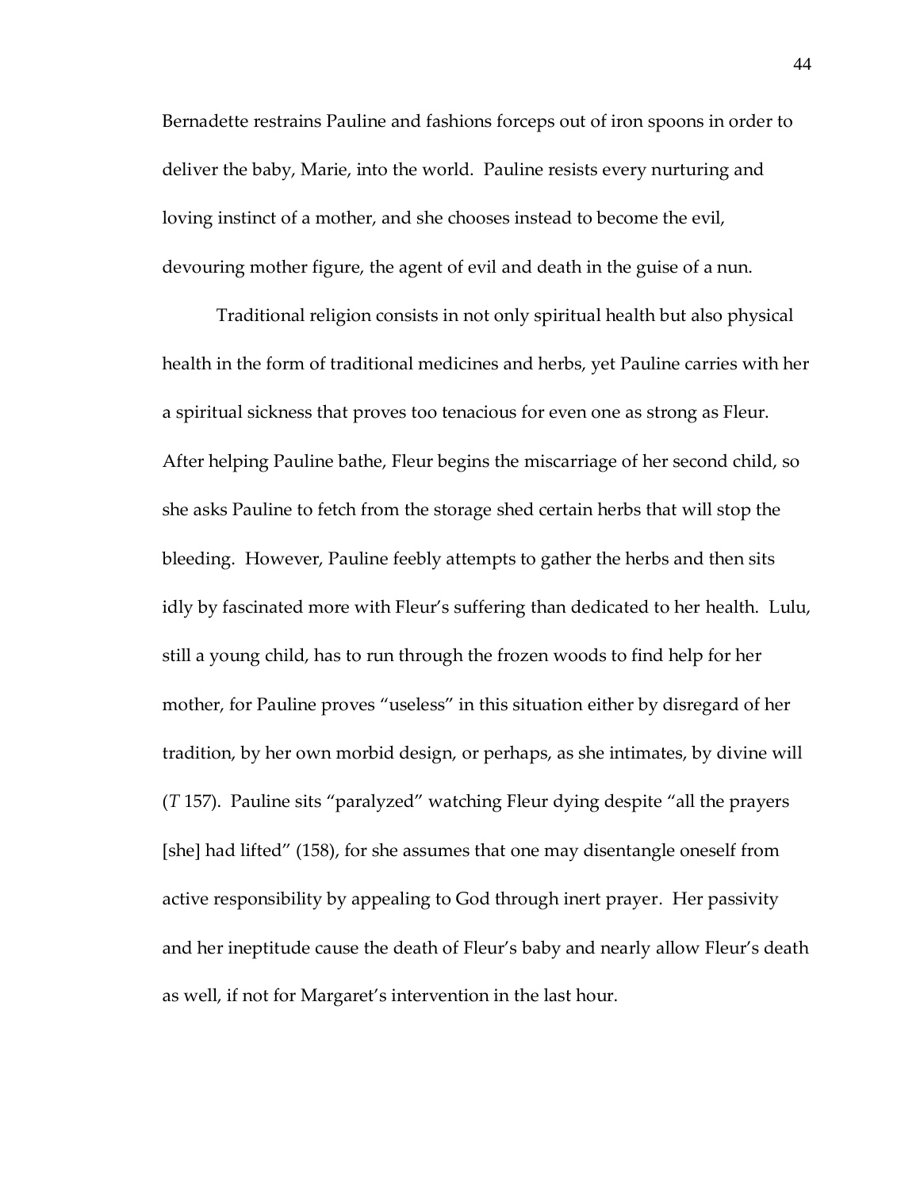Bernadette restrains Pauline and fashions forceps out of iron spoons in order to deliver the baby, Marie, into the world. Pauline resists every nurturing and loving instinct of a mother, and she chooses instead to become the evil, devouring mother figure, the agent of evil and death in the guise of a nun.

Traditional religion consists in not only spiritual health but also physical health in the form of traditional medicines and herbs, yet Pauline carries with her a spiritual sickness that proves too tenacious for even one as strong as Fleur. After helping Pauline bathe, Fleur begins the miscarriage of her second child, so she asks Pauline to fetch from the storage shed certain herbs that will stop the bleeding. However, Pauline feebly attempts to gather the herbs and then sits idly by fascinated more with Fleur's suffering than dedicated to her health. Lulu, still a young child, has to run through the frozen woods to find help for her mother, for Pauline proves "useless" in this situation either by disregard of her tradition, by her own morbid design, or perhaps, as she intimates, by divine will (*T* 157). Pauline sits "paralyzed" watching Fleur dying despite "all the prayers [she] had lifted" (158), for she assumes that one may disentangle oneself from active responsibility by appealing to God through inert prayer. Her passivity and her ineptitude cause the death of Fleur's baby and nearly allow Fleur's death as well, if not for Margaret's intervention in the last hour.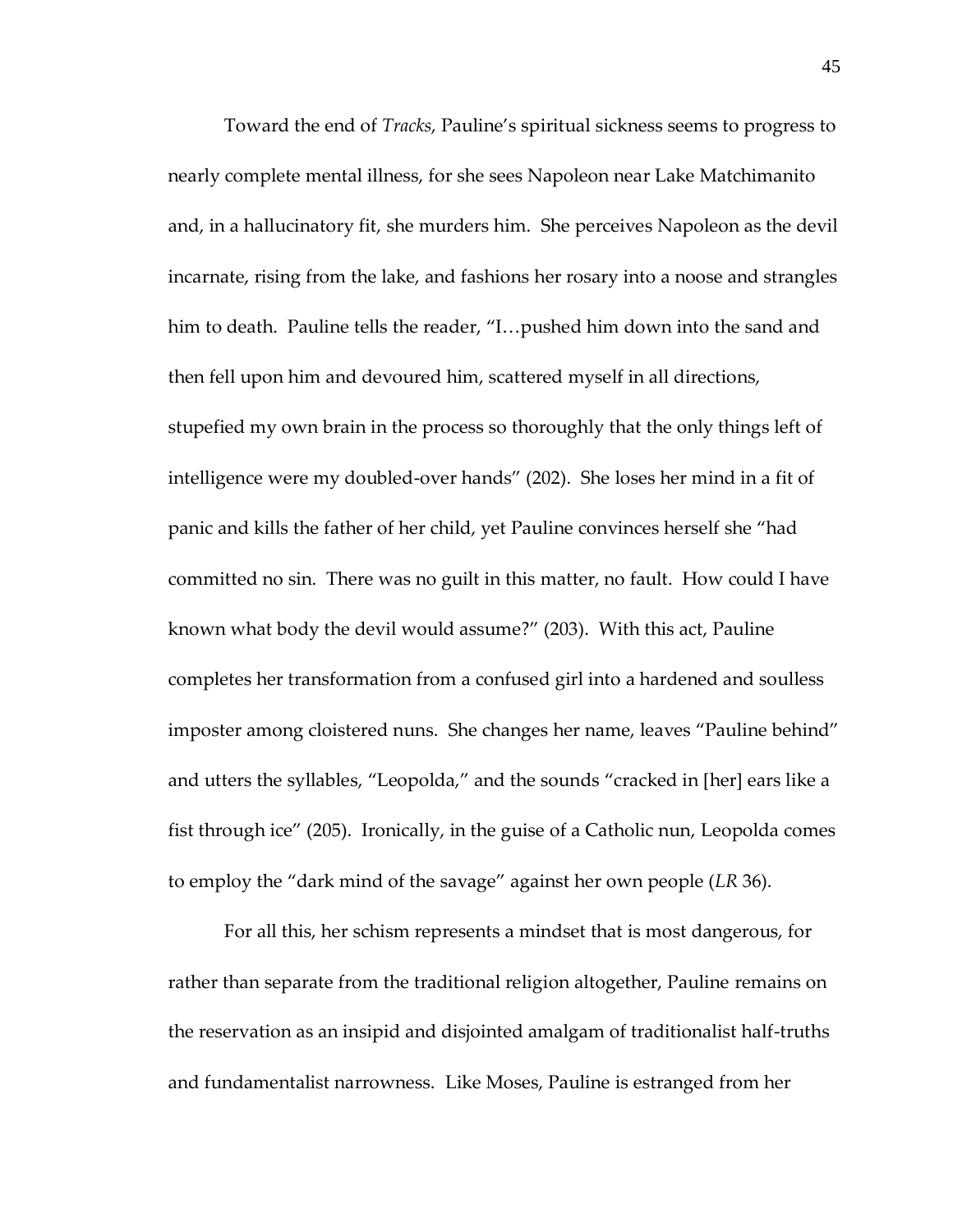Toward the end of *Tracks*, Pauline's spiritual sickness seems to progress to nearly complete mental illness, for she sees Napoleon near Lake Matchimanito and, in a hallucinatory fit, she murders him. She perceives Napoleon as the devil incarnate, rising from the lake, and fashions her rosary into a noose and strangles him to death. Pauline tells the reader, "I…pushed him down into the sand and then fell upon him and devoured him, scattered myself in all directions, stupefied my own brain in the process so thoroughly that the only things left of intelligence were my doubled-over hands" (202). She loses her mind in a fit of panic and kills the father of her child, yet Pauline convinces herself she "had committed no sin. There was no guilt in this matter, no fault. How could I have known what body the devil would assume?" (203). With this act, Pauline completes her transformation from a confused girl into a hardened and soulless imposter among cloistered nuns. She changes her name, leaves "Pauline behind" and utters the syllables, "Leopolda," and the sounds "cracked in [her] ears like a fist through ice" (205). Ironically, in the guise of a Catholic nun, Leopolda comes to employ the "dark mind of the savage" against her own people (*LR* 36).

For all this, her schism represents a mindset that is most dangerous, for rather than separate from the traditional religion altogether, Pauline remains on the reservation as an insipid and disjointed amalgam of traditionalist half-truths and fundamentalist narrowness. Like Moses, Pauline is estranged from her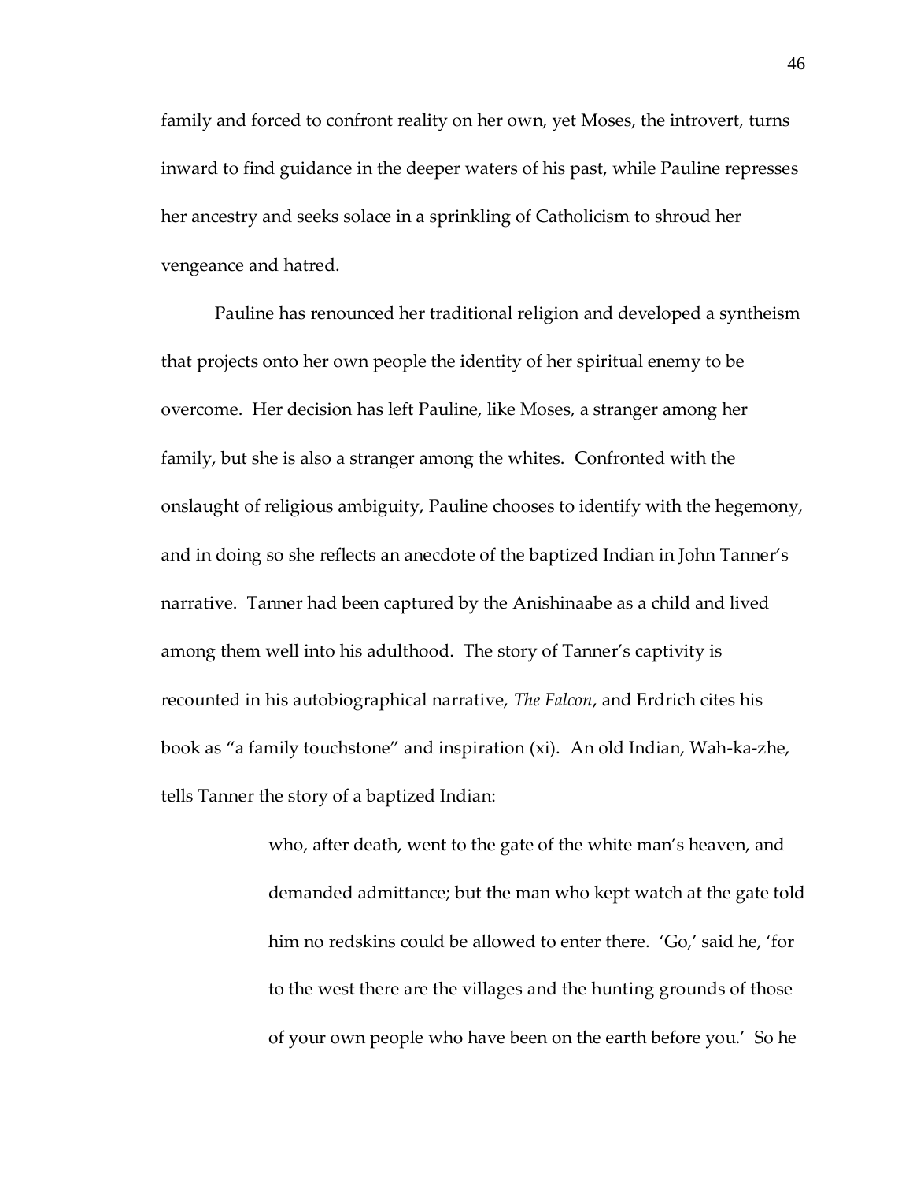family and forced to confront reality on her own, yet Moses, the introvert, turns inward to find guidance in the deeper waters of his past, while Pauline represses her ancestry and seeks solace in a sprinkling of Catholicism to shroud her vengeance and hatred.

Pauline has renounced her traditional religion and developed a syntheism that projects onto her own people the identity of her spiritual enemy to be overcome. Her decision has left Pauline, like Moses, a stranger among her family, but she is also a stranger among the whites. Confronted with the onslaught of religious ambiguity, Pauline chooses to identify with the hegemony, and in doing so she reflects an anecdote of the baptized Indian in John Tanner's narrative. Tanner had been captured by the Anishinaabe as a child and lived among them well into his adulthood. The story of Tanner's captivity is recounted in his autobiographical narrative, *The Falcon*, and Erdrich cites his book as "a family touchstone" and inspiration (xi). An old Indian, Wah-ka-zhe, tells Tanner the story of a baptized Indian:

> who, after death, went to the gate of the white man's heaven, and demanded admittance; but the man who kept watch at the gate told him no redskins could be allowed to enter there. 'Go,' said he, 'for to the west there are the villages and the hunting grounds of those of your own people who have been on the earth before you.' So he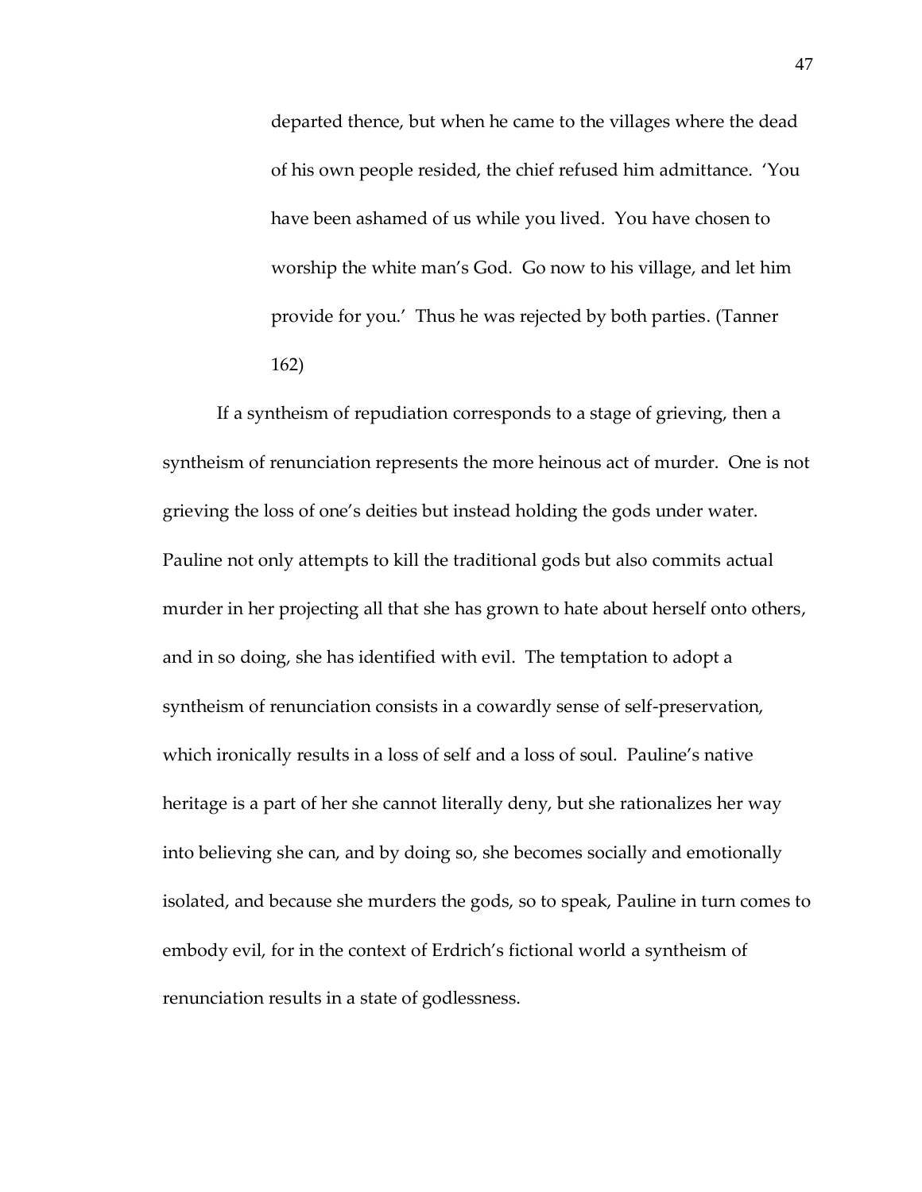> departed thence, but when he came to the villages where the dead of his own people resided, the chief refused him admittance. 'You have been ashamed of us while you lived. You have chosen to worship the white man's God. Go now to his village, and let him provide for you.' Thus he was rejected by both parties. (Tanner 162)

If a syntheism of repudiation corresponds to a stage of grieving, then a syntheism of renunciation represents the more heinous act of murder. One is not grieving the loss of one's deities but instead holding the gods under water. Pauline not only attempts to kill the traditional gods but also commits actual murder in her projecting all that she has grown to hate about herself onto others, and in so doing, she has identified with evil. The temptation to adopt a syntheism of renunciation consists in a cowardly sense of self-preservation, which ironically results in a loss of self and a loss of soul. Pauline's native heritage is a part of her she cannot literally deny, but she rationalizes her way into believing she can, and by doing so, she becomes socially and emotionally isolated, and because she murders the gods, so to speak, Pauline in turn comes to embody evil, for in the context of Erdrich's fictional world a syntheism of renunciation results in a state of godlessness.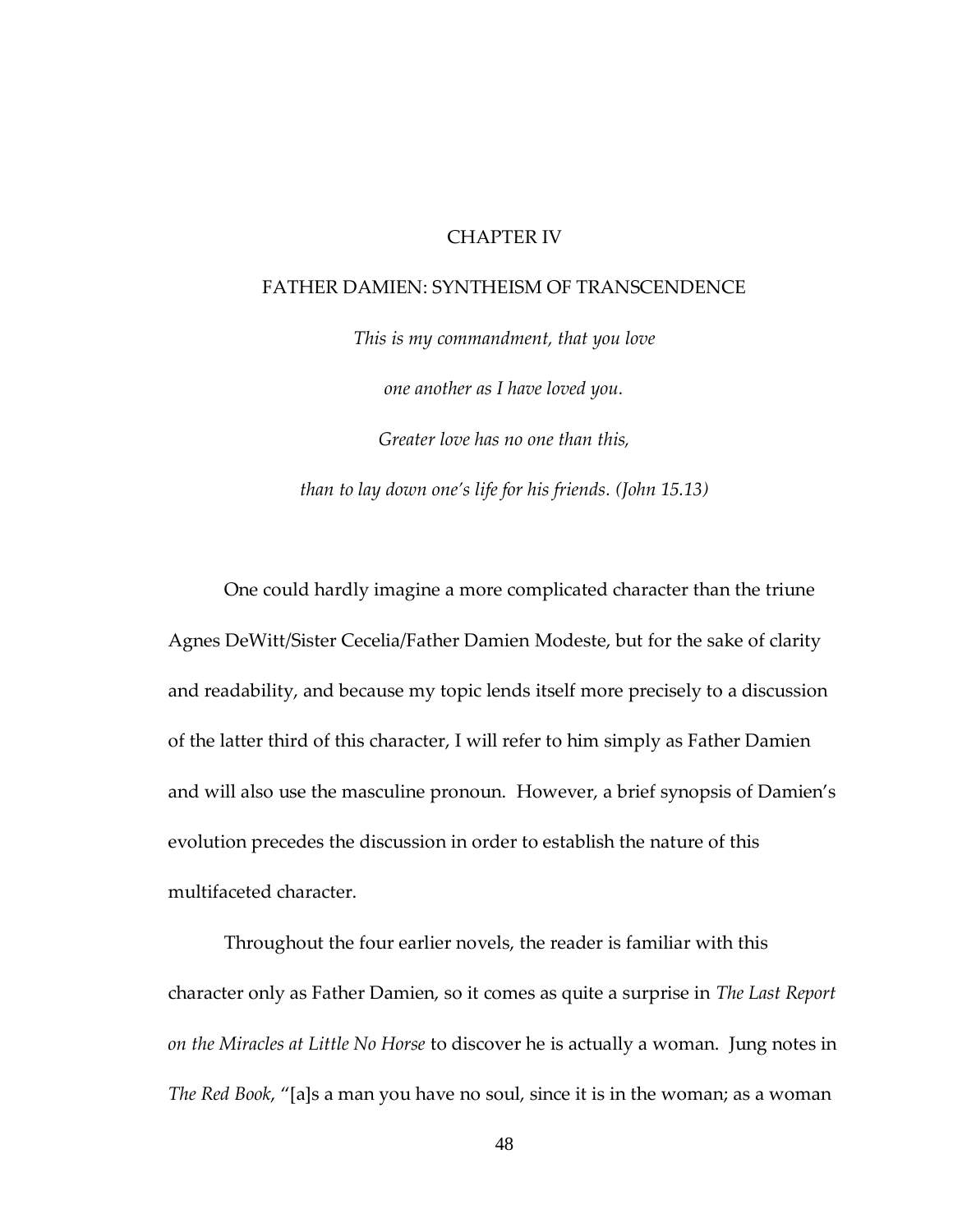# CHAPTER IV

## FATHER DAMIEN: SYNTHEISM OF TRANSCENDENCE

*This is my commandment, that you love*

*one another as I have loved you.*

*Greater love has no one than this,*

*than to lay down one's life for his friends. (John 15.13)*

One could hardly imagine a more complicated character than the triune Agnes DeWitt/Sister Cecelia/Father Damien Modeste, but for the sake of clarity and readability, and because my topic lends itself more precisely to a discussion of the latter third of this character, I will refer to him simply as Father Damien and will also use the masculine pronoun. However, a brief synopsis of Damien's evolution precedes the discussion in order to establish the nature of this multifaceted character.

Throughout the four earlier novels, the reader is familiar with this character only as Father Damien, so it comes as quite a surprise in *The Last Report on the Miracles at Little No Horse* to discover he is actually a woman. Jung notes in *The Red Book*, "[a]s a man you have no soul, since it is in the woman; as a woman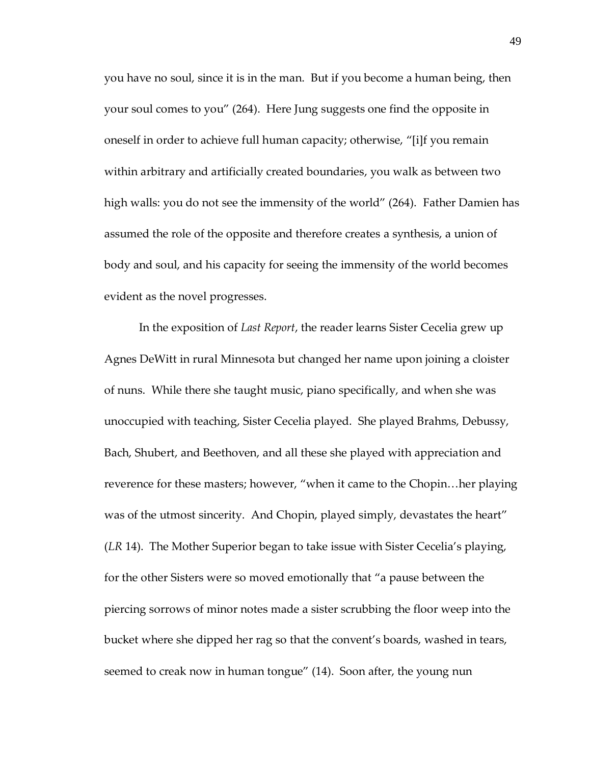you have no soul, since it is in the man. But if you become a human being, then your soul comes to you" (264). Here Jung suggests one find the opposite in oneself in order to achieve full human capacity; otherwise, "[i]f you remain within arbitrary and artificially created boundaries, you walk as between two high walls: you do not see the immensity of the world" (264). Father Damien has assumed the role of the opposite and therefore creates a synthesis, a union of body and soul, and his capacity for seeing the immensity of the world becomes evident as the novel progresses.

In the exposition of *Last Report*, the reader learns Sister Cecelia grew up Agnes DeWitt in rural Minnesota but changed her name upon joining a cloister of nuns. While there she taught music, piano specifically, and when she was unoccupied with teaching, Sister Cecelia played. She played Brahms, Debussy, Bach, Shubert, and Beethoven, and all these she played with appreciation and reverence for these masters; however, "when it came to the Chopin…her playing was of the utmost sincerity. And Chopin, played simply, devastates the heart" (*LR* 14). The Mother Superior began to take issue with Sister Cecelia's playing, for the other Sisters were so moved emotionally that "a pause between the piercing sorrows of minor notes made a sister scrubbing the floor weep into the bucket where she dipped her rag so that the convent's boards, washed in tears, seemed to creak now in human tongue" (14). Soon after, the young nun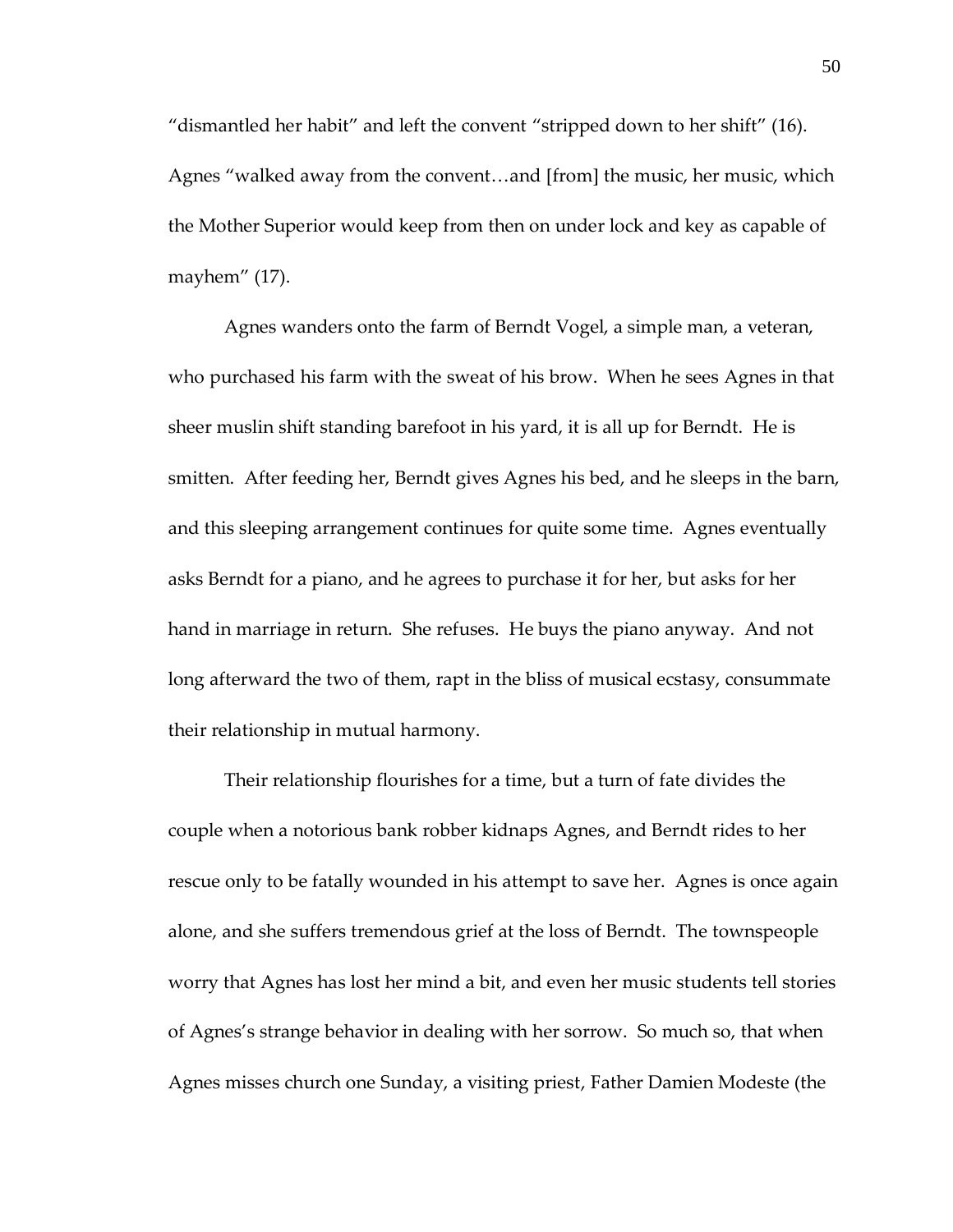"dismantled her habit" and left the convent "stripped down to her shift" (16). Agnes "walked away from the convent…and [from] the music, her music, which the Mother Superior would keep from then on under lock and key as capable of mayhem" (17).

Agnes wanders onto the farm of Berndt Vogel, a simple man, a veteran, who purchased his farm with the sweat of his brow. When he sees Agnes in that sheer muslin shift standing barefoot in his yard, it is all up for Berndt. He is smitten. After feeding her, Berndt gives Agnes his bed, and he sleeps in the barn, and this sleeping arrangement continues for quite some time. Agnes eventually asks Berndt for a piano, and he agrees to purchase it for her, but asks for her hand in marriage in return. She refuses. He buys the piano anyway. And not long afterward the two of them, rapt in the bliss of musical ecstasy, consummate their relationship in mutual harmony.

Their relationship flourishes for a time, but a turn of fate divides the couple when a notorious bank robber kidnaps Agnes, and Berndt rides to her rescue only to be fatally wounded in his attempt to save her. Agnes is once again alone, and she suffers tremendous grief at the loss of Berndt. The townspeople worry that Agnes has lost her mind a bit, and even her music students tell stories of Agnes's strange behavior in dealing with her sorrow. So much so, that when Agnes misses church one Sunday, a visiting priest, Father Damien Modeste (the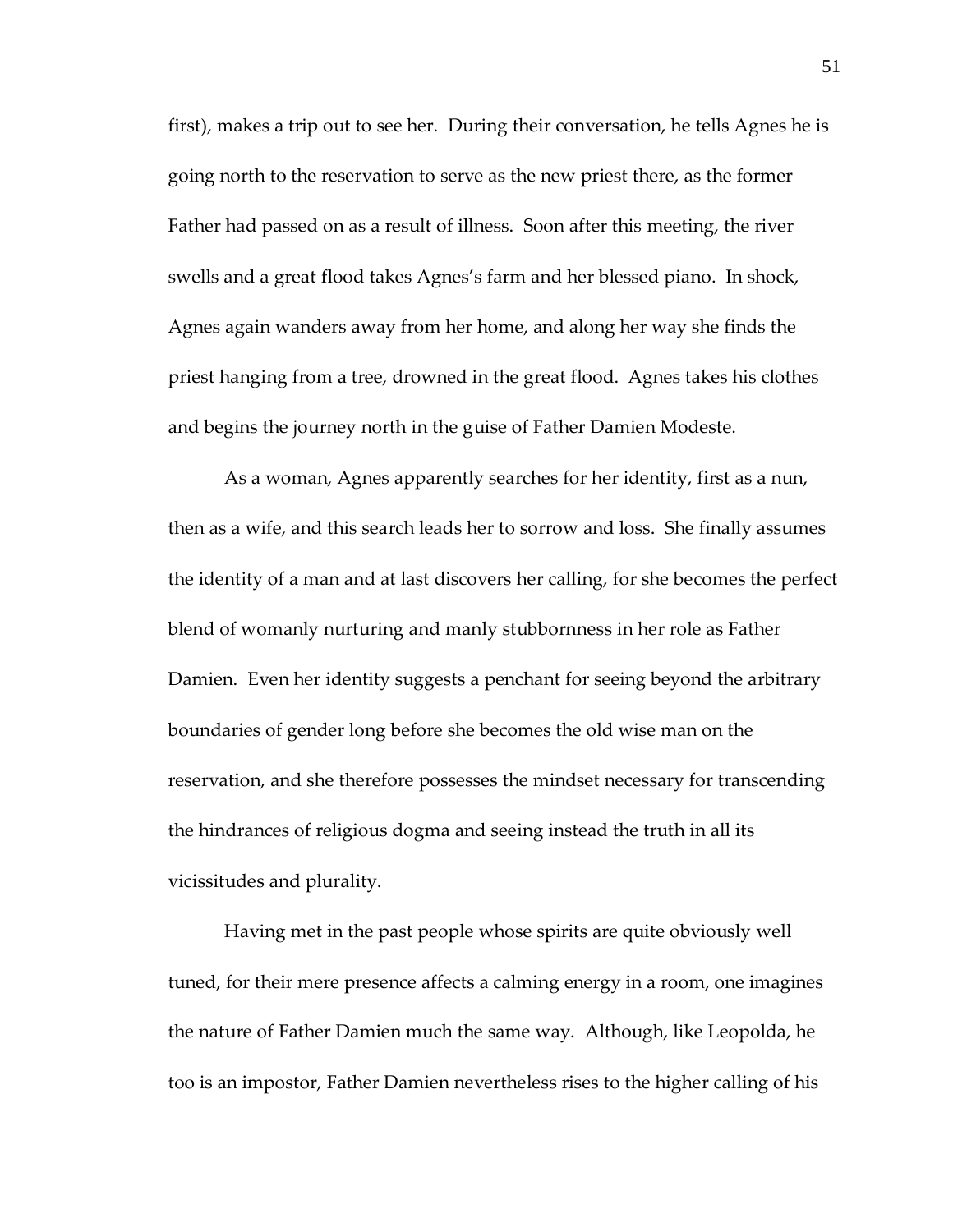first), makes a trip out to see her. During their conversation, he tells Agnes he is going north to the reservation to serve as the new priest there, as the former Father had passed on as a result of illness. Soon after this meeting, the river swells and a great flood takes Agnes's farm and her blessed piano. In shock, Agnes again wanders away from her home, and along her way she finds the priest hanging from a tree, drowned in the great flood. Agnes takes his clothes and begins the journey north in the guise of Father Damien Modeste.

As a woman, Agnes apparently searches for her identity, first as a nun, then as a wife, and this search leads her to sorrow and loss. She finally assumes the identity of a man and at last discovers her calling, for she becomes the perfect blend of womanly nurturing and manly stubbornness in her role as Father Damien. Even her identity suggests a penchant for seeing beyond the arbitrary boundaries of gender long before she becomes the old wise man on the reservation, and she therefore possesses the mindset necessary for transcending the hindrances of religious dogma and seeing instead the truth in all its vicissitudes and plurality.

Having met in the past people whose spirits are quite obviously well tuned, for their mere presence affects a calming energy in a room, one imagines the nature of Father Damien much the same way. Although, like Leopolda, he too is an impostor, Father Damien nevertheless rises to the higher calling of his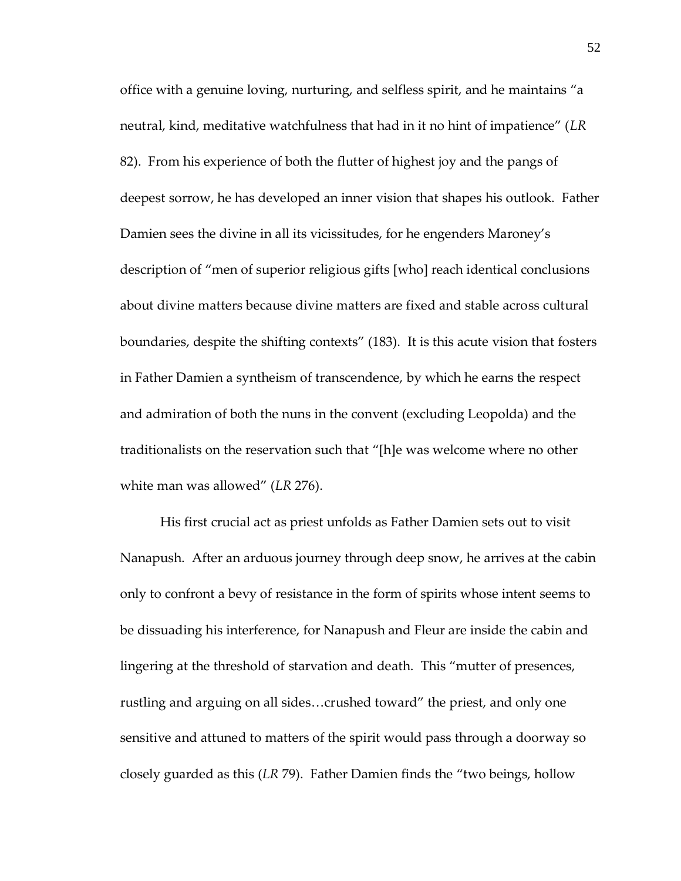office with a genuine loving, nurturing, and selfless spirit, and he maintains "a neutral, kind, meditative watchfulness that had in it no hint of impatience" (*LR* 82). From his experience of both the flutter of highest joy and the pangs of deepest sorrow, he has developed an inner vision that shapes his outlook. Father Damien sees the divine in all its vicissitudes, for he engenders Maroney's description of "men of superior religious gifts [who] reach identical conclusions about divine matters because divine matters are fixed and stable across cultural boundaries, despite the shifting contexts" (183). It is this acute vision that fosters in Father Damien a syntheism of transcendence, by which he earns the respect and admiration of both the nuns in the convent (excluding Leopolda) and the traditionalists on the reservation such that "[h]e was welcome where no other white man was allowed" (*LR* 276).

His first crucial act as priest unfolds as Father Damien sets out to visit Nanapush. After an arduous journey through deep snow, he arrives at the cabin only to confront a bevy of resistance in the form of spirits whose intent seems to be dissuading his interference, for Nanapush and Fleur are inside the cabin and lingering at the threshold of starvation and death. This "mutter of presences, rustling and arguing on all sides…crushed toward" the priest, and only one sensitive and attuned to matters of the spirit would pass through a doorway so closely guarded as this (*LR* 79). Father Damien finds the "two beings, hollow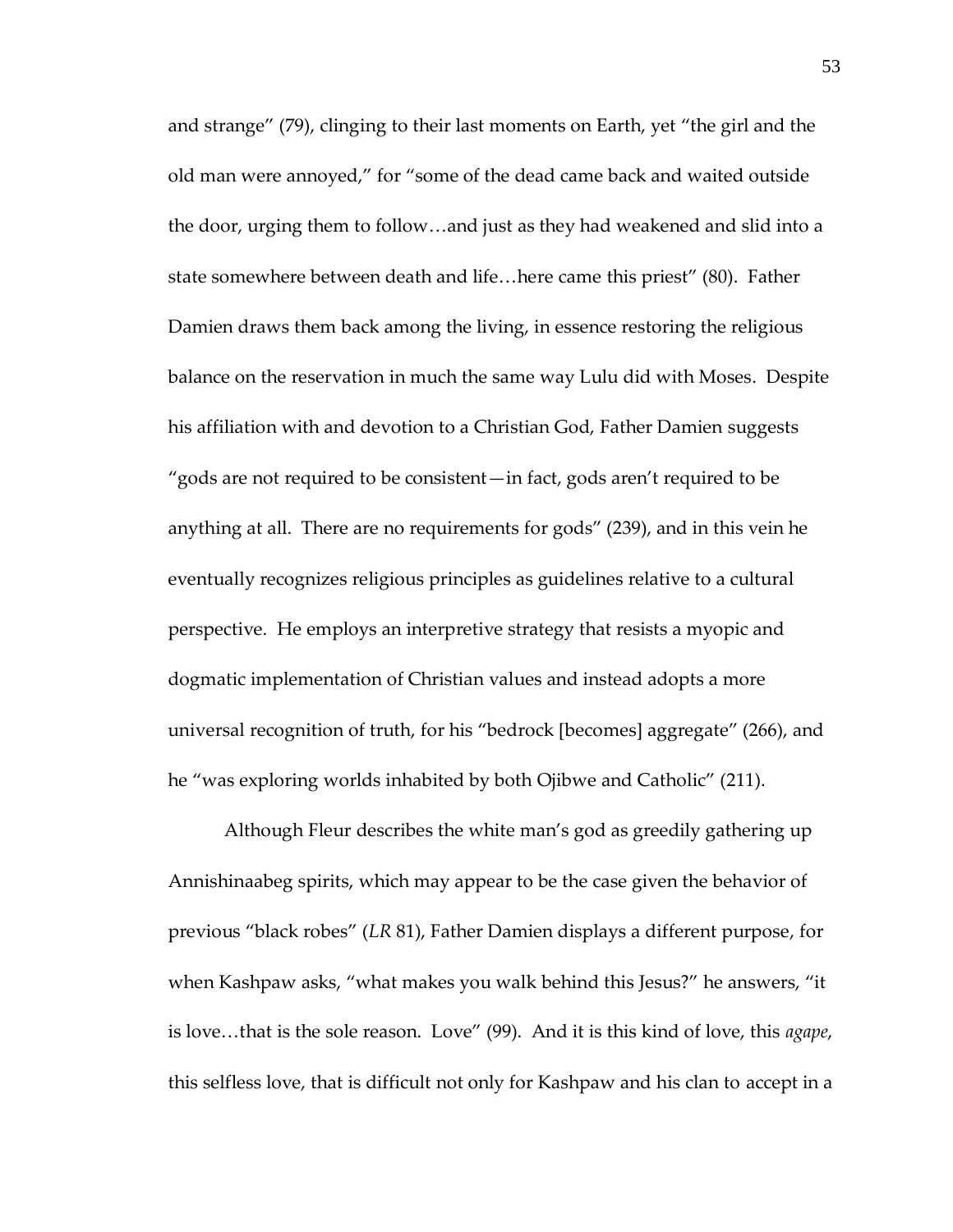and strange" (79), clinging to their last moments on Earth, yet "the girl and the old man were annoyed," for "some of the dead came back and waited outside the door, urging them to follow…and just as they had weakened and slid into a state somewhere between death and life…here came this priest" (80). Father Damien draws them back among the living, in essence restoring the religious balance on the reservation in much the same way Lulu did with Moses. Despite his affiliation with and devotion to a Christian God, Father Damien suggests "gods are not required to be consistent—in fact, gods aren't required to be anything at all. There are no requirements for gods" (239), and in this vein he eventually recognizes religious principles as guidelines relative to a cultural perspective. He employs an interpretive strategy that resists a myopic and dogmatic implementation of Christian values and instead adopts a more universal recognition of truth, for his "bedrock [becomes] aggregate" (266), and he "was exploring worlds inhabited by both Ojibwe and Catholic" (211).

Although Fleur describes the white man's god as greedily gathering up Annishinaabeg spirits, which may appear to be the case given the behavior of previous "black robes" (*LR* 81), Father Damien displays a different purpose, for when Kashpaw asks, "what makes you walk behind this Jesus?" he answers, "it is love…that is the sole reason. Love" (99). And it is this kind of love, this *agape*, this selfless love, that is difficult not only for Kashpaw and his clan to accept in a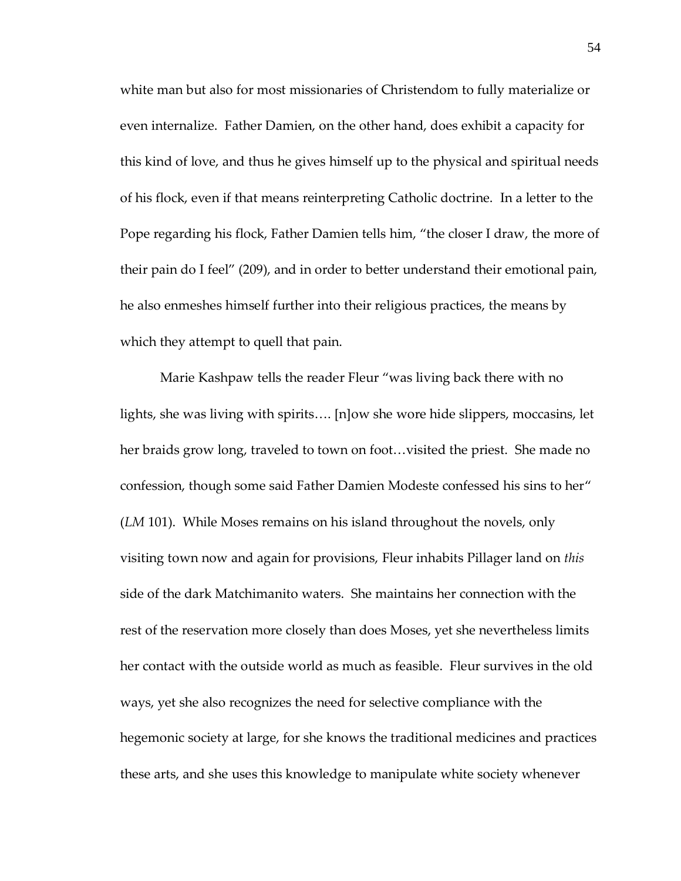white man but also for most missionaries of Christendom to fully materialize or even internalize. Father Damien, on the other hand, does exhibit a capacity for this kind of love, and thus he gives himself up to the physical and spiritual needs of his flock, even if that means reinterpreting Catholic doctrine. In a letter to the Pope regarding his flock, Father Damien tells him, "the closer I draw, the more of their pain do I feel" (209), and in order to better understand their emotional pain, he also enmeshes himself further into their religious practices, the means by which they attempt to quell that pain.

Marie Kashpaw tells the reader Fleur "was living back there with no lights, she was living with spirits…. [n]ow she wore hide slippers, moccasins, let her braids grow long, traveled to town on foot…visited the priest. She made no confession, though some said Father Damien Modeste confessed his sins to her" (*LM* 101). While Moses remains on his island throughout the novels, only visiting town now and again for provisions, Fleur inhabits Pillager land on *this* side of the dark Matchimanito waters. She maintains her connection with the rest of the reservation more closely than does Moses, yet she nevertheless limits her contact with the outside world as much as feasible. Fleur survives in the old ways, yet she also recognizes the need for selective compliance with the hegemonic society at large, for she knows the traditional medicines and practices these arts, and she uses this knowledge to manipulate white society whenever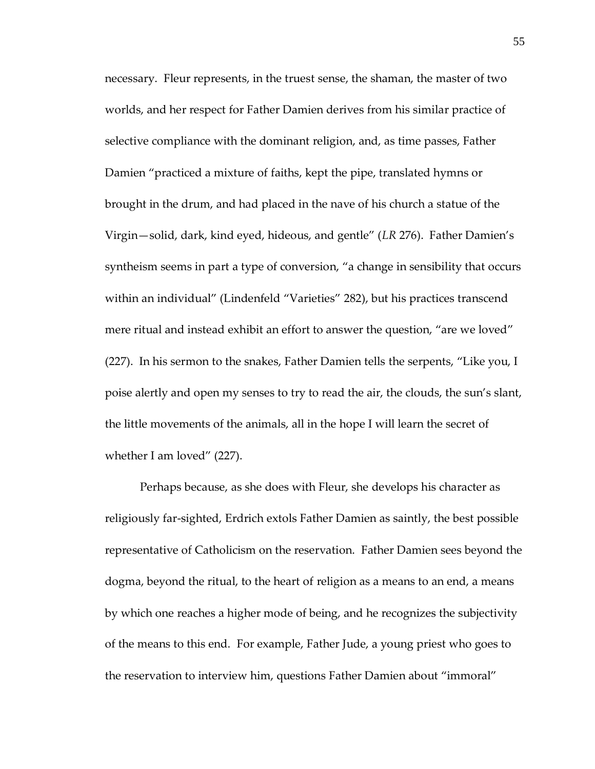necessary. Fleur represents, in the truest sense, the shaman, the master of two worlds, and her respect for Father Damien derives from his similar practice of selective compliance with the dominant religion, and, as time passes, Father Damien "practiced a mixture of faiths, kept the pipe, translated hymns or brought in the drum, and had placed in the nave of his church a statue of the Virgin—solid, dark, kind eyed, hideous, and gentle" (*LR* 276). Father Damien's syntheism seems in part a type of conversion, "a change in sensibility that occurs within an individual" (Lindenfeld "Varieties" 282), but his practices transcend mere ritual and instead exhibit an effort to answer the question, "are we loved" (227). In his sermon to the snakes, Father Damien tells the serpents, "Like you, I poise alertly and open my senses to try to read the air, the clouds, the sun's slant, the little movements of the animals, all in the hope I will learn the secret of whether I am loved" (227).

Perhaps because, as she does with Fleur, she develops his character as religiously far-sighted, Erdrich extols Father Damien as saintly, the best possible representative of Catholicism on the reservation. Father Damien sees beyond the dogma, beyond the ritual, to the heart of religion as a means to an end, a means by which one reaches a higher mode of being, and he recognizes the subjectivity of the means to this end. For example, Father Jude, a young priest who goes to the reservation to interview him, questions Father Damien about "immoral"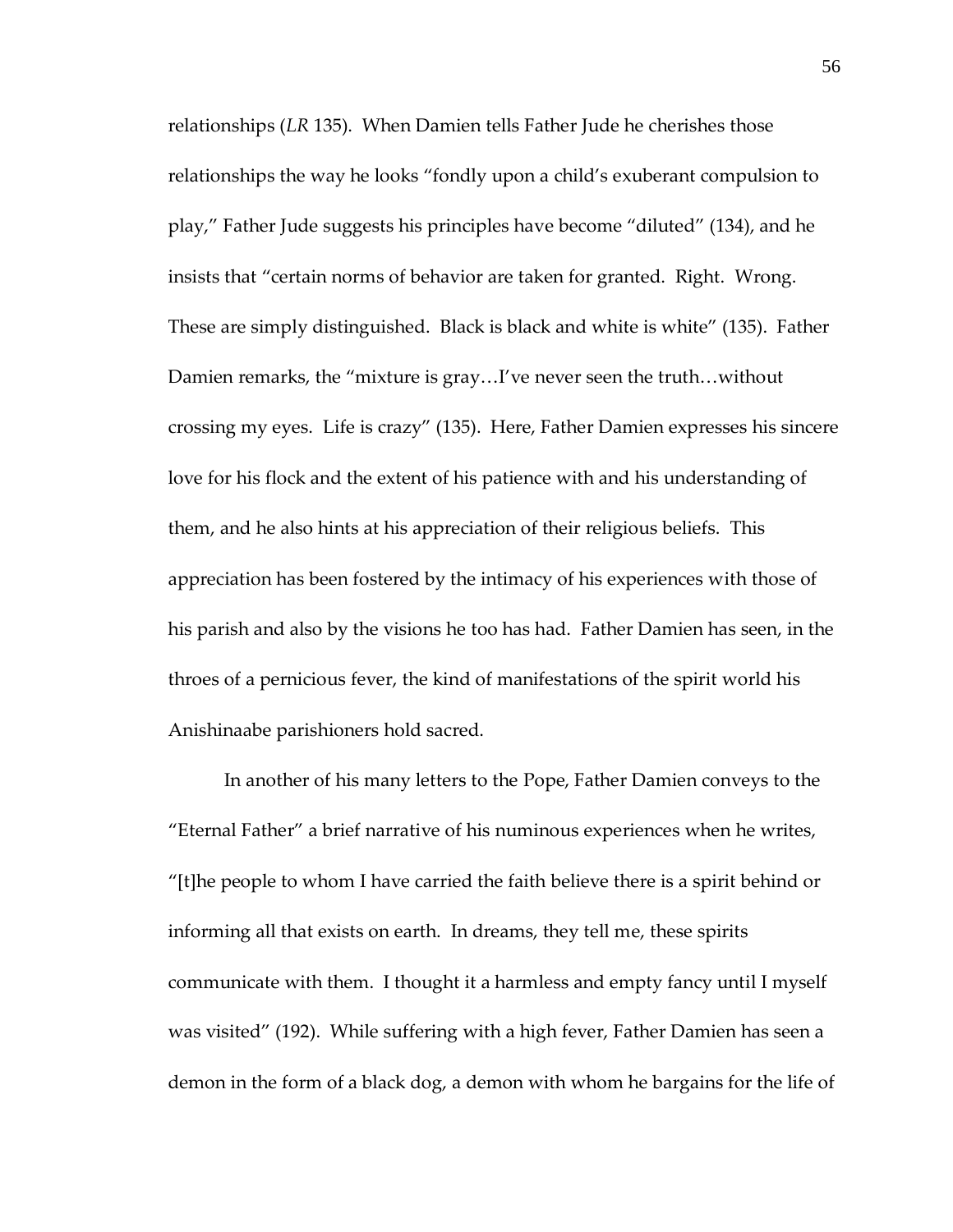relationships (*LR* 135). When Damien tells Father Jude he cherishes those relationships the way he looks "fondly upon a child's exuberant compulsion to play," Father Jude suggests his principles have become "diluted" (134), and he insists that "certain norms of behavior are taken for granted. Right. Wrong. These are simply distinguished. Black is black and white is white" (135). Father Damien remarks, the "mixture is gray…I've never seen the truth…without crossing my eyes. Life is crazy" (135). Here, Father Damien expresses his sincere love for his flock and the extent of his patience with and his understanding of them, and he also hints at his appreciation of their religious beliefs. This appreciation has been fostered by the intimacy of his experiences with those of his parish and also by the visions he too has had. Father Damien has seen, in the throes of a pernicious fever, the kind of manifestations of the spirit world his Anishinaabe parishioners hold sacred.

In another of his many letters to the Pope, Father Damien conveys to the "Eternal Father" a brief narrative of his numinous experiences when he writes, "[t]he people to whom I have carried the faith believe there is a spirit behind or informing all that exists on earth. In dreams, they tell me, these spirits communicate with them. I thought it a harmless and empty fancy until I myself was visited" (192). While suffering with a high fever, Father Damien has seen a demon in the form of a black dog, a demon with whom he bargains for the life of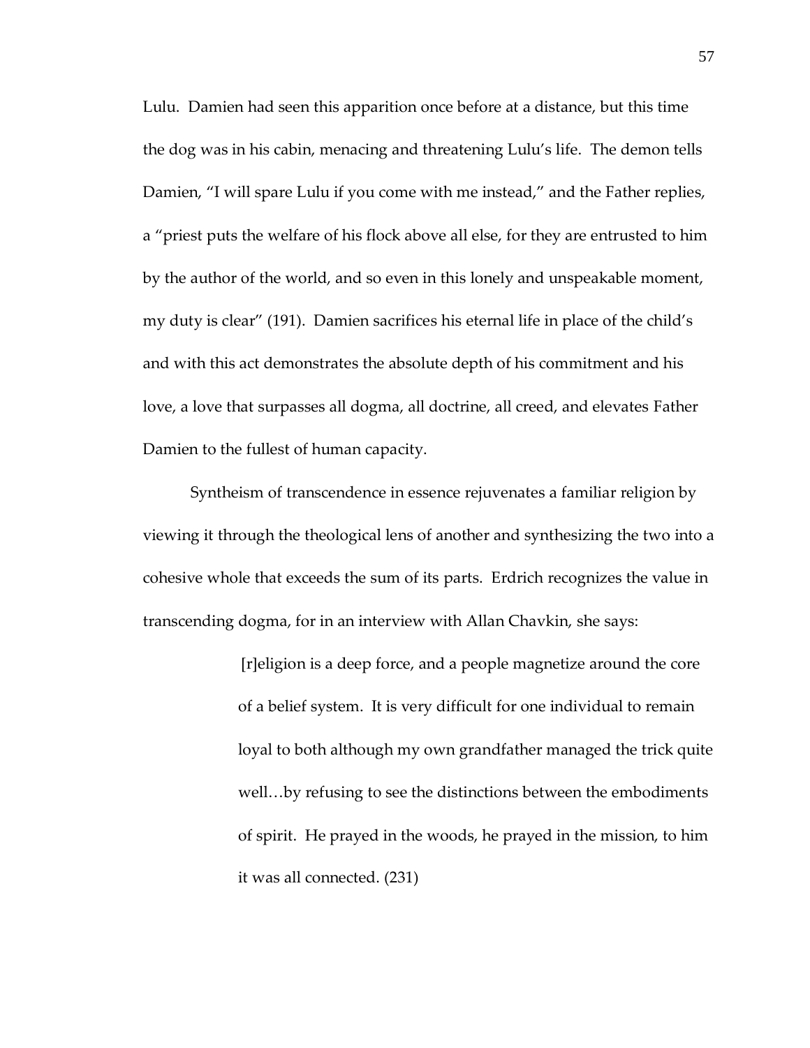Lulu. Damien had seen this apparition once before at a distance, but this time the dog was in his cabin, menacing and threatening Lulu's life. The demon tells Damien, "I will spare Lulu if you come with me instead," and the Father replies, a "priest puts the welfare of his flock above all else, for they are entrusted to him by the author of the world, and so even in this lonely and unspeakable moment, my duty is clear" (191). Damien sacrifices his eternal life in place of the child's and with this act demonstrates the absolute depth of his commitment and his love, a love that surpasses all dogma, all doctrine, all creed, and elevates Father Damien to the fullest of human capacity.

Syntheism of transcendence in essence rejuvenates a familiar religion by viewing it through the theological lens of another and synthesizing the two into a cohesive whole that exceeds the sum of its parts. Erdrich recognizes the value in transcending dogma, for in an interview with Allan Chavkin, she says:

> [r]eligion is a deep force, and a people magnetize around the core of a belief system. It is very difficult for one individual to remain loyal to both although my own grandfather managed the trick quite well…by refusing to see the distinctions between the embodiments of spirit. He prayed in the woods, he prayed in the mission, to him it was all connected. (231)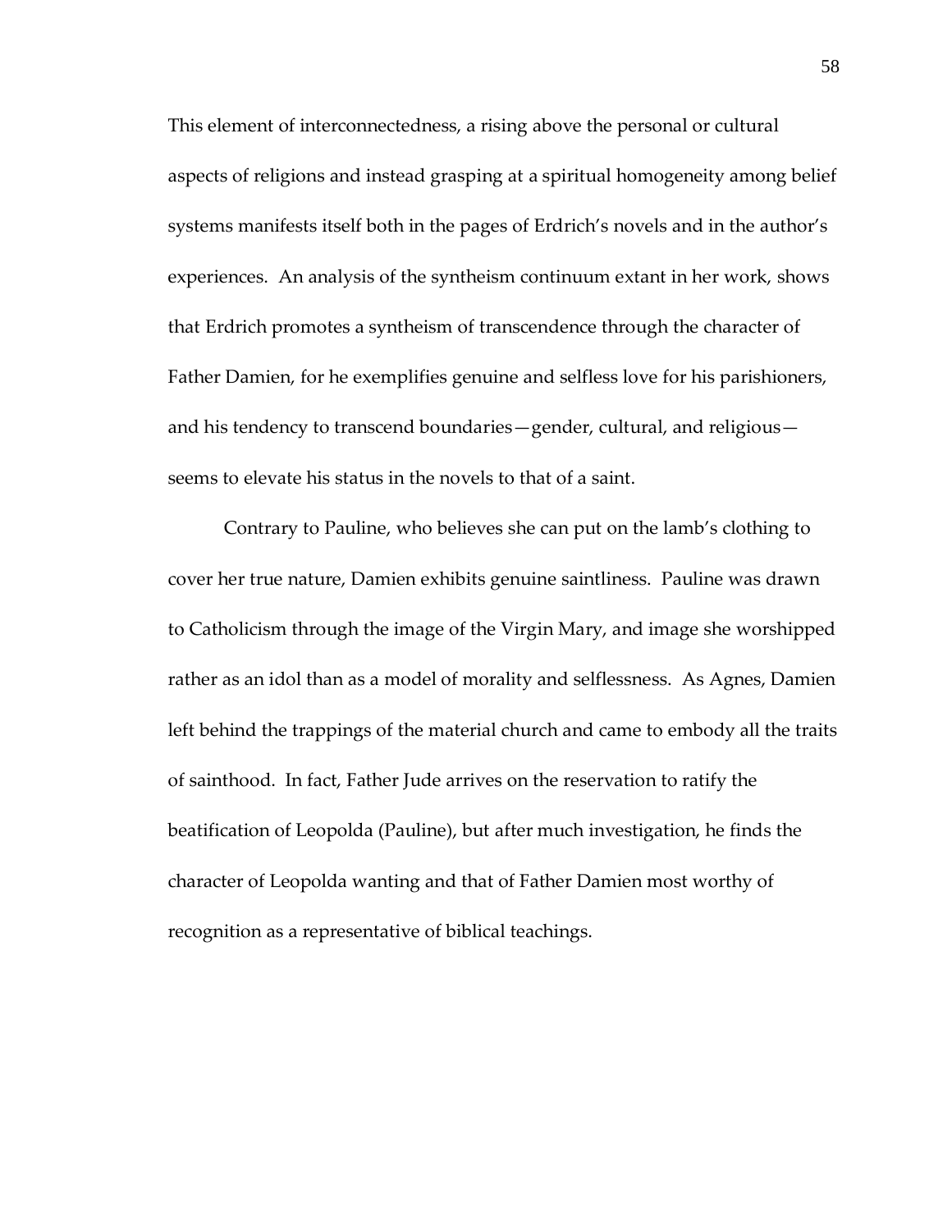This element of interconnectedness, a rising above the personal or cultural aspects of religions and instead grasping at a spiritual homogeneity among belief systems manifests itself both in the pages of Erdrich's novels and in the author's experiences. An analysis of the syntheism continuum extant in her work, shows that Erdrich promotes a syntheism of transcendence through the character of Father Damien, for he exemplifies genuine and selfless love for his parishioners, and his tendency to transcend boundaries—gender, cultural, and religious—seems to elevate his status in the novels to that of a saint.

Contrary to Pauline, who believes she can put on the lamb's clothing to cover her true nature, Damien exhibits genuine saintliness. Pauline was drawn to Catholicism through the image of the Virgin Mary, and image she worshipped rather as an idol than as a model of morality and selflessness. As Agnes, Damien left behind the trappings of the material church and came to embody all the traits of sainthood. In fact, Father Jude arrives on the reservation to ratify the beatification of Leopolda (Pauline), but after much investigation, he finds the character of Leopolda wanting and that of Father Damien most worthy of recognition as a representative of biblical teachings.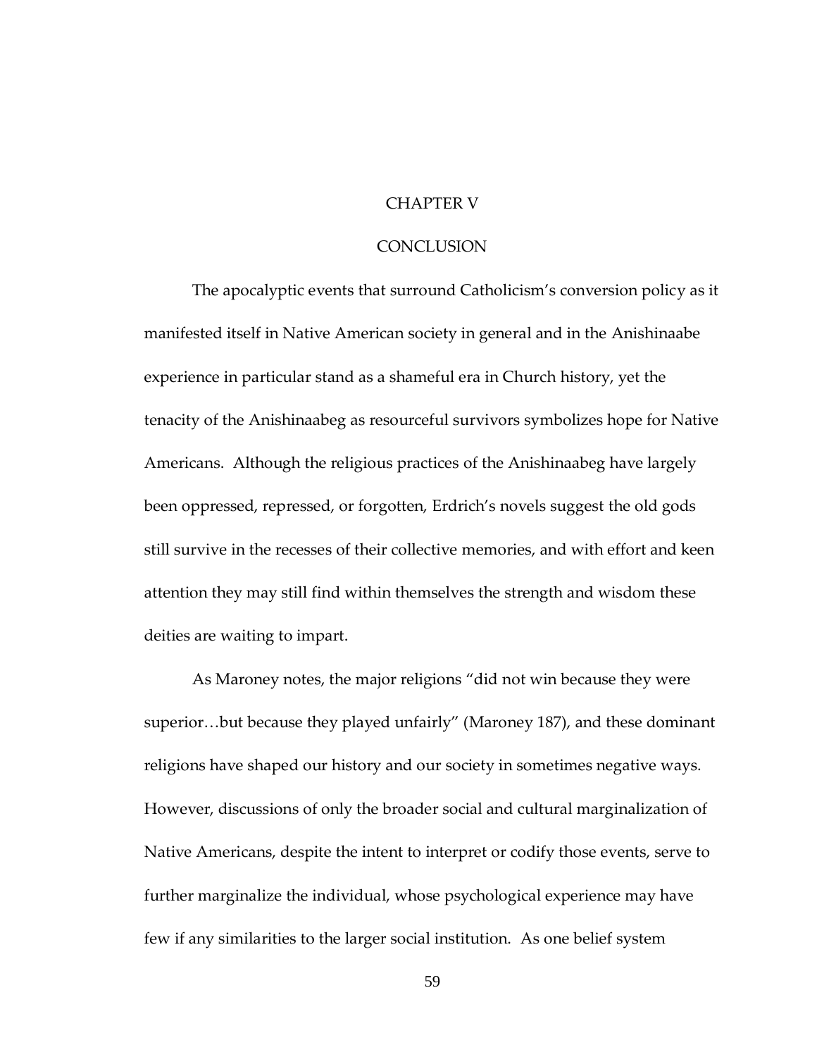# CHAPTER V

# CONCLUSION

The apocalyptic events that surround Catholicism's conversion policy as it manifested itself in Native American society in general and in the Anishinaabe experience in particular stand as a shameful era in Church history, yet the tenacity of the Anishinaabeg as resourceful survivors symbolizes hope for Native Americans. Although the religious practices of the Anishinaabeg have largely been oppressed, repressed, or forgotten, Erdrich's novels suggest the old gods still survive in the recesses of their collective memories, and with effort and keen attention they may still find within themselves the strength and wisdom these deities are waiting to impart.

As Maroney notes, the major religions "did not win because they were superior…but because they played unfairly" (Maroney 187), and these dominant religions have shaped our history and our society in sometimes negative ways. However, discussions of only the broader social and cultural marginalization of Native Americans, despite the intent to interpret or codify those events, serve to further marginalize the individual, whose psychological experience may have few if any similarities to the larger social institution. As one belief system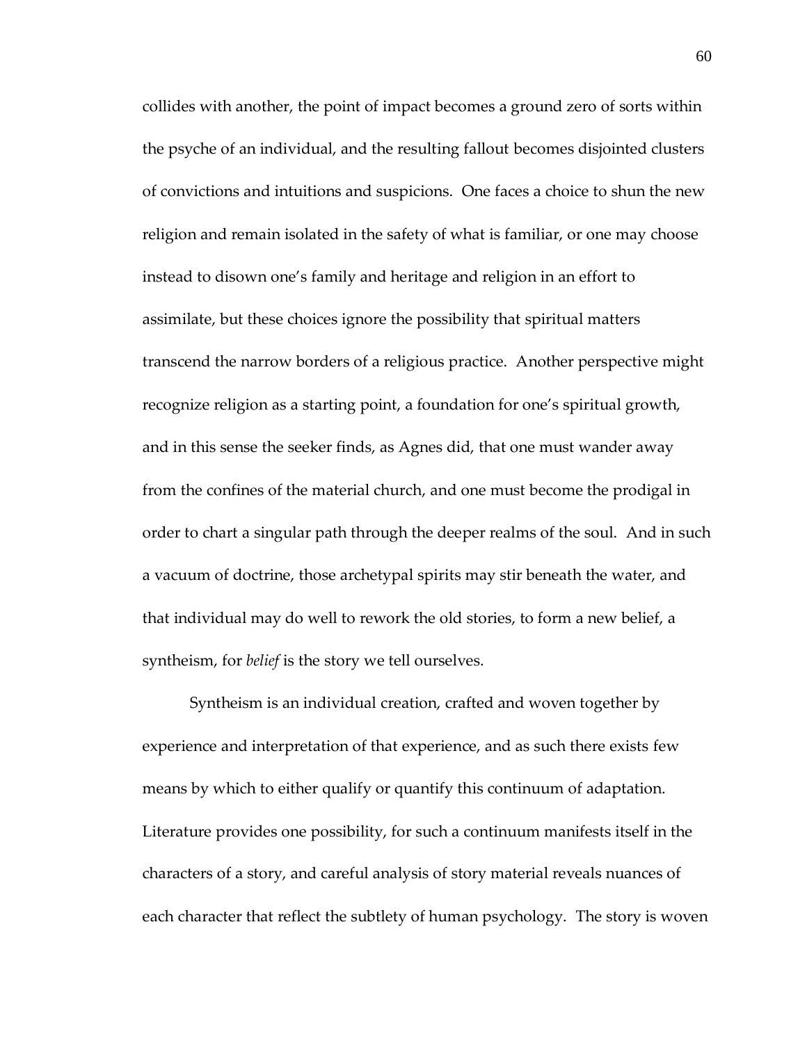collides with another, the point of impact becomes a ground zero of sorts within the psyche of an individual, and the resulting fallout becomes disjointed clusters of convictions and intuitions and suspicions. One faces a choice to shun the new religion and remain isolated in the safety of what is familiar, or one may choose instead to disown one's family and heritage and religion in an effort to assimilate, but these choices ignore the possibility that spiritual matters transcend the narrow borders of a religious practice. Another perspective might recognize religion as a starting point, a foundation for one's spiritual growth, and in this sense the seeker finds, as Agnes did, that one must wander away from the confines of the material church, and one must become the prodigal in order to chart a singular path through the deeper realms of the soul. And in such a vacuum of doctrine, those archetypal spirits may stir beneath the water, and that individual may do well to rework the old stories, to form a new belief, a syntheism, for *belief* is the story we tell ourselves.

Syntheism is an individual creation, crafted and woven together by experience and interpretation of that experience, and as such there exists few means by which to either qualify or quantify this continuum of adaptation. Literature provides one possibility, for such a continuum manifests itself in the characters of a story, and careful analysis of story material reveals nuances of each character that reflect the subtlety of human psychology. The story is woven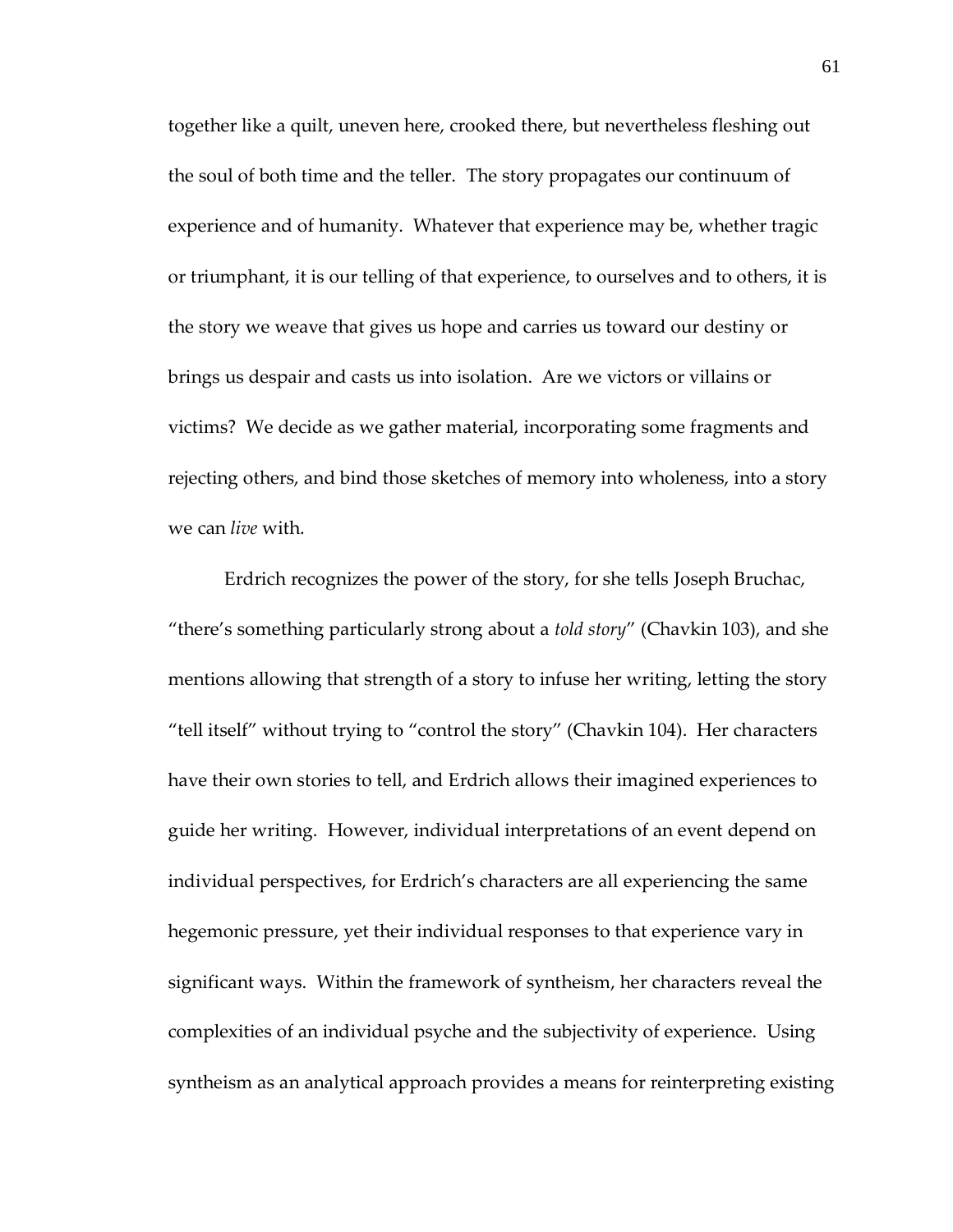together like a quilt, uneven here, crooked there, but nevertheless fleshing out the soul of both time and the teller. The story propagates our continuum of experience and of humanity. Whatever that experience may be, whether tragic or triumphant, it is our telling of that experience, to ourselves and to others, it is the story we weave that gives us hope and carries us toward our destiny or brings us despair and casts us into isolation. Are we victors or villains or victims? We decide as we gather material, incorporating some fragments and rejecting others, and bind those sketches of memory into wholeness, into a story we can *live* with.

Erdrich recognizes the power of the story, for she tells Joseph Bruchac, "there's something particularly strong about a *told story*" (Chavkin 103), and she mentions allowing that strength of a story to infuse her writing, letting the story "tell itself" without trying to "control the story" (Chavkin 104). Her characters have their own stories to tell, and Erdrich allows their imagined experiences to guide her writing. However, individual interpretations of an event depend on individual perspectives, for Erdrich's characters are all experiencing the same hegemonic pressure, yet their individual responses to that experience vary in significant ways. Within the framework of syntheism, her characters reveal the complexities of an individual psyche and the subjectivity of experience. Using syntheism as an analytical approach provides a means for reinterpreting existing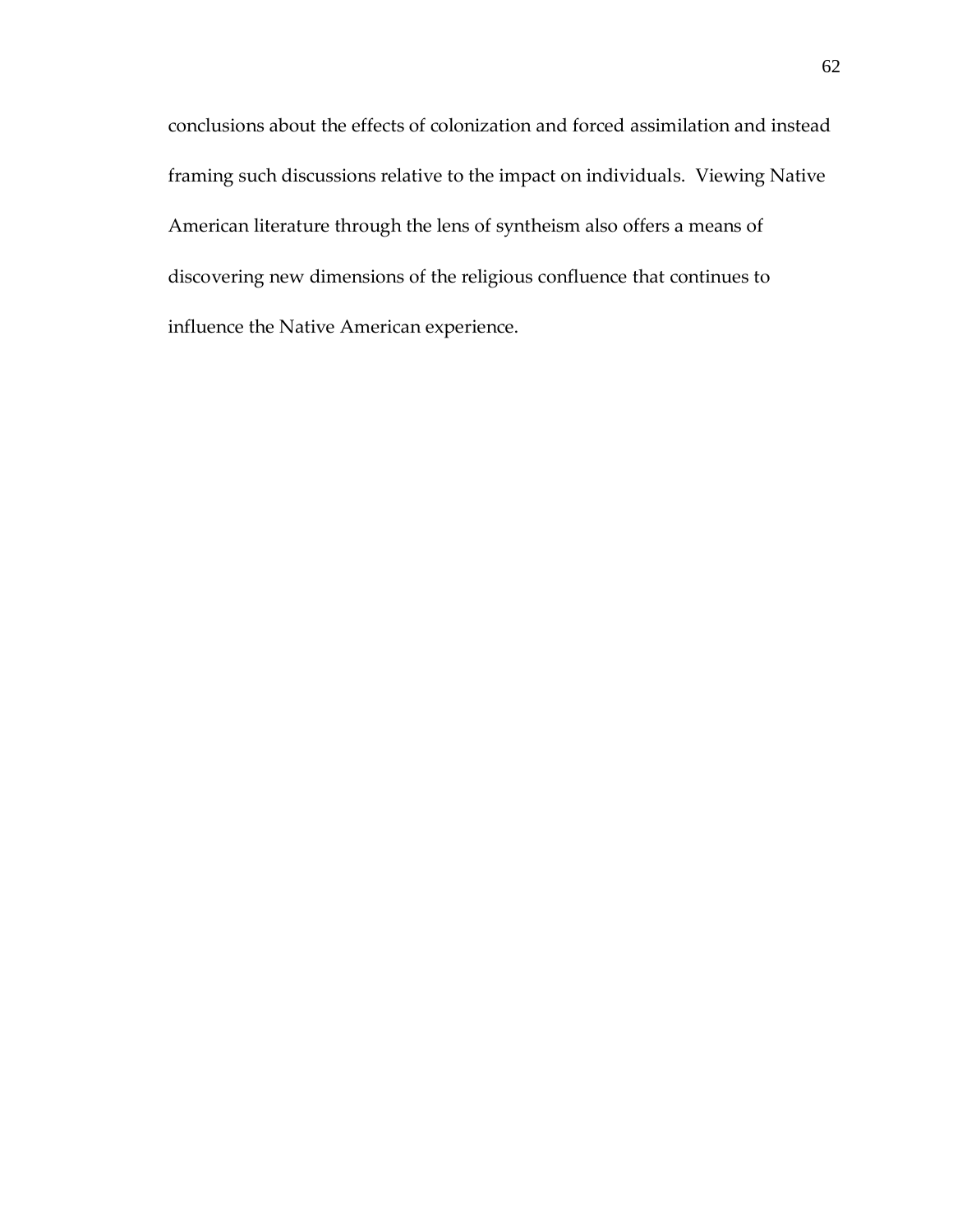conclusions about the effects of colonization and forced assimilation and instead framing such discussions relative to the impact on individuals. Viewing Native American literature through the lens of syntheism also offers a means of discovering new dimensions of the religious confluence that continues to influence the Native American experience.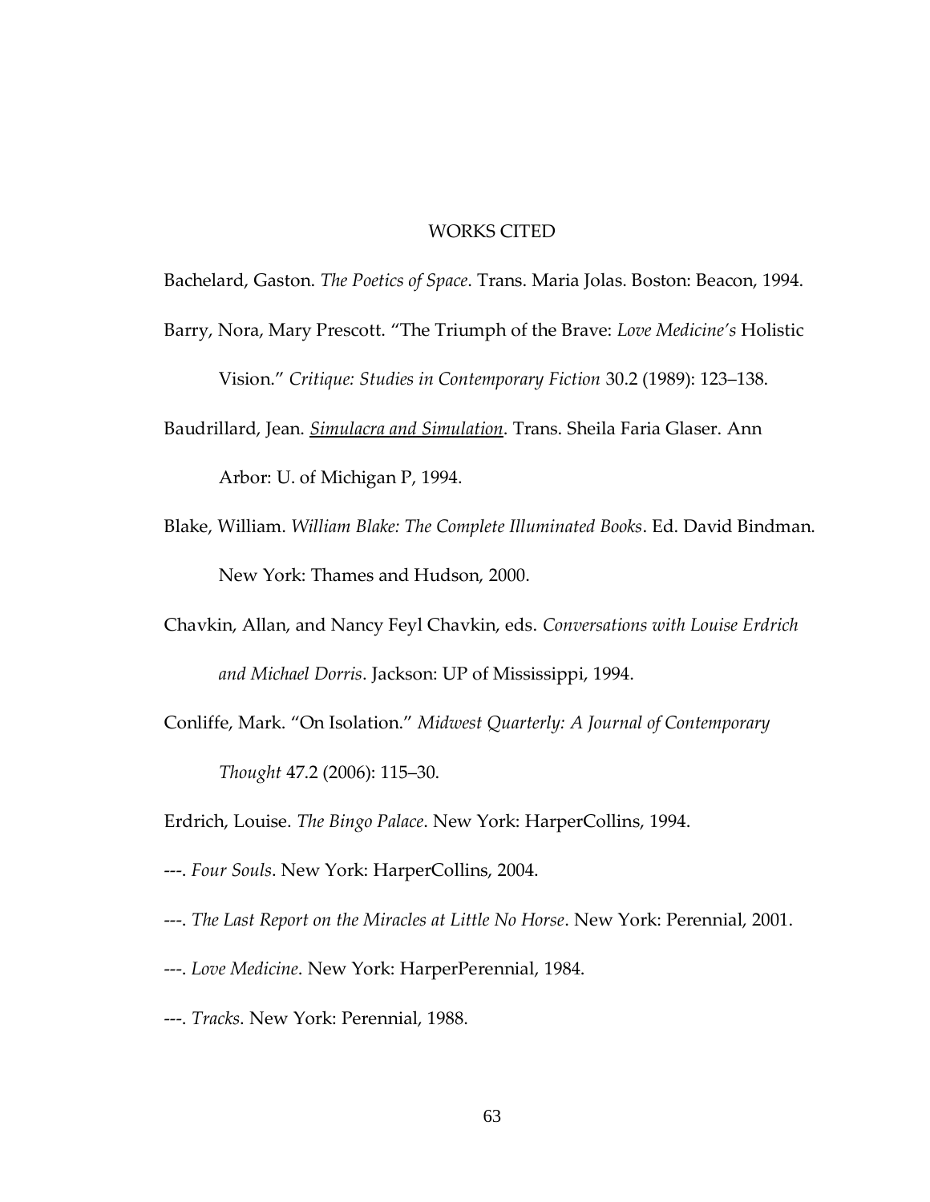# WORKS CITED

Bachelard, Gaston. *The Poetics of Space*. Trans. Maria Jolas. Boston: Beacon, 1994.

Barry, Nora, Mary Prescott. "The Triumph of the Brave: *Love Medicine's* Holistic Vision." *Critique: Studies in Contemporary Fiction* 30.2 (1989): 123–138.

Baudrillard, Jean. *Simulacra and Simulation*. Trans. Sheila Faria Glaser. Ann Arbor: U. of Michigan P, 1994.

Blake, William. *William Blake: The Complete Illuminated Books*. Ed. David Bindman. New York: Thames and Hudson, 2000.

Chavkin, Allan, and Nancy Feyl Chavkin, eds. *Conversations with Louise Erdrich and Michael Dorris*. Jackson: UP of Mississippi, 1994.

Conliffe, Mark. "On Isolation." *Midwest Quarterly: A Journal of Contemporary Thought* 47.2 (2006): 115–30.

Erdrich, Louise. *The Bingo Palace*. New York: HarperCollins, 1994.

---. *Four Souls*. New York: HarperCollins, 2004.

---. *The Last Report on the Miracles at Little No Horse*. New York: Perennial, 2001.

---. *Love Medicine*. New York: HarperPerennial, 1984.

---. *Tracks*. New York: Perennial, 1988.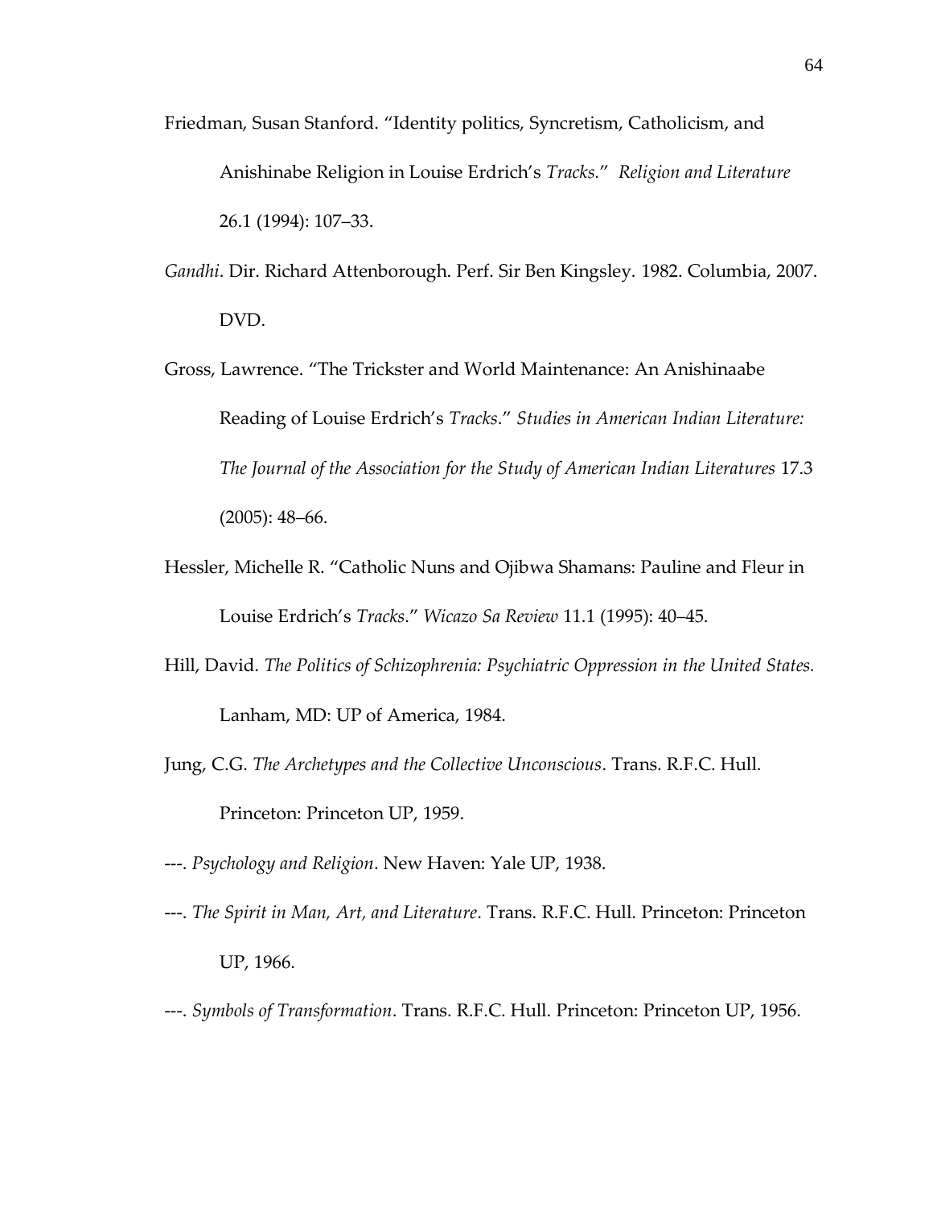Friedman, Susan Stanford. "Identity politics, Syncretism, Catholicism, and Anishinabe Religion in Louise Erdrich's *Tracks.*" *Religion and Literature* 26.1 (1994): 107–33.

*Gandhi*. Dir. Richard Attenborough. Perf. Sir Ben Kingsley. 1982. Columbia, 2007. DVD.

Gross, Lawrence. "The Trickster and World Maintenance: An Anishinaabe Reading of Louise Erdrich's *Tracks*." *Studies in American Indian Literature: The Journal of the Association for the Study of American Indian Literatures* 17.3 (2005): 48–66.

Hessler, Michelle R. "Catholic Nuns and Ojibwa Shamans: Pauline and Fleur in Louise Erdrich's *Tracks*." *Wicazo Sa Review* 11.1 (1995): 40–45.

Hill, David. *The Politics of Schizophrenia: Psychiatric Oppression in the United States.* Lanham, MD: UP of America, 1984.

Jung, C.G. *The Archetypes and the Collective Unconscious*. Trans. R.F.C. Hull. Princeton: Princeton UP, 1959.

---. *Psychology and Religion*. New Haven: Yale UP, 1938.

---. *The Spirit in Man, Art, and Literature*. Trans. R.F.C. Hull. Princeton: Princeton UP, 1966.

---. *Symbols of Transformation*. Trans. R.F.C. Hull. Princeton: Princeton UP, 1956.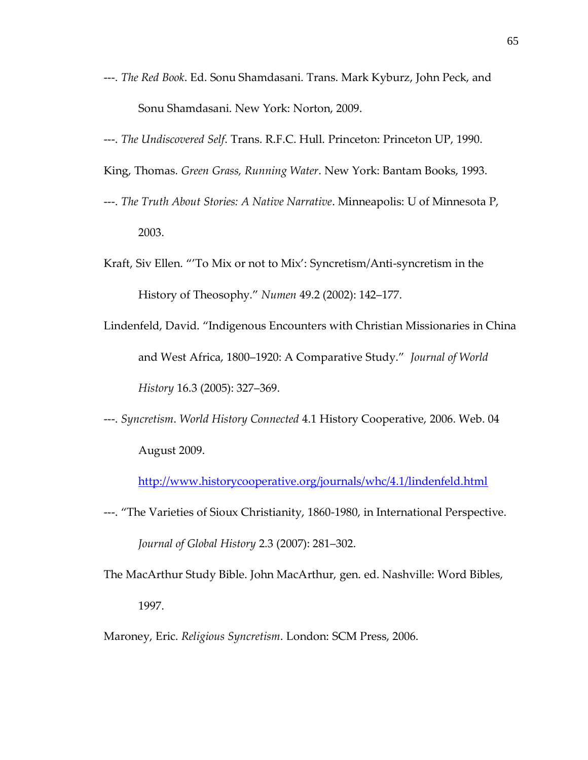---. *The Red Book*. Ed. Sonu Shamdasani. Trans. Mark Kyburz, John Peck, and Sonu Shamdasani. New York: Norton, 2009.

---. *The Undiscovered Self*. Trans. R.F.C. Hull. Princeton: Princeton UP, 1990.

King, Thomas. *Green Grass, Running Water*. New York: Bantam Books, 1993.

---. *The Truth About Stories: A Native Narrative*. Minneapolis: U of Minnesota P, 2003.

Kraft, Siv Ellen. "'To Mix or not to Mix': Syncretism/Anti-syncretism in the History of Theosophy." *Numen* 49.2 (2002): 142–177.

Lindenfeld, David. "Indigenous Encounters with Christian Missionaries in China and West Africa, 1800–1920: A Comparative Study." *Journal of World History* 16.3 (2005): 327–369.

---. *Syncretism*. *World History Connected* 4.1 History Cooperative, 2006. Web. 04 August 2009. http://www.historycooperative.org/journals/whc/4.1/lindenfeld.html

---. "The Varieties of Sioux Christianity, 1860-1980, in International Perspective. *Journal of Global History* 2.3 (2007): 281–302.

The MacArthur Study Bible. John MacArthur, gen. ed. Nashville: Word Bibles, 1997.

Maroney, Eric. *Religious Syncretism*. London: SCM Press, 2006.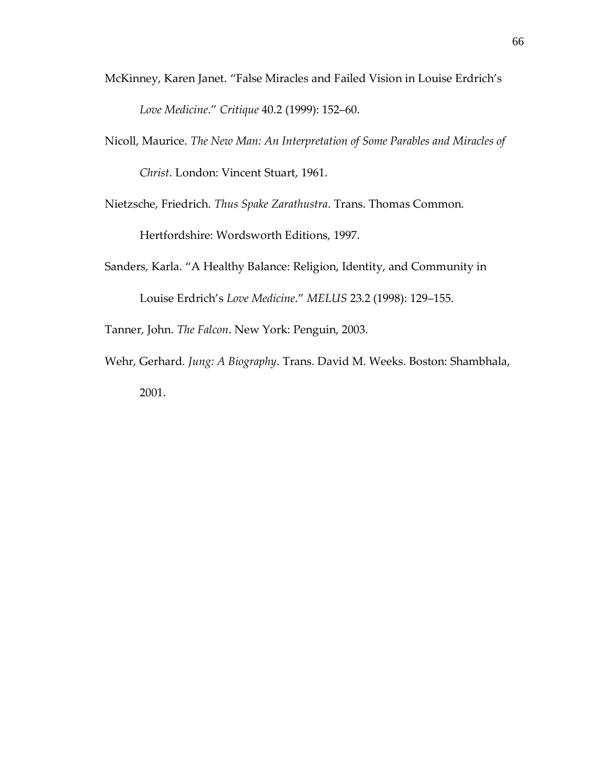McKinney, Karen Janet. "False Miracles and Failed Vision in Louise Erdrich's *Love Medicine*." *Critique* 40.2 (1999): 152–60.

Nicoll, Maurice. *The New Man: An Interpretation of Some Parables and Miracles of Christ*. London: Vincent Stuart, 1961.

Nietzsche, Friedrich. *Thus Spake Zarathustra*. Trans. Thomas Common. Hertfordshire: Wordsworth Editions, 1997.

Sanders, Karla. "A Healthy Balance: Religion, Identity, and Community in Louise Erdrich's *Love Medicine*." *MELUS* 23.2 (1998): 129–155.

Tanner, John. *The Falcon*. New York: Penguin, 2003.

Wehr, Gerhard. *Jung: A Biography*. Trans. David M. Weeks. Boston: Shambhala, 2001.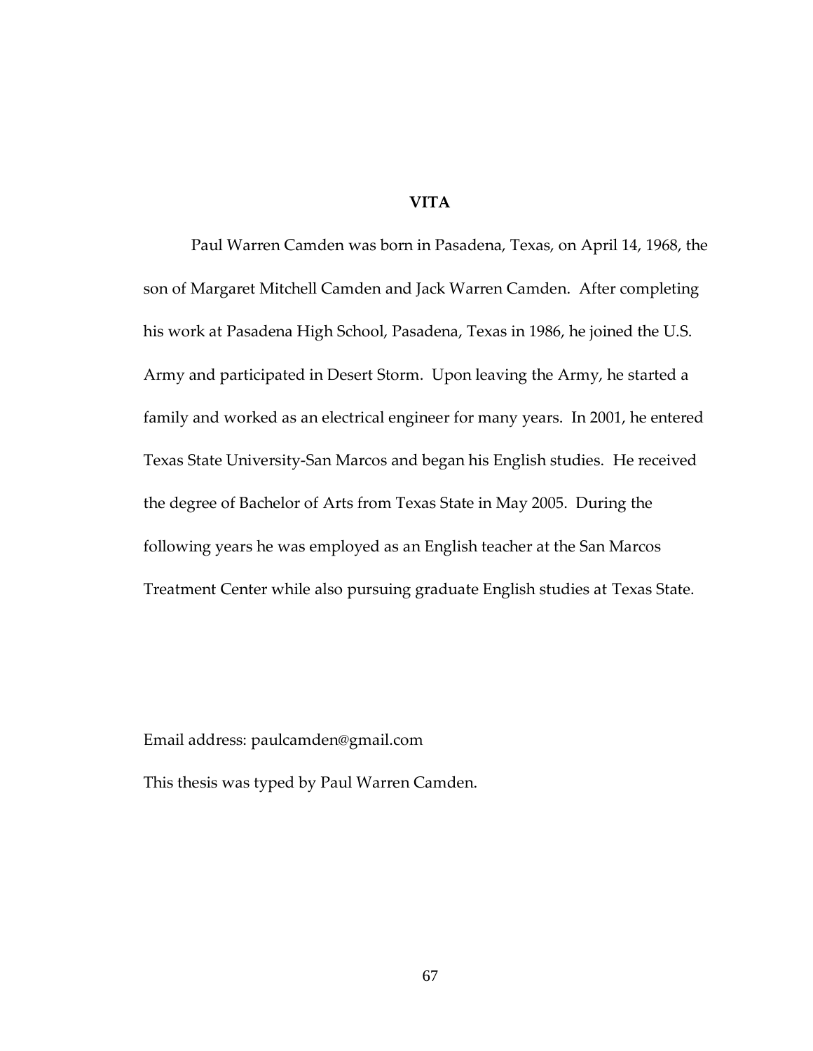# VITA

Paul Warren Camden was born in Pasadena, Texas, on April 14, 1968, the son of Margaret Mitchell Camden and Jack Warren Camden. After completing his work at Pasadena High School, Pasadena, Texas in 1986, he joined the U.S. Army and participated in Desert Storm. Upon leaving the Army, he started a family and worked as an electrical engineer for many years. In 2001, he entered Texas State University-San Marcos and began his English studies. He received the degree of Bachelor of Arts from Texas State in May 2005. During the following years he was employed as an English teacher at the San Marcos Treatment Center while also pursuing graduate English studies at Texas State.

Email address: paulcamden@gmail.com

This thesis was typed by Paul Warren Camden.